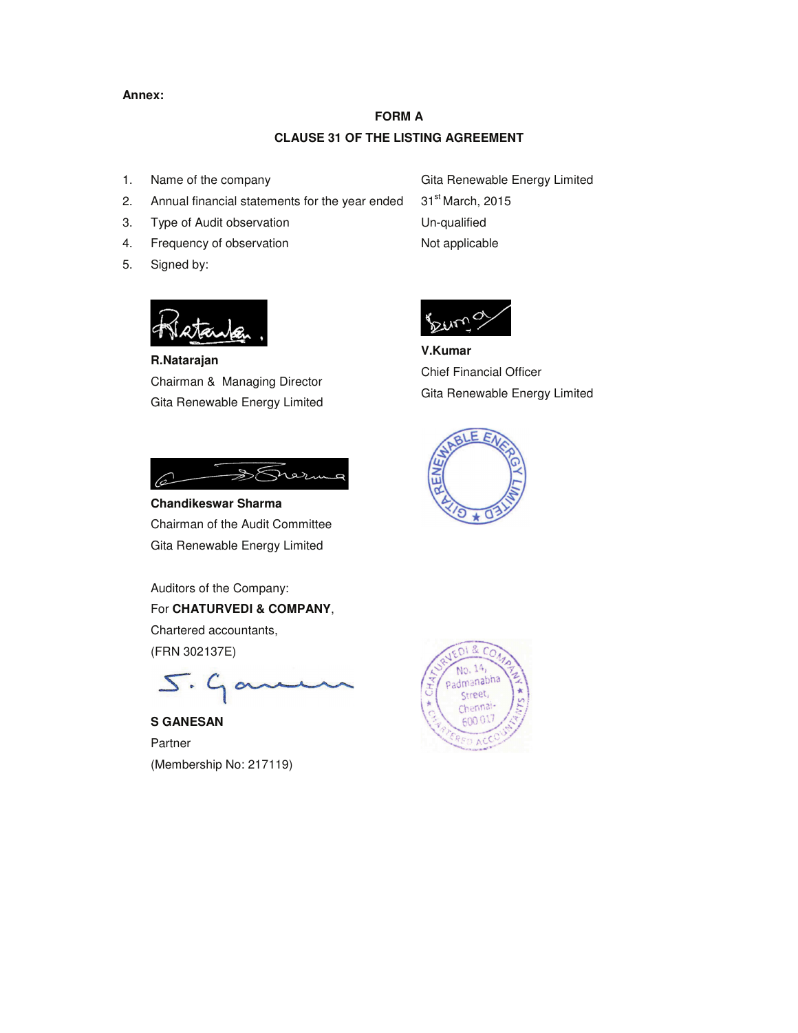**Annex:**

## FORM A

## CLAUSE 31 OF THE LISTING AGREEMENT

| | | |
|---|---|---|
| 1. | Name of the company | Gita Renewable Energy Limited |
| 2. | Annual financial statements for the year ended | 31st March, 2015 |
| 3. | Type of Audit observation | Un-qualified |
| 4. | Frequency of observation | Not applicable |
| 5. | Signed by: | |

**R.Natarajan**
Chairman & Managing Director
Gita Renewable Energy Limited

**V.Kumar**
Chief Financial Officer
Gita Renewable Energy Limited

**Chandikeswar Sharma**
Chairman of the Audit Committee
Gita Renewable Energy Limited

GITA RENEWABLE ENERGY LIMITED

Auditors of the Company:
For **CHATURVEDI & COMPANY**,
Chartered accountants,
(FRN 302137E)

**S GANESAN**
Partner
(Membership No: 217119)

CHATURVEDI & COMPANY, CHARTERED ACCOUNTANTS, No. 14, Padmanabha Street, Chennai-600 017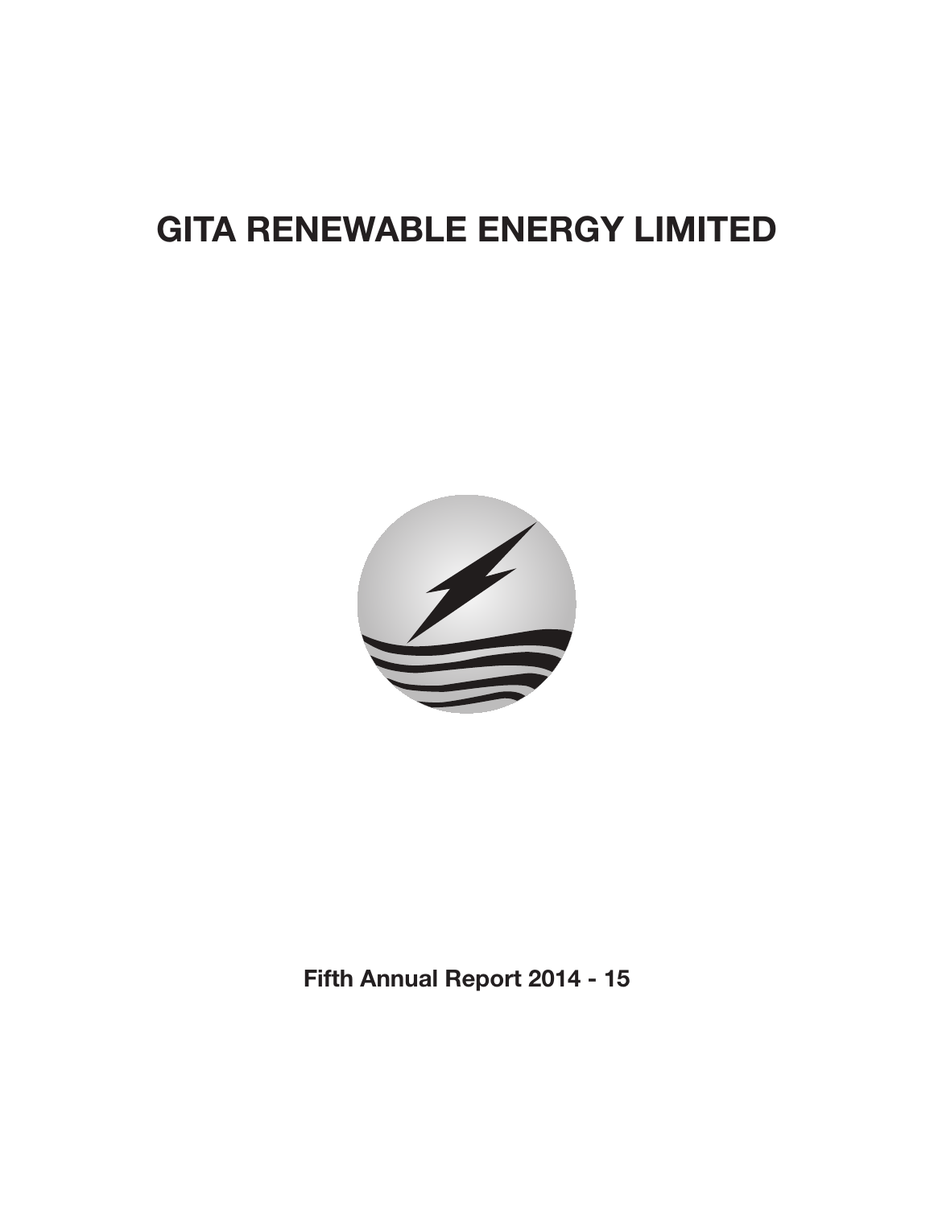# GITA RENEWABLE ENERGY LIMITED

**Fifth Annual Report 2014 - 15**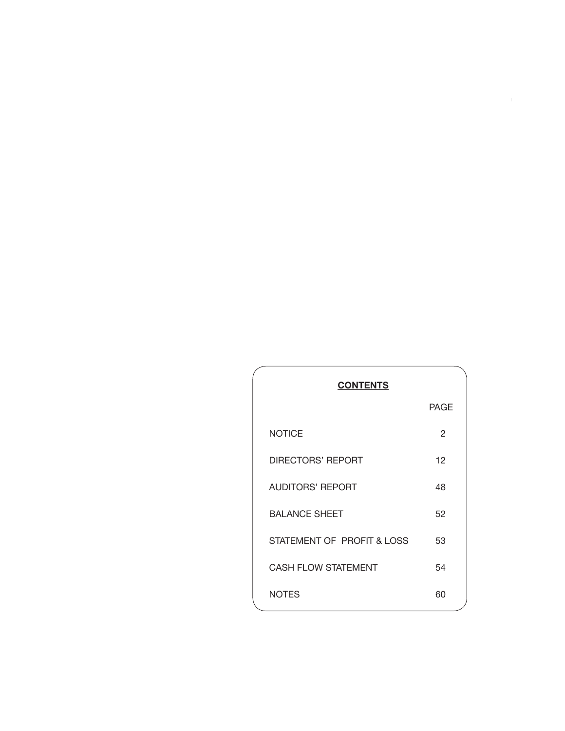## CONTENTS

| | PAGE |
|---|---|
| NOTICE | 2 |
| DIRECTORS' REPORT | 12 |
| AUDITORS' REPORT | 48 |
| BALANCE SHEET | 52 |
| STATEMENT OF PROFIT & LOSS | 53 |
| CASH FLOW STATEMENT | 54 |
| NOTES | 60 |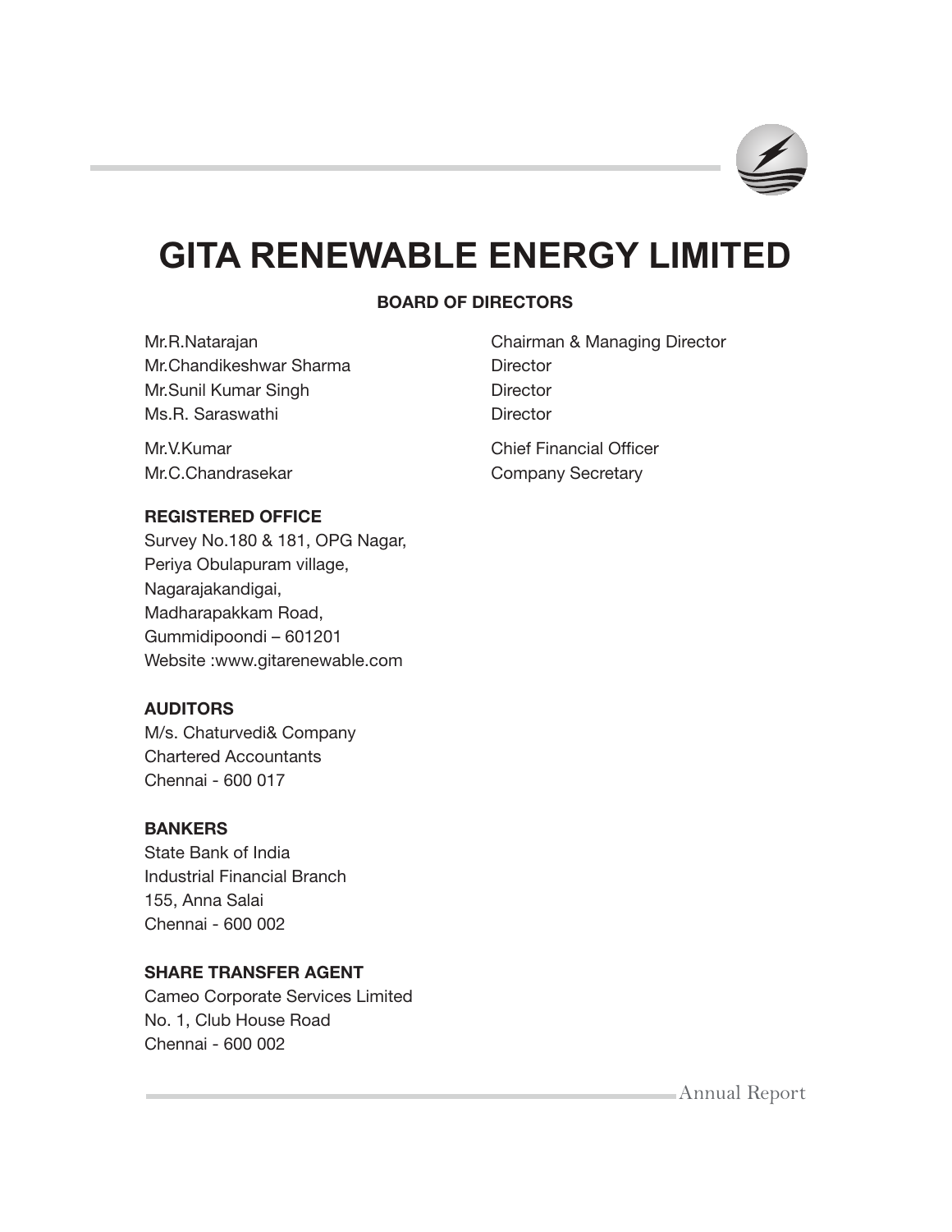# GITA RENEWABLE ENERGY LIMITED

## BOARD OF DIRECTORS

| | |
|---|---|
| Mr.R.Natarajan | Chairman & Managing Director |
| Mr.Chandikeshwar Sharma | Director |
| Mr.Sunil Kumar Singh | Director |
| Ms.R. Saraswathi | Director |
| Mr.V.Kumar | Chief Financial Officer |
| Mr.C.Chandrasekar | Company Secretary |

**REGISTERED OFFICE**

Survey No.180 & 181, OPG Nagar,
Periya Obulapuram village,
Nagarajakandigai,
Madharapakkam Road,
Gummidipoondi – 601201
Website :www.gitarenewable.com

**AUDITORS**

M/s. Chaturvedi& Company
Chartered Accountants
Chennai - 600 017

**BANKERS**

State Bank of India
Industrial Financial Branch
155, Anna Salai
Chennai - 600 002

**SHARE TRANSFER AGENT**

Cameo Corporate Services Limited
No. 1, Club House Road
Chennai - 600 002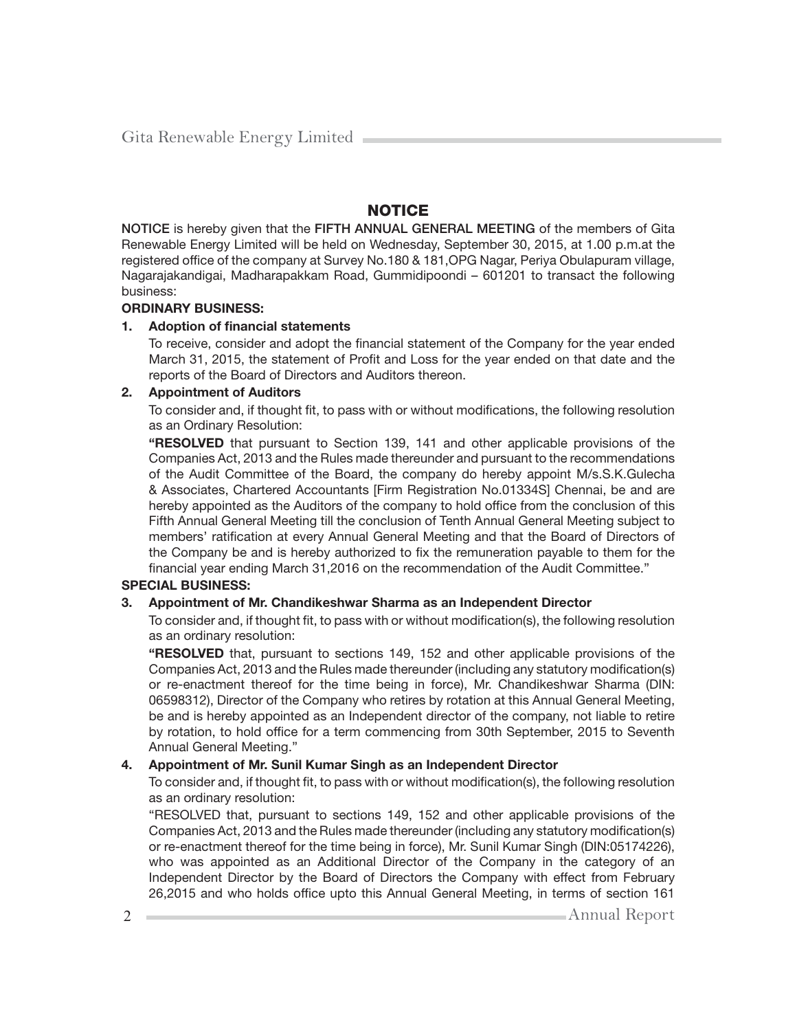# NOTICE

**NOTICE** is hereby given that the **FIFTH ANNUAL GENERAL MEETING** of the members of Gita Renewable Energy Limited will be held on Wednesday, September 30, 2015, at 1.00 p.m.at the registered office of the company at Survey No.180 & 181,OPG Nagar, Periya Obulapuram village, Nagarajakandigai, Madharapakkam Road, Gummidipoondi – 601201 to transact the following business:

**ORDINARY BUSINESS:**

**1. Adoption of financial statements**

To receive, consider and adopt the financial statement of the Company for the year ended March 31, 2015, the statement of Profit and Loss for the year ended on that date and the reports of the Board of Directors and Auditors thereon.

**2. Appointment of Auditors**

To consider and, if thought fit, to pass with or without modifications, the following resolution as an Ordinary Resolution:

**"RESOLVED** that pursuant to Section 139, 141 and other applicable provisions of the Companies Act, 2013 and the Rules made thereunder and pursuant to the recommendations of the Audit Committee of the Board, the company do hereby appoint M/s.S.K.Gulecha & Associates, Chartered Accountants [Firm Registration No.01334S] Chennai, be and are hereby appointed as the Auditors of the company to hold office from the conclusion of this Fifth Annual General Meeting till the conclusion of Tenth Annual General Meeting subject to members' ratification at every Annual General Meeting and that the Board of Directors of the Company be and is hereby authorized to fix the remuneration payable to them for the financial year ending March 31,2016 on the recommendation of the Audit Committee."

**SPECIAL BUSINESS:**

**3. Appointment of Mr. Chandikeshwar Sharma as an Independent Director**

To consider and, if thought fit, to pass with or without modification(s), the following resolution as an ordinary resolution:

**"RESOLVED** that, pursuant to sections 149, 152 and other applicable provisions of the Companies Act, 2013 and the Rules made thereunder (including any statutory modification(s) or re-enactment thereof for the time being in force), Mr. Chandikeshwar Sharma (DIN: 06598312), Director of the Company who retires by rotation at this Annual General Meeting, be and is hereby appointed as an Independent director of the company, not liable to retire by rotation, to hold office for a term commencing from 30th September, 2015 to Seventh Annual General Meeting."

**4. Appointment of Mr. Sunil Kumar Singh as an Independent Director**

To consider and, if thought fit, to pass with or without modification(s), the following resolution as an ordinary resolution:

"RESOLVED that, pursuant to sections 149, 152 and other applicable provisions of the Companies Act, 2013 and the Rules made thereunder (including any statutory modification(s) or re-enactment thereof for the time being in force), Mr. Sunil Kumar Singh (DIN:05174226), who was appointed as an Additional Director of the Company in the category of an Independent Director by the Board of Directors the Company with effect from February 26,2015 and who holds office upto this Annual General Meeting, in terms of section 161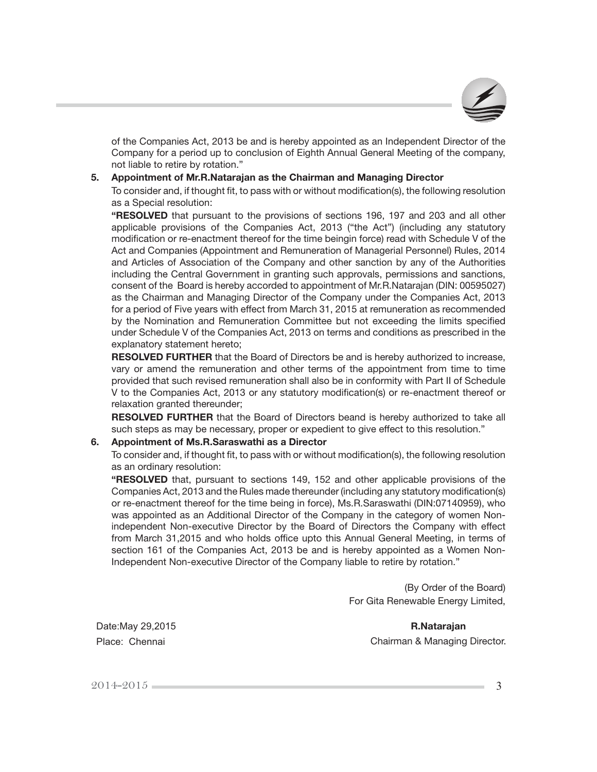of the Companies Act, 2013 be and is hereby appointed as an Independent Director of the Company for a period up to conclusion of Eighth Annual General Meeting of the company, not liable to retire by rotation."

**5. Appointment of Mr.R.Natarajan as the Chairman and Managing Director**

To consider and, if thought fit, to pass with or without modification(s), the following resolution as a Special resolution:

**"RESOLVED** that pursuant to the provisions of sections 196, 197 and 203 and all other applicable provisions of the Companies Act, 2013 ("the Act") (including any statutory modification or re-enactment thereof for the time beingin force) read with Schedule V of the Act and Companies (Appointment and Remuneration of Managerial Personnel) Rules, 2014 and Articles of Association of the Company and other sanction by any of the Authorities including the Central Government in granting such approvals, permissions and sanctions, consent of the Board is hereby accorded to appointment of Mr.R.Natarajan (DIN: 00595027) as the Chairman and Managing Director of the Company under the Companies Act, 2013 for a period of Five years with effect from March 31, 2015 at remuneration as recommended by the Nomination and Remuneration Committee but not exceeding the limits specified under Schedule V of the Companies Act, 2013 on terms and conditions as prescribed in the explanatory statement hereto;

**RESOLVED FURTHER** that the Board of Directors be and is hereby authorized to increase, vary or amend the remuneration and other terms of the appointment from time to time provided that such revised remuneration shall also be in conformity with Part II of Schedule V to the Companies Act, 2013 or any statutory modification(s) or re-enactment thereof or relaxation granted thereunder;

**RESOLVED FURTHER** that the Board of Directors beand is hereby authorized to take all such steps as may be necessary, proper or expedient to give effect to this resolution."

**6. Appointment of Ms.R.Saraswathi as a Director**

To consider and, if thought fit, to pass with or without modification(s), the following resolution as an ordinary resolution:

**"RESOLVED** that, pursuant to sections 149, 152 and other applicable provisions of the Companies Act, 2013 and the Rules made thereunder (including any statutory modification(s) or re-enactment thereof for the time being in force), Ms.R.Saraswathi (DIN:07140959), who was appointed as an Additional Director of the Company in the category of women Non-independent Non-executive Director by the Board of Directors the Company with effect from March 31,2015 and who holds office upto this Annual General Meeting, in terms of section 161 of the Companies Act, 2013 be and is hereby appointed as a Women Non-Independent Non-executive Director of the Company liable to retire by rotation."

(By Order of the Board)
For Gita Renewable Energy Limited,

Date:May 29,2015
Place: Chennai

**R.Natarajan**
Chairman & Managing Director.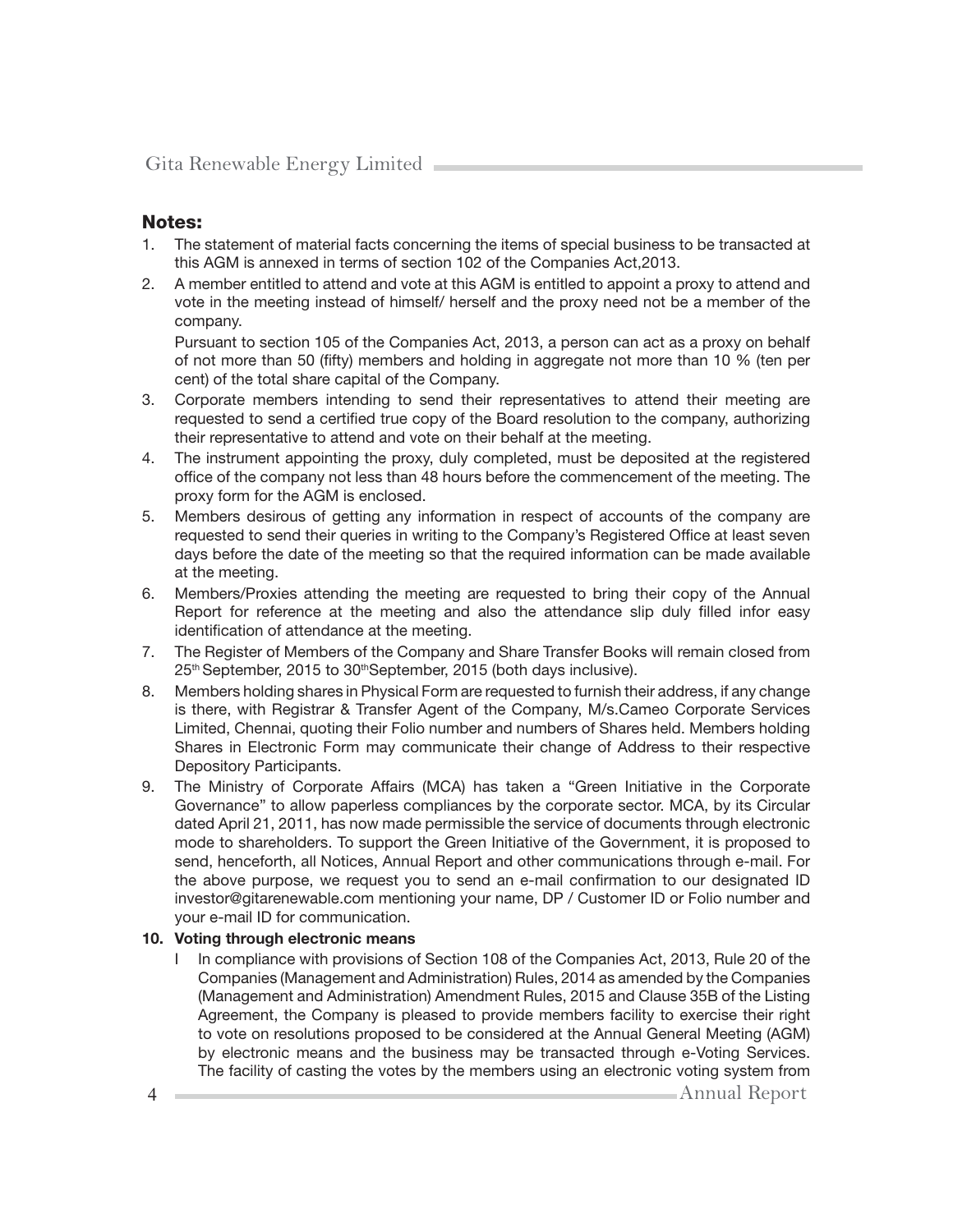## Notes:

1. The statement of material facts concerning the items of special business to be transacted at this AGM is annexed in terms of section 102 of the Companies Act,2013.
2. A member entitled to attend and vote at this AGM is entitled to appoint a proxy to attend and vote in the meeting instead of himself/ herself and the proxy need not be a member of the company.

   Pursuant to section 105 of the Companies Act, 2013, a person can act as a proxy on behalf of not more than 50 (fifty) members and holding in aggregate not more than 10 % (ten per cent) of the total share capital of the Company.
3. Corporate members intending to send their representatives to attend their meeting are requested to send a certified true copy of the Board resolution to the company, authorizing their representative to attend and vote on their behalf at the meeting.
4. The instrument appointing the proxy, duly completed, must be deposited at the registered office of the company not less than 48 hours before the commencement of the meeting. The proxy form for the AGM is enclosed.
5. Members desirous of getting any information in respect of accounts of the company are requested to send their queries in writing to the Company's Registered Office at least seven days before the date of the meeting so that the required information can be made available at the meeting.
6. Members/Proxies attending the meeting are requested to bring their copy of the Annual Report for reference at the meeting and also the attendance slip duly filled infor easy identification of attendance at the meeting.
7. The Register of Members of the Company and Share Transfer Books will remain closed from 25th September, 2015 to 30thSeptember, 2015 (both days inclusive).
8. Members holding shares in Physical Form are requested to furnish their address, if any change is there, with Registrar & Transfer Agent of the Company, M/s.Cameo Corporate Services Limited, Chennai, quoting their Folio number and numbers of Shares held. Members holding Shares in Electronic Form may communicate their change of Address to their respective Depository Participants.
9. The Ministry of Corporate Affairs (MCA) has taken a "Green Initiative in the Corporate Governance" to allow paperless compliances by the corporate sector. MCA, by its Circular dated April 21, 2011, has now made permissible the service of documents through electronic mode to shareholders. To support the Green Initiative of the Government, it is proposed to send, henceforth, all Notices, Annual Report and other communications through e-mail. For the above purpose, we request you to send an e-mail confirmation to our designated ID investor@gitarenewable.com mentioning your name, DP / Customer ID or Folio number and your e-mail ID for communication.
10. **Voting through electronic means**

    I In compliance with provisions of Section 108 of the Companies Act, 2013, Rule 20 of the Companies (Management and Administration) Rules, 2014 as amended by the Companies (Management and Administration) Amendment Rules, 2015 and Clause 35B of the Listing Agreement, the Company is pleased to provide members facility to exercise their right to vote on resolutions proposed to be considered at the Annual General Meeting (AGM) by electronic means and the business may be transacted through e-Voting Services. The facility of casting the votes by the members using an electronic voting system from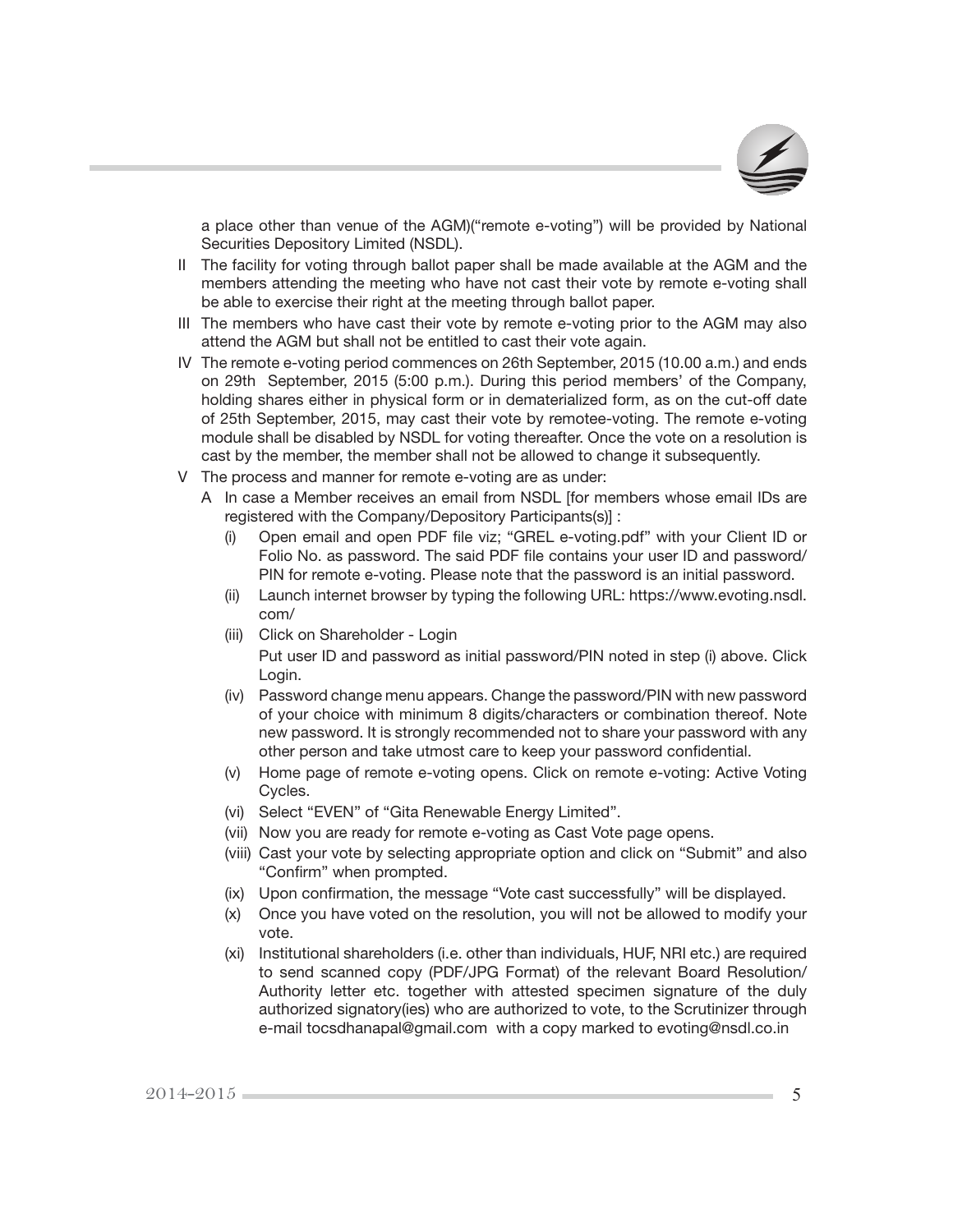a place other than venue of the AGM)("remote e-voting") will be provided by National Securities Depository Limited (NSDL).

II The facility for voting through ballot paper shall be made available at the AGM and the members attending the meeting who have not cast their vote by remote e-voting shall be able to exercise their right at the meeting through ballot paper.

III The members who have cast their vote by remote e-voting prior to the AGM may also attend the AGM but shall not be entitled to cast their vote again.

IV The remote e-voting period commences on 26th September, 2015 (10.00 a.m.) and ends on 29th September, 2015 (5:00 p.m.). During this period members' of the Company, holding shares either in physical form or in dematerialized form, as on the cut-off date of 25th September, 2015, may cast their vote by remotee-voting. The remote e-voting module shall be disabled by NSDL for voting thereafter. Once the vote on a resolution is cast by the member, the member shall not be allowed to change it subsequently.

V The process and manner for remote e-voting are as under:

A In case a Member receives an email from NSDL [for members whose email IDs are registered with the Company/Depository Participants(s)] :

(i) Open email and open PDF file viz; "GREL e-voting.pdf" with your Client ID or Folio No. as password. The said PDF file contains your user ID and password/ PIN for remote e-voting. Please note that the password is an initial password.

(ii) Launch internet browser by typing the following URL: https://www.evoting.nsdl.com/

(iii) Click on Shareholder - Login

Put user ID and password as initial password/PIN noted in step (i) above. Click Login.

(iv) Password change menu appears. Change the password/PIN with new password of your choice with minimum 8 digits/characters or combination thereof. Note new password. It is strongly recommended not to share your password with any other person and take utmost care to keep your password confidential.

(v) Home page of remote e-voting opens. Click on remote e-voting: Active Voting Cycles.

(vi) Select "EVEN" of "Gita Renewable Energy Limited".

(vii) Now you are ready for remote e-voting as Cast Vote page opens.

(viii) Cast your vote by selecting appropriate option and click on "Submit" and also "Confirm" when prompted.

(ix) Upon confirmation, the message "Vote cast successfully" will be displayed.

(x) Once you have voted on the resolution, you will not be allowed to modify your vote.

(xi) Institutional shareholders (i.e. other than individuals, HUF, NRI etc.) are required to send scanned copy (PDF/JPG Format) of the relevant Board Resolution/ Authority letter etc. together with attested specimen signature of the duly authorized signatory(ies) who are authorized to vote, to the Scrutinizer through e-mail tocsdhanapal@gmail.com with a copy marked to evoting@nsdl.co.in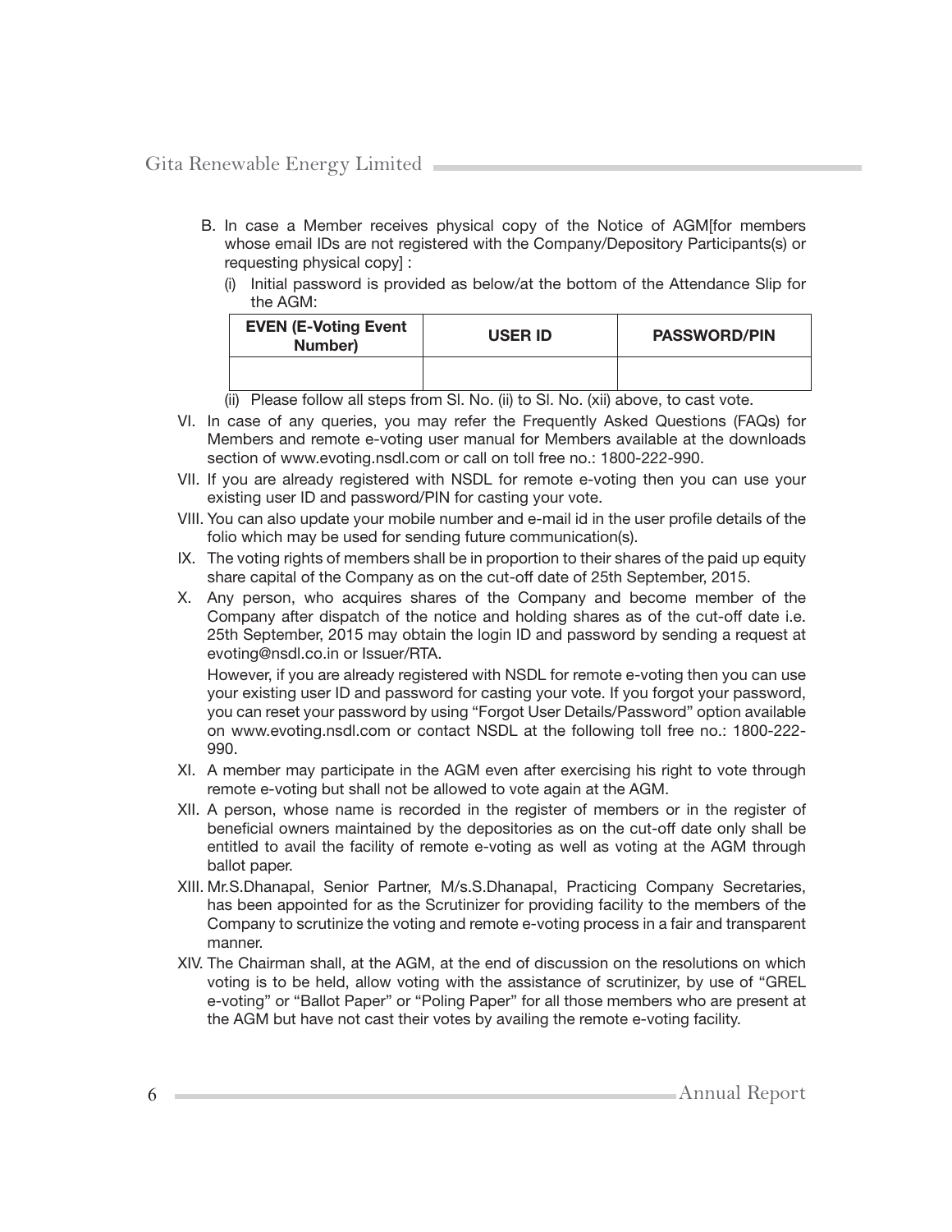B. In case a Member receives physical copy of the Notice of AGM[for members whose email IDs are not registered with the Company/Depository Participants(s) or requesting physical copy] :

   (i) Initial password is provided as below/at the bottom of the Attendance Slip for the AGM:

| EVEN (E-Voting Event Number) | USER ID | PASSWORD/PIN |
|---|---|---|
| | | |

   (ii) Please follow all steps from Sl. No. (ii) to Sl. No. (xii) above, to cast vote.

VI. In case of any queries, you may refer the Frequently Asked Questions (FAQs) for Members and remote e-voting user manual for Members available at the downloads section of www.evoting.nsdl.com or call on toll free no.: 1800-222-990.

VII. If you are already registered with NSDL for remote e-voting then you can use your existing user ID and password/PIN for casting your vote.

VIII. You can also update your mobile number and e-mail id in the user profile details of the folio which may be used for sending future communication(s).

IX. The voting rights of members shall be in proportion to their shares of the paid up equity share capital of the Company as on the cut-off date of 25th September, 2015.

X. Any person, who acquires shares of the Company and become member of the Company after dispatch of the notice and holding shares as of the cut-off date i.e. 25th September, 2015 may obtain the login ID and password by sending a request at evoting@nsdl.co.in or Issuer/RTA.

   However, if you are already registered with NSDL for remote e-voting then you can use your existing user ID and password for casting your vote. If you forgot your password, you can reset your password by using "Forgot User Details/Password" option available on www.evoting.nsdl.com or contact NSDL at the following toll free no.: 1800-222-990.

XI. A member may participate in the AGM even after exercising his right to vote through remote e-voting but shall not be allowed to vote again at the AGM.

XII. A person, whose name is recorded in the register of members or in the register of beneficial owners maintained by the depositories as on the cut-off date only shall be entitled to avail the facility of remote e-voting as well as voting at the AGM through ballot paper.

XIII. Mr.S.Dhanapal, Senior Partner, M/s.S.Dhanapal, Practicing Company Secretaries, has been appointed for as the Scrutinizer for providing facility to the members of the Company to scrutinize the voting and remote e-voting process in a fair and transparent manner.

XIV. The Chairman shall, at the AGM, at the end of discussion on the resolutions on which voting is to be held, allow voting with the assistance of scrutinizer, by use of "GREL e-voting" or "Ballot Paper" or "Poling Paper" for all those members who are present at the AGM but have not cast their votes by availing the remote e-voting facility.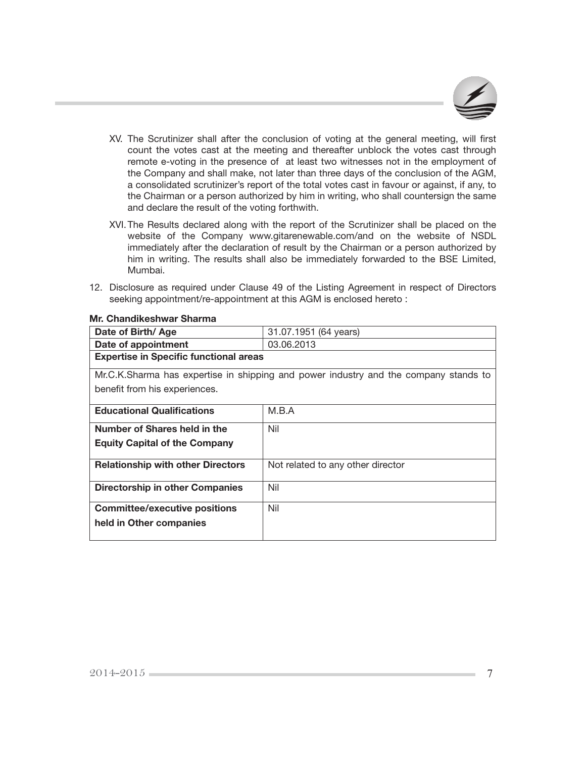XV. The Scrutinizer shall after the conclusion of voting at the general meeting, will first count the votes cast at the meeting and thereafter unblock the votes cast through remote e-voting in the presence of at least two witnesses not in the employment of the Company and shall make, not later than three days of the conclusion of the AGM, a consolidated scrutinizer's report of the total votes cast in favour or against, if any, to the Chairman or a person authorized by him in writing, who shall countersign the same and declare the result of the voting forthwith.

XVI. The Results declared along with the report of the Scrutinizer shall be placed on the website of the Company www.gitarenewable.com/and on the website of NSDL immediately after the declaration of result by the Chairman or a person authorized by him in writing. The results shall also be immediately forwarded to the BSE Limited, Mumbai.

12. Disclosure as required under Clause 49 of the Listing Agreement in respect of Directors seeking appointment/re-appointment at this AGM is enclosed hereto :

**Mr. Chandikeshwar Sharma**

| **Date of Birth/ Age** | 31.07.1951 (64 years) |
|---|---|
| **Date of appointment** | 03.06.2013 |
| **Expertise in Specific functional areas** | |
| Mr.C.K.Sharma has expertise in shipping and power industry and the company stands to benefit from his experiences. | |
| **Educational Qualifications** | M.B.A |
| **Number of Shares held in the Equity Capital of the Company** | Nil |
| **Relationship with other Directors** | Not related to any other director |
| **Directorship in other Companies** | Nil |
| **Committee/executive positions held in Other companies** | Nil |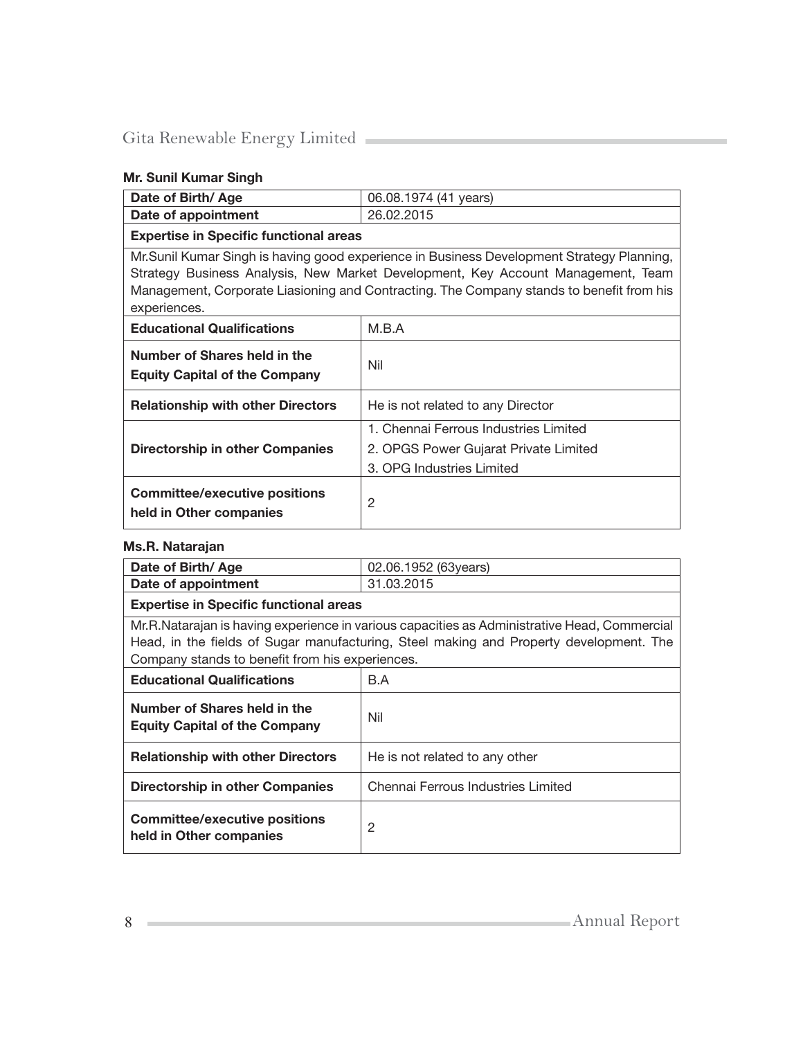### Mr. Sunil Kumar Singh

| Date of Birth/ Age | 06.08.1974 (41 years) |
|---|---|
| Date of appointment | 26.02.2015 |
| **Expertise in Specific functional areas** | |
| Mr.Sunil Kumar Singh is having good experience in Business Development Strategy Planning, Strategy Business Analysis, New Market Development, Key Account Management, Team Management, Corporate Liasioning and Contracting. The Company stands to benefit from his experiences. | |
| **Educational Qualifications** | M.B.A |
| **Number of Shares held in the Equity Capital of the Company** | Nil |
| **Relationship with other Directors** | He is not related to any Director |
| **Directorship in other Companies** | 1. Chennai Ferrous Industries Limited<br>2. OPGS Power Gujarat Private Limited<br>3. OPG Industries Limited |
| **Committee/executive positions held in Other companies** | 2 |

### Ms.R. Natarajan

| Date of Birth/ Age | 02.06.1952 (63years) |
|---|---|
| Date of appointment | 31.03.2015 |
| **Expertise in Specific functional areas** | |
| Mr.R.Natarajan is having experience in various capacities as Administrative Head, Commercial Head, in the fields of Sugar manufacturing, Steel making and Property development. The Company stands to benefit from his experiences. | |
| **Educational Qualifications** | B.A |
| **Number of Shares held in the Equity Capital of the Company** | Nil |
| **Relationship with other Directors** | He is not related to any other |
| **Directorship in other Companies** | Chennai Ferrous Industries Limited |
| **Committee/executive positions held in Other companies** | 2 |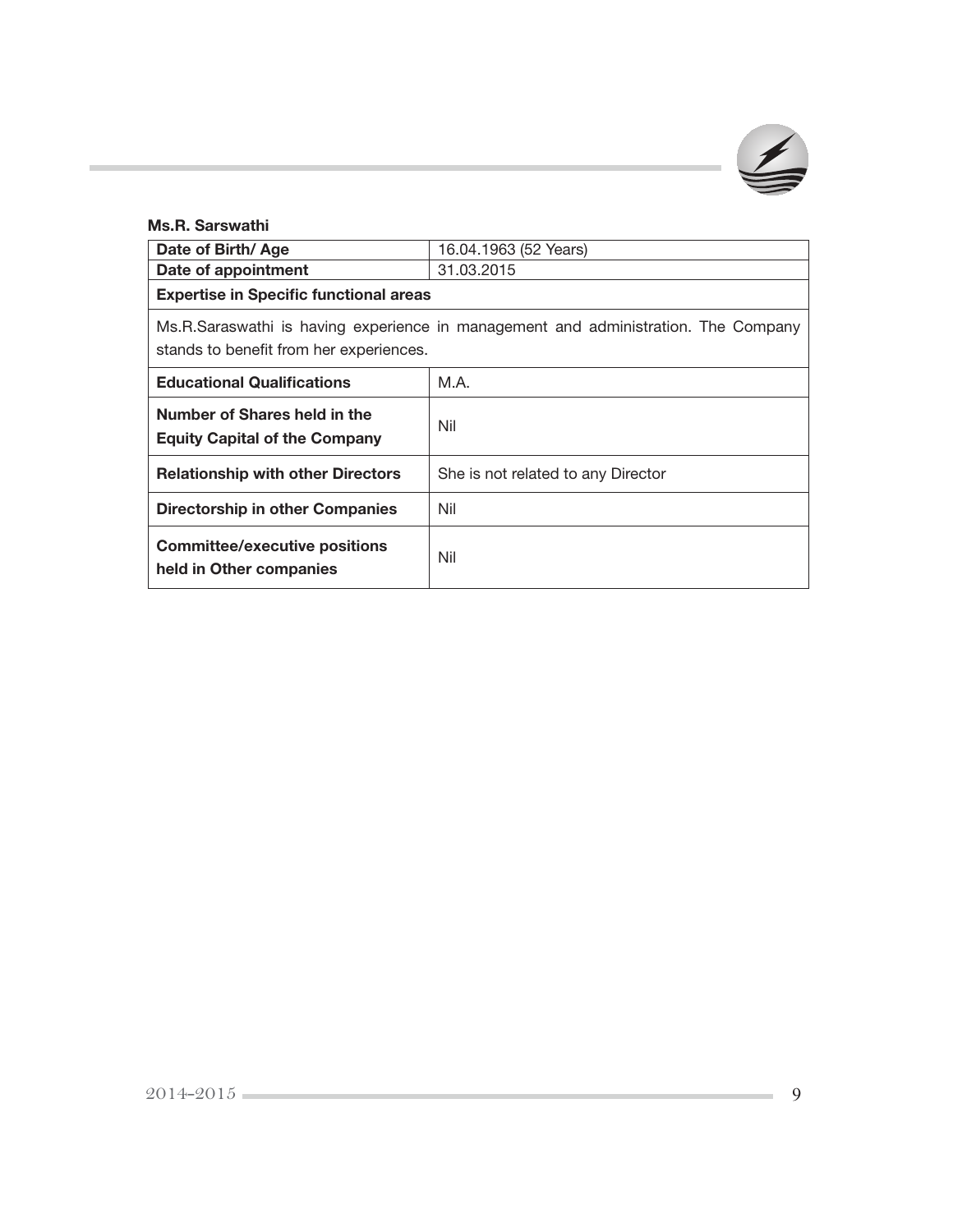**Ms.R. Sarswathi**

| Date of Birth/ Age | 16.04.1963 (52 Years) |
|---|---|
| Date of appointment | 31.03.2015 |
| **Expertise in Specific functional areas** | |
| Ms.R.Saraswathi is having experience in management and administration. The Company stands to benefit from her experiences. | |
| **Educational Qualifications** | M.A. |
| **Number of Shares held in the Equity Capital of the Company** | Nil |
| **Relationship with other Directors** | She is not related to any Director |
| **Directorship in other Companies** | Nil |
| **Committee/executive positions held in Other companies** | Nil |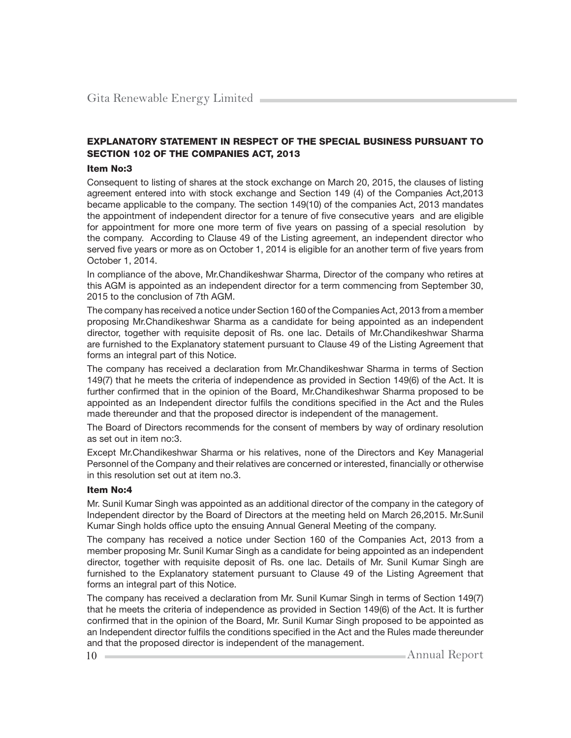## EXPLANATORY STATEMENT IN RESPECT OF THE SPECIAL BUSINESS PURSUANT TO SECTION 102 OF THE COMPANIES ACT, 2013

### Item No:3

Consequent to listing of shares at the stock exchange on March 20, 2015, the clauses of listing agreement entered into with stock exchange and Section 149 (4) of the Companies Act,2013 became applicable to the company. The section 149(10) of the companies Act, 2013 mandates the appointment of independent director for a tenure of five consecutive years and are eligible for appointment for more one more term of five years on passing of a special resolution by the company. According to Clause 49 of the Listing agreement, an independent director who served five years or more as on October 1, 2014 is eligible for an another term of five years from October 1, 2014.

In compliance of the above, Mr.Chandikeshwar Sharma, Director of the company who retires at this AGM is appointed as an independent director for a term commencing from September 30, 2015 to the conclusion of 7th AGM.

The company has received a notice under Section 160 of the Companies Act, 2013 from a member proposing Mr.Chandikeshwar Sharma as a candidate for being appointed as an independent director, together with requisite deposit of Rs. one lac. Details of Mr.Chandikeshwar Sharma are furnished to the Explanatory statement pursuant to Clause 49 of the Listing Agreement that forms an integral part of this Notice.

The company has received a declaration from Mr.Chandikeshwar Sharma in terms of Section 149(7) that he meets the criteria of independence as provided in Section 149(6) of the Act. It is further confirmed that in the opinion of the Board, Mr.Chandikeshwar Sharma proposed to be appointed as an Independent director fulfils the conditions specified in the Act and the Rules made thereunder and that the proposed director is independent of the management.

The Board of Directors recommends for the consent of members by way of ordinary resolution as set out in item no:3.

Except Mr.Chandikeshwar Sharma or his relatives, none of the Directors and Key Managerial Personnel of the Company and their relatives are concerned or interested, financially or otherwise in this resolution set out at item no.3.

### Item No:4

Mr. Sunil Kumar Singh was appointed as an additional director of the company in the category of Independent director by the Board of Directors at the meeting held on March 26,2015. Mr.Sunil Kumar Singh holds office upto the ensuing Annual General Meeting of the company.

The company has received a notice under Section 160 of the Companies Act, 2013 from a member proposing Mr. Sunil Kumar Singh as a candidate for being appointed as an independent director, together with requisite deposit of Rs. one lac. Details of Mr. Sunil Kumar Singh are furnished to the Explanatory statement pursuant to Clause 49 of the Listing Agreement that forms an integral part of this Notice.

The company has received a declaration from Mr. Sunil Kumar Singh in terms of Section 149(7) that he meets the criteria of independence as provided in Section 149(6) of the Act. It is further confirmed that in the opinion of the Board, Mr. Sunil Kumar Singh proposed to be appointed as an Independent director fulfils the conditions specified in the Act and the Rules made thereunder and that the proposed director is independent of the management.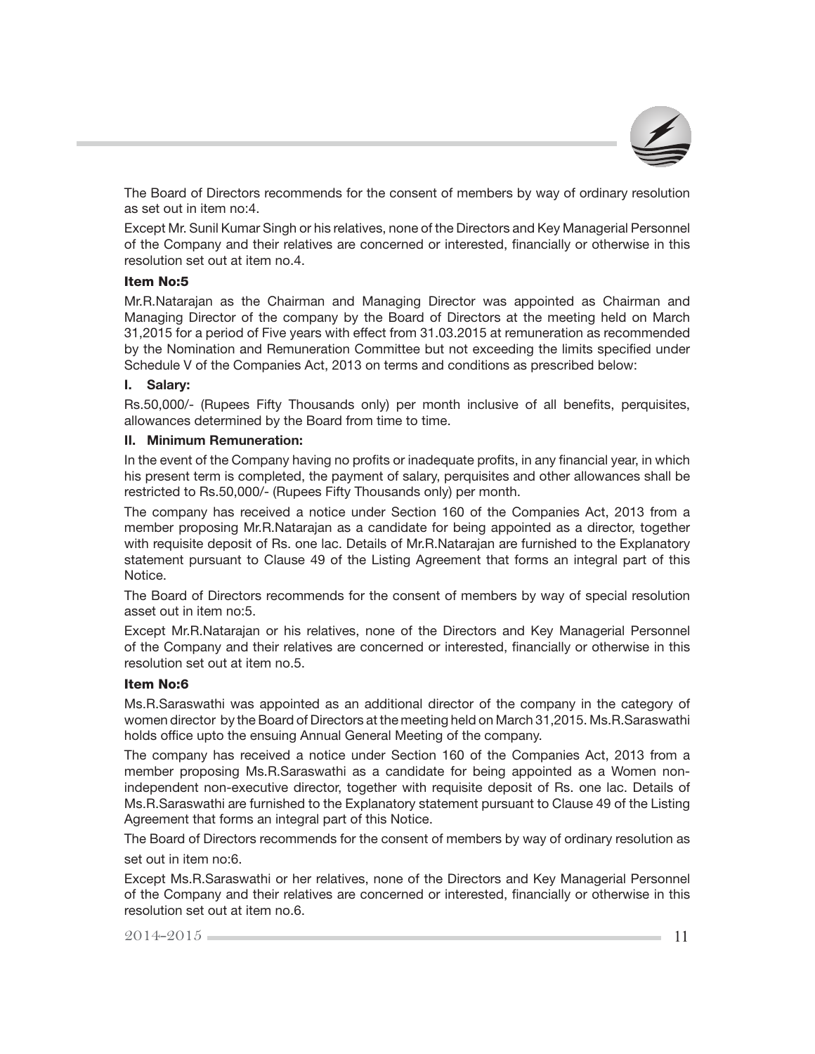The Board of Directors recommends for the consent of members by way of ordinary resolution as set out in item no:4.

Except Mr. Sunil Kumar Singh or his relatives, none of the Directors and Key Managerial Personnel of the Company and their relatives are concerned or interested, financially or otherwise in this resolution set out at item no.4.

**Item No:5**

Mr.R.Natarajan as the Chairman and Managing Director was appointed as Chairman and Managing Director of the company by the Board of Directors at the meeting held on March 31,2015 for a period of Five years with effect from 31.03.2015 at remuneration as recommended by the Nomination and Remuneration Committee but not exceeding the limits specified under Schedule V of the Companies Act, 2013 on terms and conditions as prescribed below:

**I. Salary:**

Rs.50,000/- (Rupees Fifty Thousands only) per month inclusive of all benefits, perquisites, allowances determined by the Board from time to time.

**II. Minimum Remuneration:**

In the event of the Company having no profits or inadequate profits, in any financial year, in which his present term is completed, the payment of salary, perquisites and other allowances shall be restricted to Rs.50,000/- (Rupees Fifty Thousands only) per month.

The company has received a notice under Section 160 of the Companies Act, 2013 from a member proposing Mr.R.Natarajan as a candidate for being appointed as a director, together with requisite deposit of Rs. one lac. Details of Mr.R.Natarajan are furnished to the Explanatory statement pursuant to Clause 49 of the Listing Agreement that forms an integral part of this Notice.

The Board of Directors recommends for the consent of members by way of special resolution asset out in item no:5.

Except Mr.R.Natarajan or his relatives, none of the Directors and Key Managerial Personnel of the Company and their relatives are concerned or interested, financially or otherwise in this resolution set out at item no.5.

**Item No:6**

Ms.R.Saraswathi was appointed as an additional director of the company in the category of women director by the Board of Directors at the meeting held on March 31,2015. Ms.R.Saraswathi holds office upto the ensuing Annual General Meeting of the company.

The company has received a notice under Section 160 of the Companies Act, 2013 from a member proposing Ms.R.Saraswathi as a candidate for being appointed as a Women non-independent non-executive director, together with requisite deposit of Rs. one lac. Details of Ms.R.Saraswathi are furnished to the Explanatory statement pursuant to Clause 49 of the Listing Agreement that forms an integral part of this Notice.

The Board of Directors recommends for the consent of members by way of ordinary resolution as set out in item no:6.

Except Ms.R.Saraswathi or her relatives, none of the Directors and Key Managerial Personnel of the Company and their relatives are concerned or interested, financially or otherwise in this resolution set out at item no.6.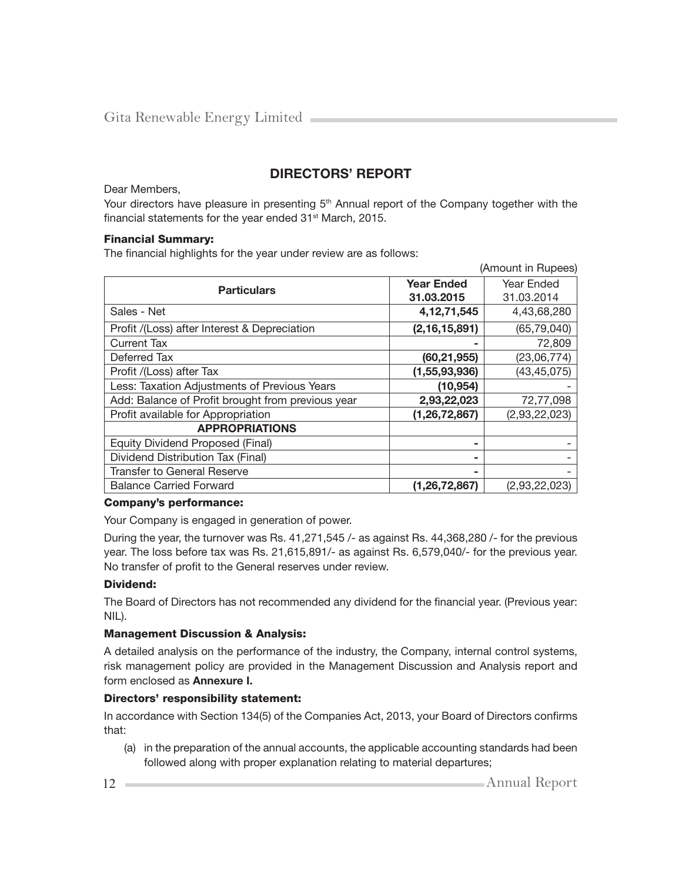## DIRECTORS' REPORT

Dear Members,

Your directors have pleasure in presenting 5th Annual report of the Company together with the financial statements for the year ended 31st March, 2015.

#### Financial Summary:

The financial highlights for the year under review are as follows:

(Amount in Rupees)

| Particulars | **Year Ended 31.03.2015** | Year Ended 31.03.2014 |
|---|---|---|
| Sales - Net | **4,12,71,545** | 4,43,68,280 |
| Profit /(Loss) after Interest & Depreciation | **(2,16,15,891)** | (65,79,040) |
| Current Tax | **-** | 72,809 |
| Deferred Tax | **(60,21,955)** | (23,06,774) |
| Profit /(Loss) after Tax | **(1,55,93,936)** | (43,45,075) |
| Less: Taxation Adjustments of Previous Years | **(10,954)** | - |
| Add: Balance of Profit brought from previous year | **2,93,22,023** | 72,77,098 |
| Profit available for Appropriation | **(1,26,72,867)** | (2,93,22,023) |
| **APPROPRIATIONS** | | |
| Equity Dividend Proposed (Final) | **-** | - |
| Dividend Distribution Tax (Final) | **-** | - |
| Transfer to General Reserve | **-** | - |
| Balance Carried Forward | **(1,26,72,867)** | (2,93,22,023) |

#### Company's performance:

Your Company is engaged in generation of power.

During the year, the turnover was Rs. 41,271,545 /- as against Rs. 44,368,280 /- for the previous year. The loss before tax was Rs. 21,615,891/- as against Rs. 6,579,040/- for the previous year. No transfer of profit to the General reserves under review.

#### Dividend:

The Board of Directors has not recommended any dividend for the financial year. (Previous year: NIL).

#### Management Discussion & Analysis:

A detailed analysis on the performance of the industry, the Company, internal control systems, risk management policy are provided in the Management Discussion and Analysis report and form enclosed as **Annexure I.**

#### Directors' responsibility statement:

In accordance with Section 134(5) of the Companies Act, 2013, your Board of Directors confirms that:

(a) in the preparation of the annual accounts, the applicable accounting standards had been followed along with proper explanation relating to material departures;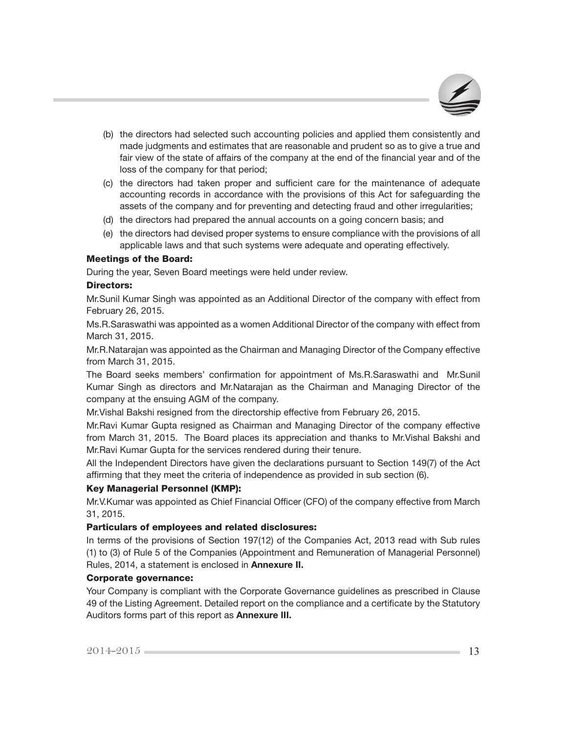(b) the directors had selected such accounting policies and applied them consistently and made judgments and estimates that are reasonable and prudent so as to give a true and fair view of the state of affairs of the company at the end of the financial year and of the loss of the company for that period;

(c) the directors had taken proper and sufficient care for the maintenance of adequate accounting records in accordance with the provisions of this Act for safeguarding the assets of the company and for preventing and detecting fraud and other irregularities;

(d) the directors had prepared the annual accounts on a going concern basis; and

(e) the directors had devised proper systems to ensure compliance with the provisions of all applicable laws and that such systems were adequate and operating effectively.

**Meetings of the Board:**

During the year, Seven Board meetings were held under review.

**Directors:**

Mr.Sunil Kumar Singh was appointed as an Additional Director of the company with effect from February 26, 2015.

Ms.R.Saraswathi was appointed as a women Additional Director of the company with effect from March 31, 2015.

Mr.R.Natarajan was appointed as the Chairman and Managing Director of the Company effective from March 31, 2015.

The Board seeks members' confirmation for appointment of Ms.R.Saraswathi and Mr.Sunil Kumar Singh as directors and Mr.Natarajan as the Chairman and Managing Director of the company at the ensuing AGM of the company.

Mr.Vishal Bakshi resigned from the directorship effective from February 26, 2015.

Mr.Ravi Kumar Gupta resigned as Chairman and Managing Director of the company effective from March 31, 2015. The Board places its appreciation and thanks to Mr.Vishal Bakshi and Mr.Ravi Kumar Gupta for the services rendered during their tenure.

All the Independent Directors have given the declarations pursuant to Section 149(7) of the Act affirming that they meet the criteria of independence as provided in sub section (6).

**Key Managerial Personnel (KMP):**

Mr.V.Kumar was appointed as Chief Financial Officer (CFO) of the company effective from March 31, 2015.

**Particulars of employees and related disclosures:**

In terms of the provisions of Section 197(12) of the Companies Act, 2013 read with Sub rules (1) to (3) of Rule 5 of the Companies (Appointment and Remuneration of Managerial Personnel) Rules, 2014, a statement is enclosed in **Annexure II.**

**Corporate governance:**

Your Company is compliant with the Corporate Governance guidelines as prescribed in Clause 49 of the Listing Agreement. Detailed report on the compliance and a certificate by the Statutory Auditors forms part of this report as **Annexure III.**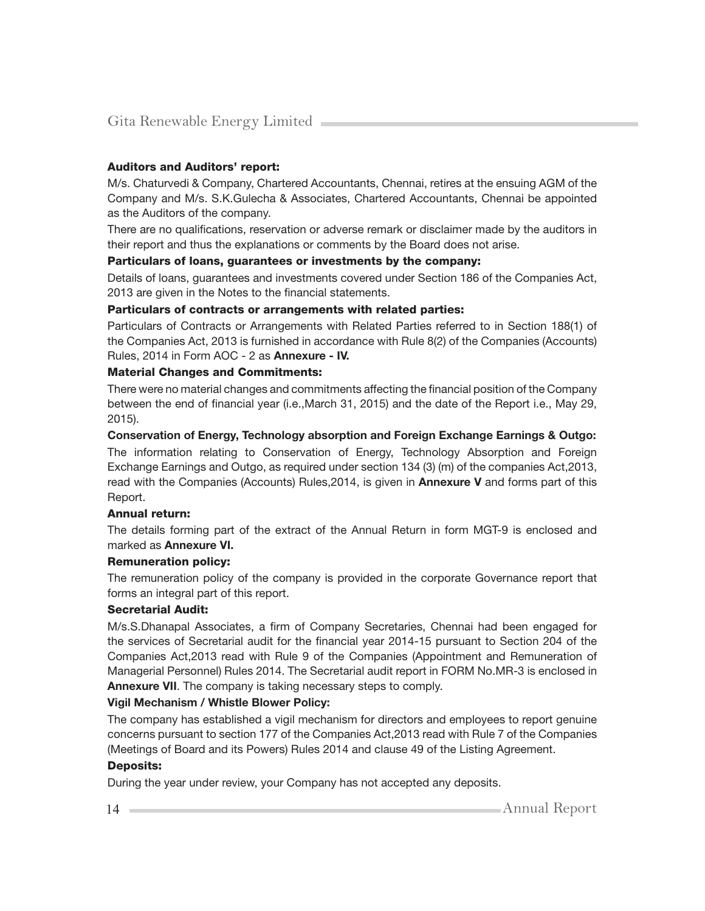**Auditors and Auditors' report:**

M/s. Chaturvedi & Company, Chartered Accountants, Chennai, retires at the ensuing AGM of the Company and M/s. S.K.Gulecha & Associates, Chartered Accountants, Chennai be appointed as the Auditors of the company.

There are no qualifications, reservation or adverse remark or disclaimer made by the auditors in their report and thus the explanations or comments by the Board does not arise.

**Particulars of loans, guarantees or investments by the company:**

Details of loans, guarantees and investments covered under Section 186 of the Companies Act, 2013 are given in the Notes to the financial statements.

**Particulars of contracts or arrangements with related parties:**

Particulars of Contracts or Arrangements with Related Parties referred to in Section 188(1) of the Companies Act, 2013 is furnished in accordance with Rule 8(2) of the Companies (Accounts) Rules, 2014 in Form AOC - 2 as **Annexure - IV.**

**Material Changes and Commitments:**

There were no material changes and commitments affecting the financial position of the Company between the end of financial year (i.e.,March 31, 2015) and the date of the Report i.e., May 29, 2015).

**Conservation of Energy, Technology absorption and Foreign Exchange Earnings & Outgo:**

The information relating to Conservation of Energy, Technology Absorption and Foreign Exchange Earnings and Outgo, as required under section 134 (3) (m) of the companies Act,2013, read with the Companies (Accounts) Rules,2014, is given in **Annexure V** and forms part of this Report.

**Annual return:**

The details forming part of the extract of the Annual Return in form MGT-9 is enclosed and marked as **Annexure VI.**

**Remuneration policy:**

The remuneration policy of the company is provided in the corporate Governance report that forms an integral part of this report.

**Secretarial Audit:**

M/s.S.Dhanapal Associates, a firm of Company Secretaries, Chennai had been engaged for the services of Secretarial audit for the financial year 2014-15 pursuant to Section 204 of the Companies Act,2013 read with Rule 9 of the Companies (Appointment and Remuneration of Managerial Personnel) Rules 2014. The Secretarial audit report in FORM No.MR-3 is enclosed in **Annexure VII**. The company is taking necessary steps to comply.

**Vigil Mechanism / Whistle Blower Policy:**

The company has established a vigil mechanism for directors and employees to report genuine concerns pursuant to section 177 of the Companies Act,2013 read with Rule 7 of the Companies (Meetings of Board and its Powers) Rules 2014 and clause 49 of the Listing Agreement.

**Deposits:**

During the year under review, your Company has not accepted any deposits.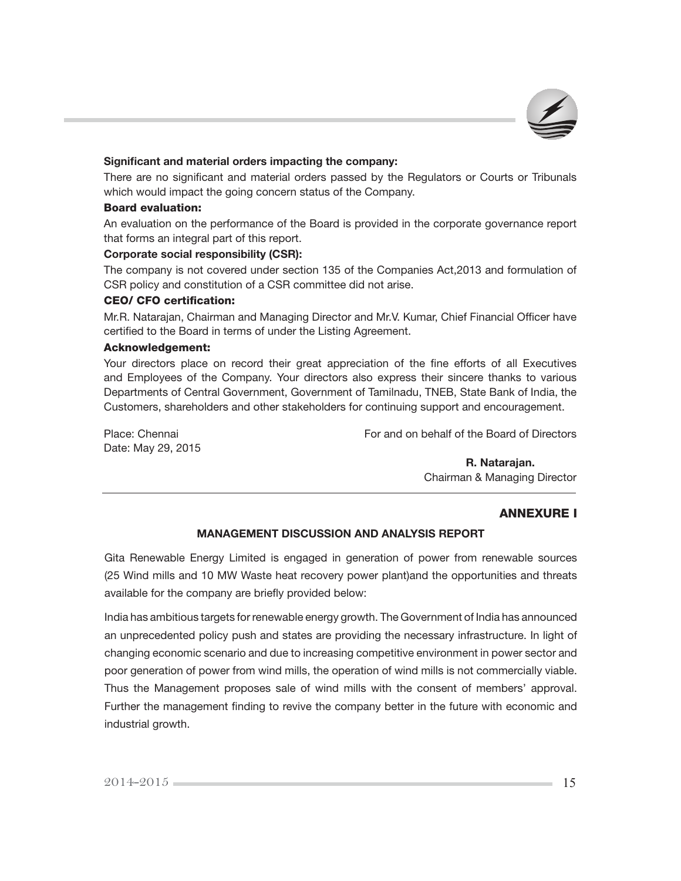**Significant and material orders impacting the company:**

There are no significant and material orders passed by the Regulators or Courts or Tribunals which would impact the going concern status of the Company.

**Board evaluation:**

An evaluation on the performance of the Board is provided in the corporate governance report that forms an integral part of this report.

**Corporate social responsibility (CSR):**

The company is not covered under section 135 of the Companies Act,2013 and formulation of CSR policy and constitution of a CSR committee did not arise.

**CEO/ CFO certification:**

Mr.R. Natarajan, Chairman and Managing Director and Mr.V. Kumar, Chief Financial Officer have certified to the Board in terms of under the Listing Agreement.

**Acknowledgement:**

Your directors place on record their great appreciation of the fine efforts of all Executives and Employees of the Company. Your directors also express their sincere thanks to various Departments of Central Government, Government of Tamilnadu, TNEB, State Bank of India, the Customers, shareholders and other stakeholders for continuing support and encouragement.

Place: Chennai
Date: May 29, 2015

For and on behalf of the Board of Directors

**R. Natarajan.**
Chairman & Managing Director

## ANNEXURE I

### MANAGEMENT DISCUSSION AND ANALYSIS REPORT

Gita Renewable Energy Limited is engaged in generation of power from renewable sources (25 Wind mills and 10 MW Waste heat recovery power plant)and the opportunities and threats available for the company are briefly provided below:

India has ambitious targets for renewable energy growth. The Government of India has announced an unprecedented policy push and states are providing the necessary infrastructure. In light of changing economic scenario and due to increasing competitive environment in power sector and poor generation of power from wind mills, the operation of wind mills is not commercially viable. Thus the Management proposes sale of wind mills with the consent of members' approval. Further the management finding to revive the company better in the future with economic and industrial growth.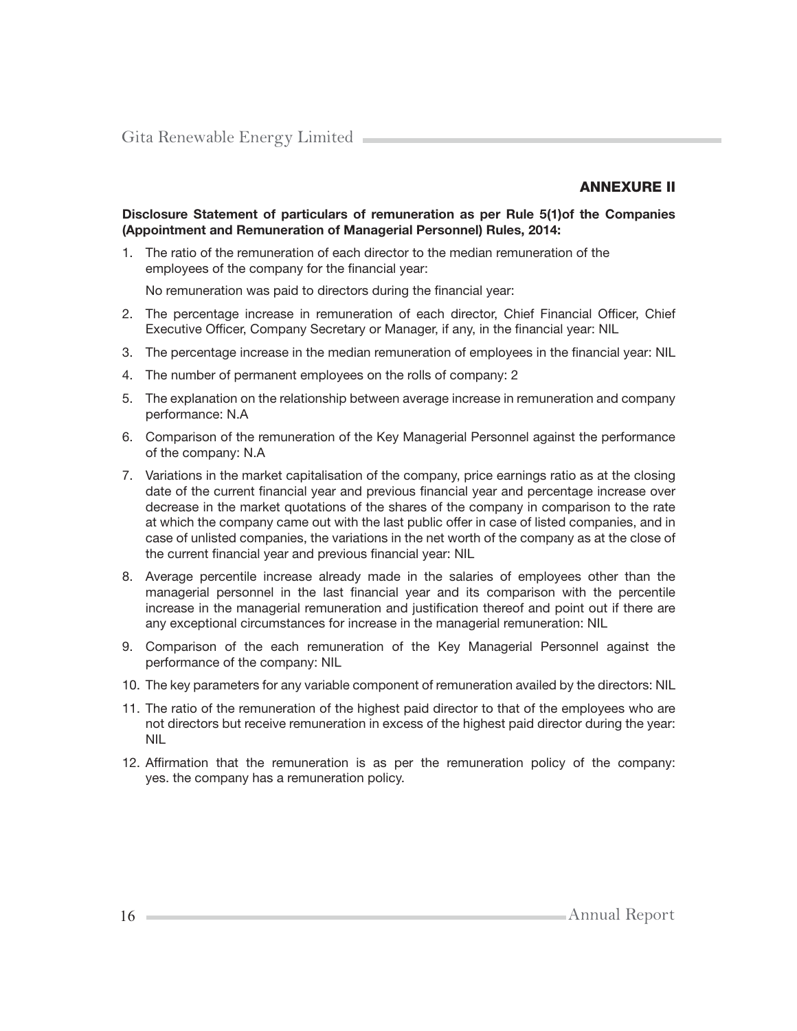## ANNEXURE II

**Disclosure Statement of particulars of remuneration as per Rule 5(1)of the Companies (Appointment and Remuneration of Managerial Personnel) Rules, 2014:**

1. The ratio of the remuneration of each director to the median remuneration of the employees of the company for the financial year:

   No remuneration was paid to directors during the financial year:

2. The percentage increase in remuneration of each director, Chief Financial Officer, Chief Executive Officer, Company Secretary or Manager, if any, in the financial year: NIL
3. The percentage increase in the median remuneration of employees in the financial year: NIL
4. The number of permanent employees on the rolls of company: 2
5. The explanation on the relationship between average increase in remuneration and company performance: N.A
6. Comparison of the remuneration of the Key Managerial Personnel against the performance of the company: N.A
7. Variations in the market capitalisation of the company, price earnings ratio as at the closing date of the current financial year and previous financial year and percentage increase over decrease in the market quotations of the shares of the company in comparison to the rate at which the company came out with the last public offer in case of listed companies, and in case of unlisted companies, the variations in the net worth of the company as at the close of the current financial year and previous financial year: NIL
8. Average percentile increase already made in the salaries of employees other than the managerial personnel in the last financial year and its comparison with the percentile increase in the managerial remuneration and justification thereof and point out if there are any exceptional circumstances for increase in the managerial remuneration: NIL
9. Comparison of the each remuneration of the Key Managerial Personnel against the performance of the company: NIL
10. The key parameters for any variable component of remuneration availed by the directors: NIL
11. The ratio of the remuneration of the highest paid director to that of the employees who are not directors but receive remuneration in excess of the highest paid director during the year: NIL
12. Affirmation that the remuneration is as per the remuneration policy of the company: yes. the company has a remuneration policy.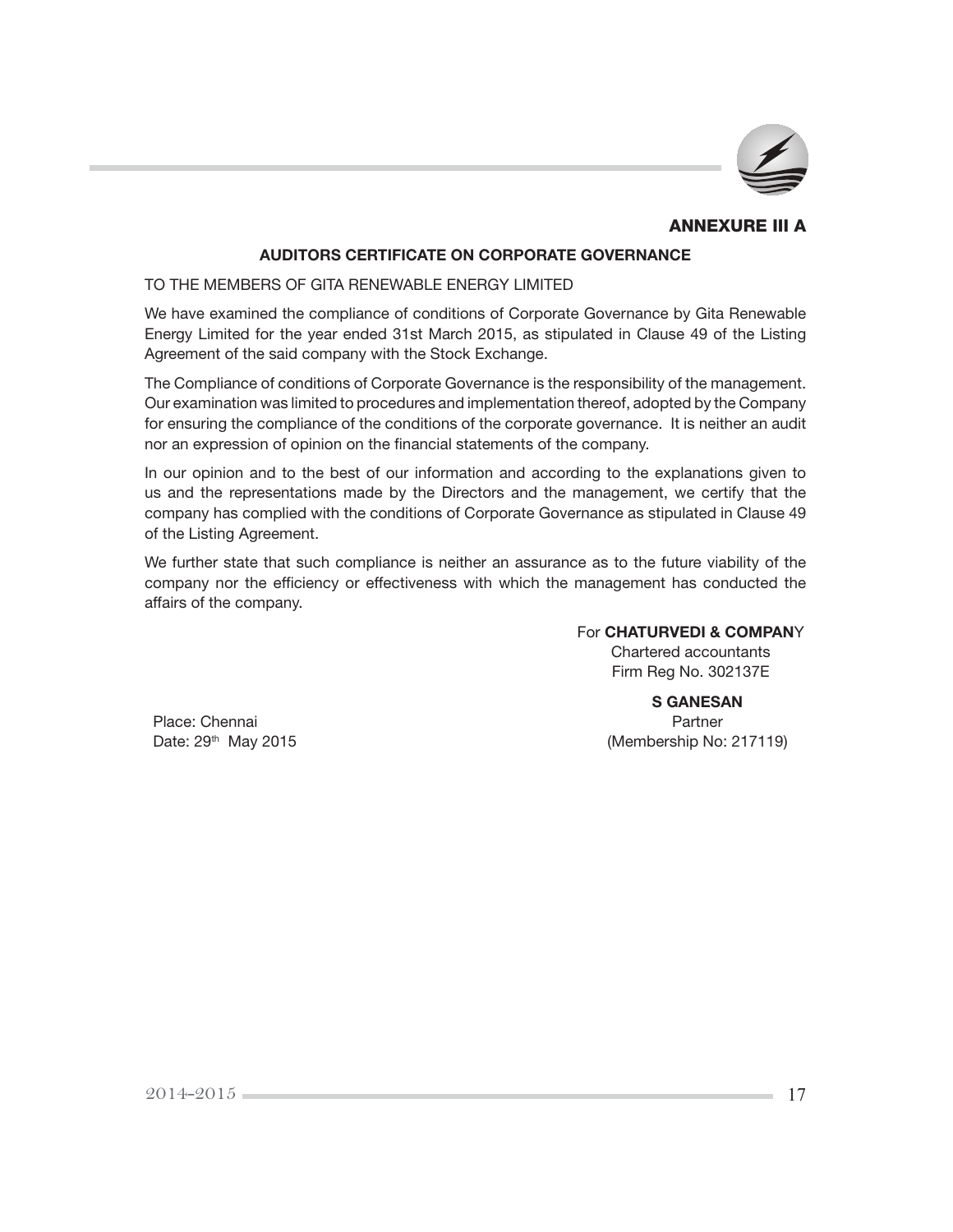## ANNEXURE III A

### AUDITORS CERTIFICATE ON CORPORATE GOVERNANCE

TO THE MEMBERS OF GITA RENEWABLE ENERGY LIMITED

We have examined the compliance of conditions of Corporate Governance by Gita Renewable Energy Limited for the year ended 31st March 2015, as stipulated in Clause 49 of the Listing Agreement of the said company with the Stock Exchange.

The Compliance of conditions of Corporate Governance is the responsibility of the management. Our examination was limited to procedures and implementation thereof, adopted by the Company for ensuring the compliance of the conditions of the corporate governance. It is neither an audit nor an expression of opinion on the financial statements of the company.

In our opinion and to the best of our information and according to the explanations given to us and the representations made by the Directors and the management, we certify that the company has complied with the conditions of Corporate Governance as stipulated in Clause 49 of the Listing Agreement.

We further state that such compliance is neither an assurance as to the future viability of the company nor the efficiency or effectiveness with which the management has conducted the affairs of the company.

For **CHATURVEDI & COMPANY**
Chartered accountants
Firm Reg No. 302137E

**S GANESAN**
Partner
(Membership No: 217119)

Place: Chennai
Date: 29th May 2015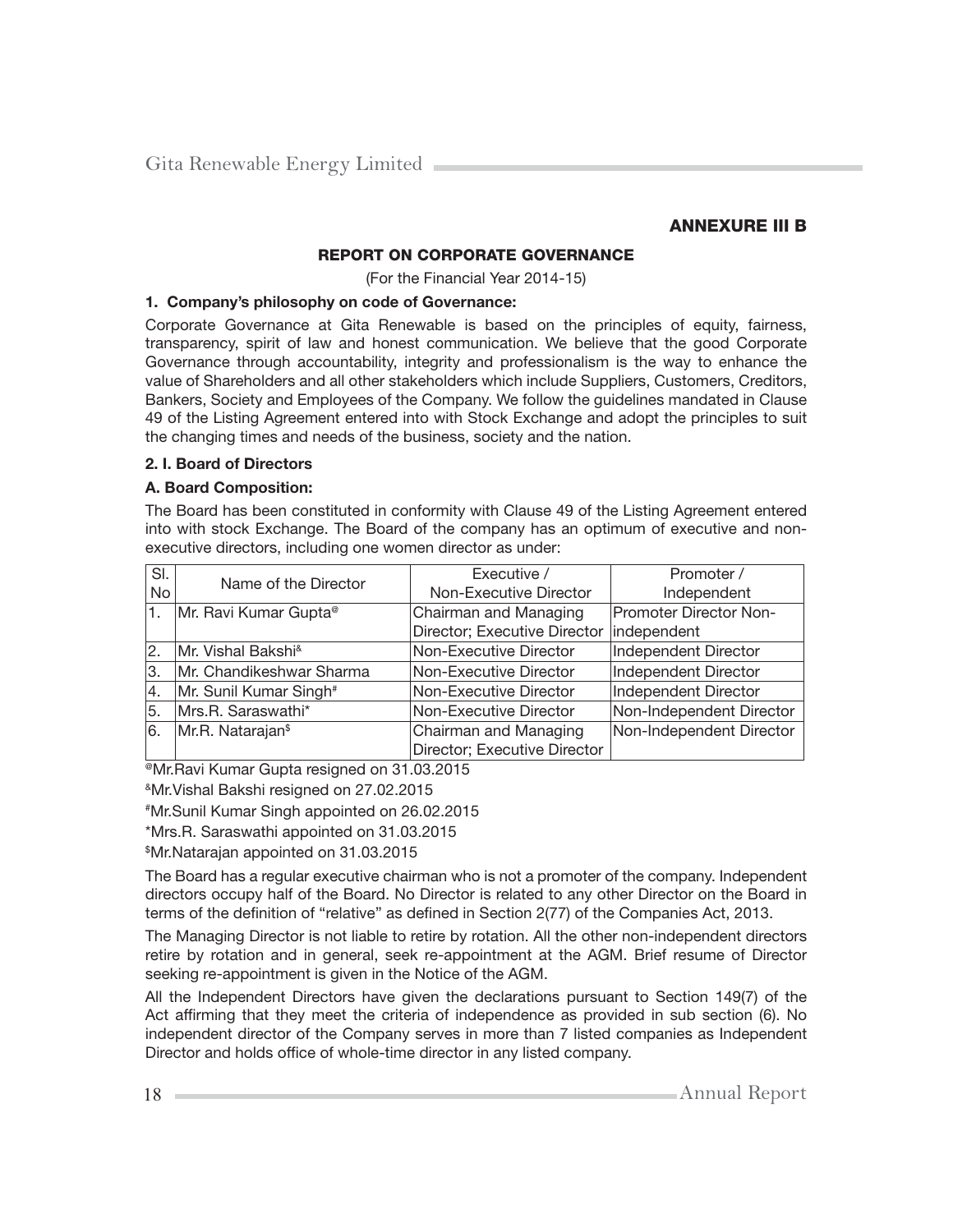## ANNEXURE III B

### REPORT ON CORPORATE GOVERNANCE

(For the Financial Year 2014-15)

**1. Company's philosophy on code of Governance:**

Corporate Governance at Gita Renewable is based on the principles of equity, fairness, transparency, spirit of law and honest communication. We believe that the good Corporate Governance through accountability, integrity and professionalism is the way to enhance the value of Shareholders and all other stakeholders which include Suppliers, Customers, Creditors, Bankers, Society and Employees of the Company. We follow the guidelines mandated in Clause 49 of the Listing Agreement entered into with Stock Exchange and adopt the principles to suit the changing times and needs of the business, society and the nation.

**2. I. Board of Directors**

**A. Board Composition:**

The Board has been constituted in conformity with Clause 49 of the Listing Agreement entered into with stock Exchange. The Board of the company has an optimum of executive and non-executive directors, including one women director as under:

| Sl. No | Name of the Director | Executive / Non-Executive Director | Promoter / Independent |
|---|---|---|---|
| 1. | Mr. Ravi Kumar Gupta@ | Chairman and Managing Director; Executive Director | Promoter Director Non-independent |
| 2. | Mr. Vishal Bakshi& | Non-Executive Director | Independent Director |
| 3. | Mr. Chandikeshwar Sharma | Non-Executive Director | Independent Director |
| 4. | Mr. Sunil Kumar Singh# | Non-Executive Director | Independent Director |
| 5. | Mrs.R. Saraswathi* | Non-Executive Director | Non-Independent Director |
| 6. | Mr.R. Natarajan$ | Chairman and Managing Director; Executive Director | Non-Independent Director |

@Mr.Ravi Kumar Gupta resigned on 31.03.2015

&Mr.Vishal Bakshi resigned on 27.02.2015

#Mr.Sunil Kumar Singh appointed on 26.02.2015

*Mrs.R. Saraswathi appointed on 31.03.2015

$Mr.Natarajan appointed on 31.03.2015

The Board has a regular executive chairman who is not a promoter of the company. Independent directors occupy half of the Board. No Director is related to any other Director on the Board in terms of the definition of "relative" as defined in Section 2(77) of the Companies Act, 2013.

The Managing Director is not liable to retire by rotation. All the other non-independent directors retire by rotation and in general, seek re-appointment at the AGM. Brief resume of Director seeking re-appointment is given in the Notice of the AGM.

All the Independent Directors have given the declarations pursuant to Section 149(7) of the Act affirming that they meet the criteria of independence as provided in sub section (6). No independent director of the Company serves in more than 7 listed companies as Independent Director and holds office of whole-time director in any listed company.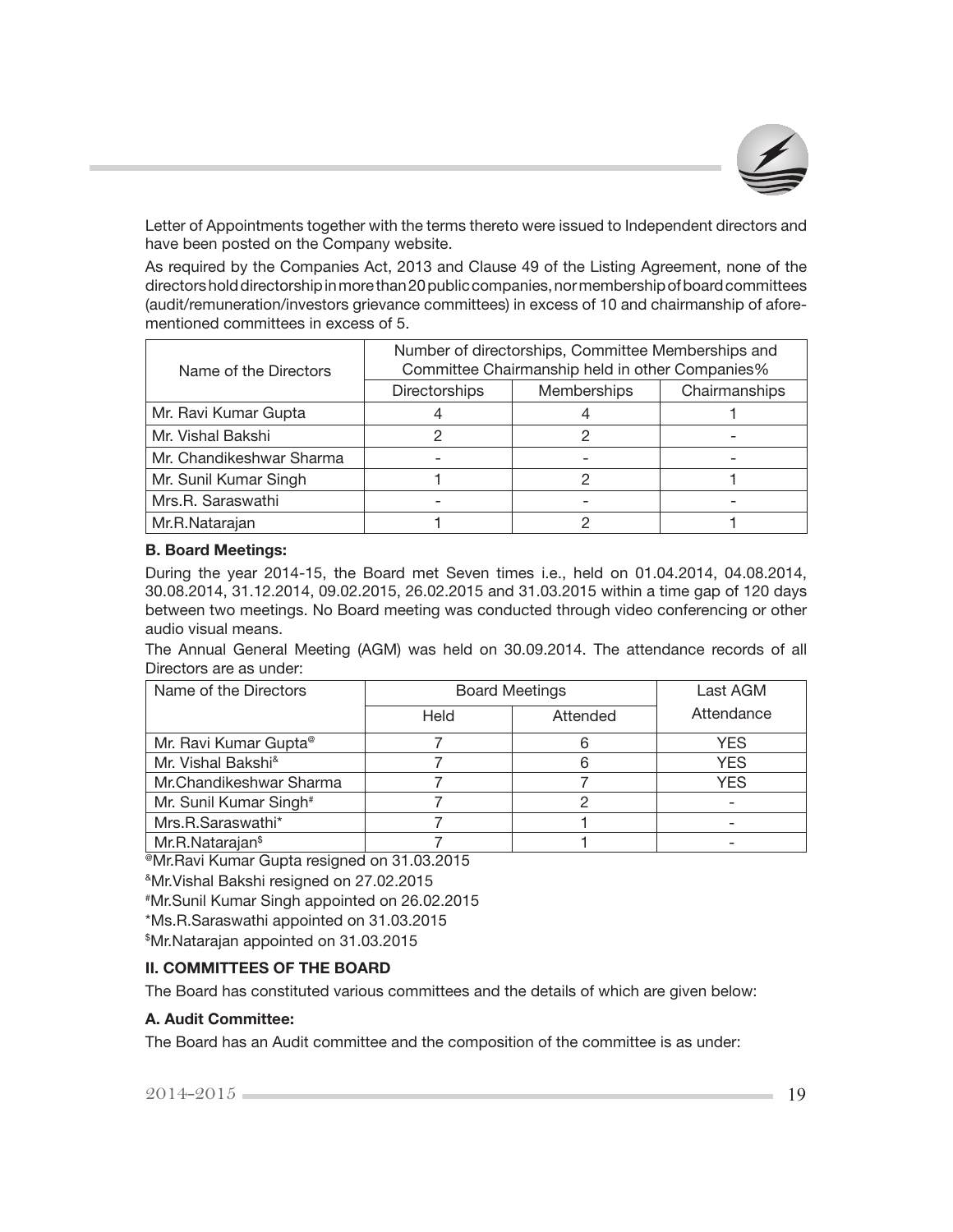Letter of Appointments together with the terms thereto were issued to Independent directors and have been posted on the Company website.

As required by the Companies Act, 2013 and Clause 49 of the Listing Agreement, none of the directors hold directorship in more than 20 public companies, nor membership of board committees (audit/remuneration/investors grievance committees) in excess of 10 and chairmanship of afore-mentioned committees in excess of 5.

| Name of the Directors | Number of directorships, Committee Memberships and Committee Chairmanship held in other Companies% | | |
|---|---|---|---|
| | Directorships | Memberships | Chairmanships |
| Mr. Ravi Kumar Gupta | 4 | 4 | 1 |
| Mr. Vishal Bakshi | 2 | 2 | - |
| Mr. Chandikeshwar Sharma | - | - | - |
| Mr. Sunil Kumar Singh | 1 | 2 | 1 |
| Mrs.R. Saraswathi | - | - | - |
| Mr.R.Natarajan | 1 | 2 | 1 |

**B. Board Meetings:**

During the year 2014-15, the Board met Seven times i.e., held on 01.04.2014, 04.08.2014, 30.08.2014, 31.12.2014, 09.02.2015, 26.02.2015 and 31.03.2015 within a time gap of 120 days between two meetings. No Board meeting was conducted through video conferencing or other audio visual means.

The Annual General Meeting (AGM) was held on 30.09.2014. The attendance records of all Directors are as under:

| Name of the Directors | Board Meetings | | Last AGM Attendance |
|---|---|---|---|
| | Held | Attended | |
| Mr. Ravi Kumar Gupta@ | 7 | 6 | YES |
| Mr. Vishal Bakshi& | 7 | 6 | YES |
| Mr.Chandikeshwar Sharma | 7 | 7 | YES |
| Mr. Sunil Kumar Singh# | 7 | 2 | - |
| Mrs.R.Saraswathi* | 7 | 1 | - |
| Mr.R.Natarajan$ | 7 | 1 | - |

@Mr.Ravi Kumar Gupta resigned on 31.03.2015

&Mr.Vishal Bakshi resigned on 27.02.2015

#Mr.Sunil Kumar Singh appointed on 26.02.2015

*Ms.R.Saraswathi appointed on 31.03.2015

$Mr.Natarajan appointed on 31.03.2015

## II. COMMITTEES OF THE BOARD

The Board has constituted various committees and the details of which are given below:

**A. Audit Committee:**

The Board has an Audit committee and the composition of the committee is as under: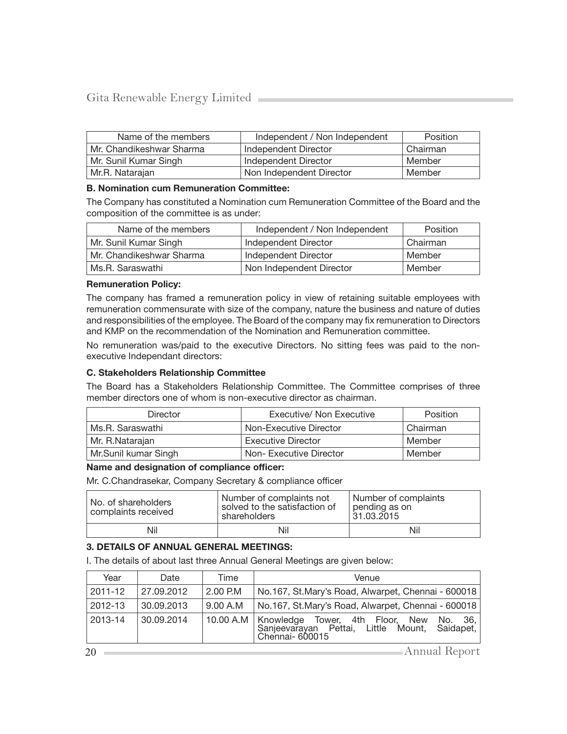| Name of the members | Independent / Non Independent | Position |
|---|---|---|
| Mr. Chandikeshwar Sharma | Independent Director | Chairman |
| Mr. Sunil Kumar Singh | Independent Director | Member |
| Mr.R. Natarajan | Non Independent Director | Member |

**B. Nomination cum Remuneration Committee:**

The Company has constituted a Nomination cum Remuneration Committee of the Board and the composition of the committee is as under:

| Name of the members | Independent / Non Independent | Position |
|---|---|---|
| Mr. Sunil Kumar Singh | Independent Director | Chairman |
| Mr. Chandikeshwar Sharma | Independent Director | Member |
| Ms.R. Saraswathi | Non Independent Director | Member |

**Remuneration Policy:**

The company has framed a remuneration policy in view of retaining suitable employees with remuneration commensurate with size of the company, nature the business and nature of duties and responsibilities of the employee. The Board of the company may fix remuneration to Directors and KMP on the recommendation of the Nomination and Remuneration committee.

No remuneration was/paid to the executive Directors. No sitting fees was paid to the non-executive Independant directors:

**C. Stakeholders Relationship Committee**

The Board has a Stakeholders Relationship Committee. The Committee comprises of three member directors one of whom is non-executive director as chairman.

| Director | Executive/ Non Executive | Position |
|---|---|---|
| Ms.R. Saraswathi | Non-Executive Director | Chairman |
| Mr. R.Natarajan | Executive Director | Member |
| Mr.Sunil kumar Singh | Non- Executive Director | Member |

**Name and designation of compliance officer:**

Mr. C.Chandrasekar, Company Secretary & compliance officer

| No. of shareholders complaints received | Number of complaints not solved to the satisfaction of shareholders | Number of complaints pending as on 31.03.2015 |
|---|---|---|
| Nil | Nil | Nil |

**3. DETAILS OF ANNUAL GENERAL MEETINGS:**

I. The details of about last three Annual General Meetings are given below:

| Year | Date | Time | Venue |
|---|---|---|---|
| 2011-12 | 27.09.2012 | 2.00 P.M | No.167, St.Mary's Road, Alwarpet, Chennai - 600018 |
| 2012-13 | 30.09.2013 | 9.00 A.M | No.167, St.Mary's Road, Alwarpet, Chennai - 600018 |
| 2013-14 | 30.09.2014 | 10.00 A.M | Knowledge Tower, 4th Floor, New No. 36, Sanjeevarayan Pettai, Little Mount, Saidapet, Chennai- 600015 |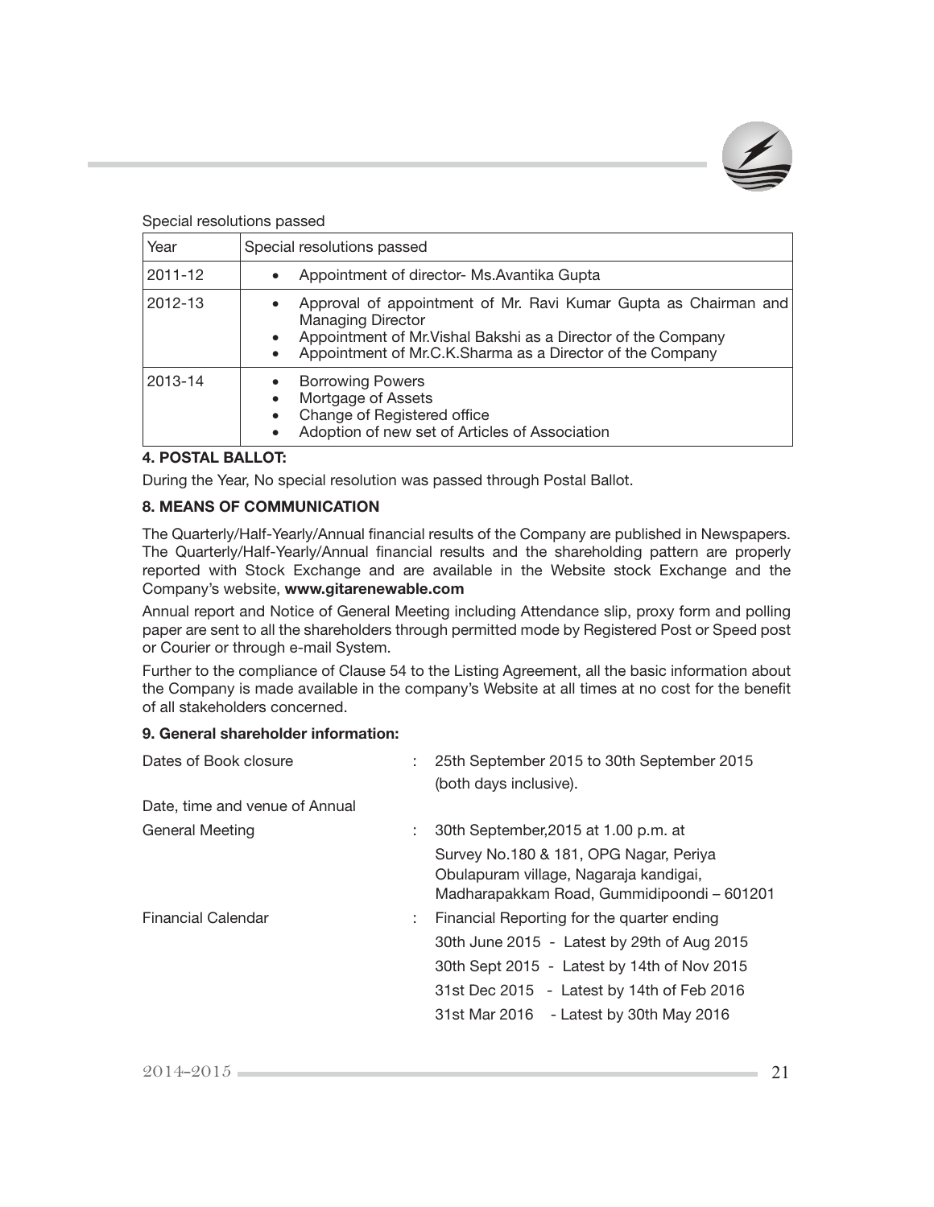Special resolutions passed

| Year | Special resolutions passed |
|---|---|
| 2011-12 | • Appointment of director- Ms.Avantika Gupta |
| 2012-13 | • Approval of appointment of Mr. Ravi Kumar Gupta as Chairman and Managing Director<br>• Appointment of Mr.Vishal Bakshi as a Director of the Company<br>• Appointment of Mr.C.K.Sharma as a Director of the Company |
| 2013-14 | • Borrowing Powers<br>• Mortgage of Assets<br>• Change of Registered office<br>• Adoption of new set of Articles of Association |

**4. POSTAL BALLOT:**

During the Year, No special resolution was passed through Postal Ballot.

**8. MEANS OF COMMUNICATION**

The Quarterly/Half-Yearly/Annual financial results of the Company are published in Newspapers. The Quarterly/Half-Yearly/Annual financial results and the shareholding pattern are properly reported with Stock Exchange and are available in the Website stock Exchange and the Company's website, **www.gitarenewable.com**

Annual report and Notice of General Meeting including Attendance slip, proxy form and polling paper are sent to all the shareholders through permitted mode by Registered Post or Speed post or Courier or through e-mail System.

Further to the compliance of Clause 54 to the Listing Agreement, all the basic information about the Company is made available in the company's Website at all times at no cost for the benefit of all stakeholders concerned.

**9. General shareholder information:**

| | | |
|---|---|---|
| Dates of Book closure | : | 25th September 2015 to 30th September 2015 (both days inclusive). |
| Date, time and venue of Annual General Meeting | : | 30th September,2015 at 1.00 p.m. at Survey No.180 & 181, OPG Nagar, Periya Obulapuram village, Nagaraja kandigai, Madharapakkam Road, Gummidipoondi – 601201 |
| Financial Calendar | : | Financial Reporting for the quarter ending<br>30th June 2015 - Latest by 29th of Aug 2015<br>30th Sept 2015 - Latest by 14th of Nov 2015<br>31st Dec 2015 - Latest by 14th of Feb 2016<br>31st Mar 2016 - Latest by 30th May 2016 |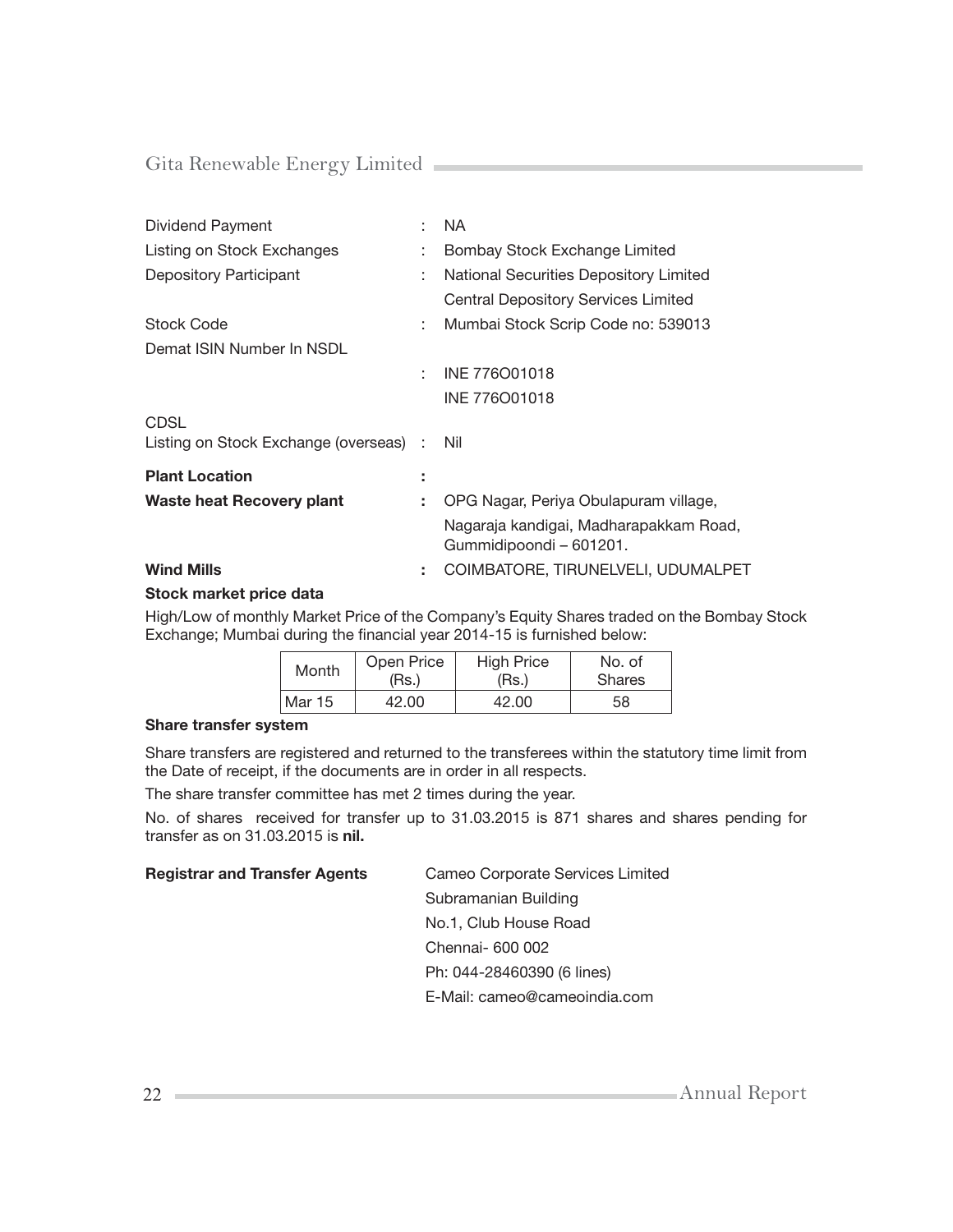Dividend Payment : NA

Listing on Stock Exchanges : Bombay Stock Exchange Limited

Depository Participant : National Securities Depository Limited
Central Depository Services Limited

Stock Code : Mumbai Stock Scrip Code no: 539013

Demat ISIN Number In NSDL

: INE 776O01018
INE 776O01018

CDSL

Listing on Stock Exchange (overseas) : Nil

**Plant Location** :

**Waste heat Recovery plant** : OPG Nagar, Periya Obulapuram village, Nagaraja kandigai, Madharapakkam Road, Gummidipoondi – 601201.

**Wind Mills** : COIMBATORE, TIRUNELVELI, UDUMALPET

**Stock market price data**

High/Low of monthly Market Price of the Company's Equity Shares traded on the Bombay Stock Exchange; Mumbai during the financial year 2014-15 is furnished below:

| Month | Open Price (Rs.) | High Price (Rs.) | No. of Shares |
|---|---|---|---|
| Mar 15 | 42.00 | 42.00 | 58 |

**Share transfer system**

Share transfers are registered and returned to the transferees within the statutory time limit from the Date of receipt, if the documents are in order in all respects.

The share transfer committee has met 2 times during the year.

No. of shares received for transfer up to 31.03.2015 is 871 shares and shares pending for transfer as on 31.03.2015 is **nil.**

**Registrar and Transfer Agents**

Cameo Corporate Services Limited
Subramanian Building
No.1, Club House Road
Chennai- 600 002
Ph: 044-28460390 (6 lines)
E-Mail: cameo@cameoindia.com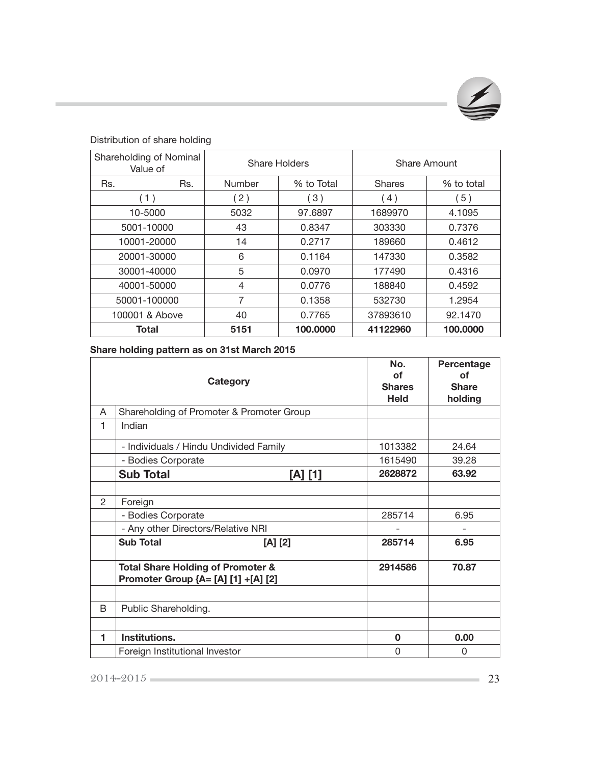Distribution of share holding

| Shareholding of Nominal Value of | Share Holders | | Share Amount | |
|---|---|---|---|---|
| Rs. Rs. | Number | % to Total | Shares | % to total |
| ( 1 ) | ( 2 ) | ( 3 ) | ( 4 ) | ( 5 ) |
| 10-5000 | 5032 | 97.6897 | 1689970 | 4.1095 |
| 5001-10000 | 43 | 0.8347 | 303330 | 0.7376 |
| 10001-20000 | 14 | 0.2717 | 189660 | 0.4612 |
| 20001-30000 | 6 | 0.1164 | 147330 | 0.3582 |
| 30001-40000 | 5 | 0.0970 | 177490 | 0.4316 |
| 40001-50000 | 4 | 0.0776 | 188840 | 0.4592 |
| 50001-100000 | 7 | 0.1358 | 532730 | 1.2954 |
| 100001 & Above | 40 | 0.7765 | 37893610 | 92.1470 |
| **Total** | **5151** | **100.0000** | **41122960** | **100.0000** |

**Share holding pattern as on 31st March 2015**

| | Category | No. of Shares Held | Percentage of Share holding |
|---|---|---|---|
| A | Shareholding of Promoter & Promoter Group | | |
| 1 | Indian | | |
| | - Individuals / Hindu Undivided Family | 1013382 | 24.64 |
| | - Bodies Corporate | 1615490 | 39.28 |
| | **Sub Total [A] [1]** | **2628872** | **63.92** |
| | | | |
| 2 | Foreign | | |
| | - Bodies Corporate | 285714 | 6.95 |
| | - Any other Directors/Relative NRI | - | - |
| | **Sub Total [A] [2]** | **285714** | **6.95** |
| | **Total Share Holding of Promoter & Promoter Group {A= [A] [1] +[A] [2]** | **2914586** | **70.87** |
| | | | |
| B | Public Shareholding. | | |
| | | | |
| **1** | **Institutions.** | **0** | **0.00** |
| | Foreign Institutional Investor | 0 | 0 |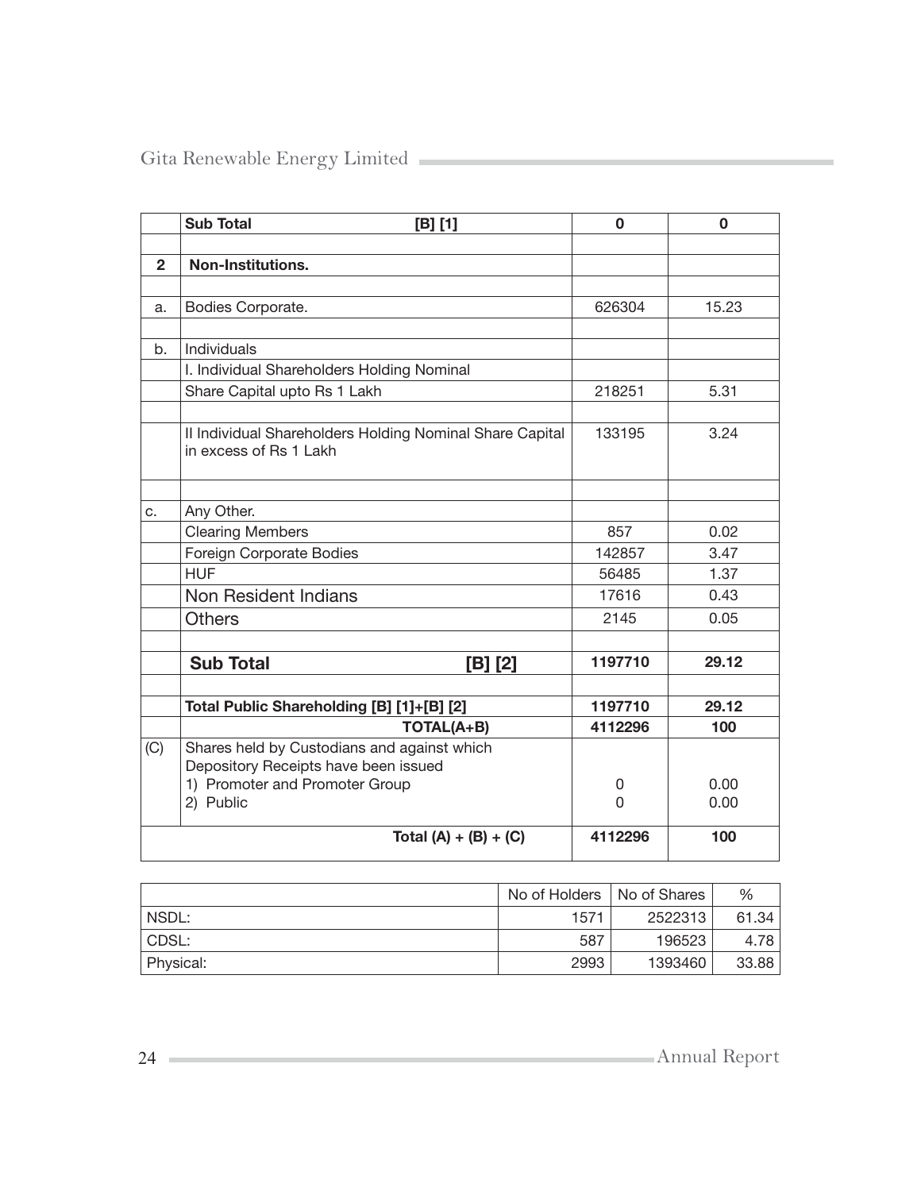| | | | |
|---|---|---|---|
| | **Sub Total [B] [1]** | **0** | **0** |
| | | | |
| **2** | **Non-Institutions.** | | |
| | | | |
| a. | Bodies Corporate. | 626304 | 15.23 |
| | | | |
| b. | Individuals | | |
| | I. Individual Shareholders Holding Nominal | | |
| | Share Capital upto Rs 1 Lakh | 218251 | 5.31 |
| | | | |
| | II Individual Shareholders Holding Nominal Share Capital in excess of Rs 1 Lakh | 133195 | 3.24 |
| | | | |
| c. | Any Other. | | |
| | Clearing Members | 857 | 0.02 |
| | Foreign Corporate Bodies | 142857 | 3.47 |
| | HUF | 56485 | 1.37 |
| | Non Resident Indians | 17616 | 0.43 |
| | Others | 2145 | 0.05 |
| | | | |
| | **Sub Total [B] [2]** | **1197710** | **29.12** |
| | | | |
| | **Total Public Shareholding [B] [1]+[B] [2]** | **1197710** | **29.12** |
| | **TOTAL(A+B)** | **4112296** | **100** |
| (C) | Shares held by Custodians and against which Depository Receipts have been issued | | |
| | 1) Promoter and Promoter Group | 0 | 0.00 |
| | 2) Public | 0 | 0.00 |
| | **Total (A) + (B) + (C)** | **4112296** | **100** |

| | No of Holders | No of Shares | % |
|---|---|---|---|
| NSDL: | 1571 | 2522313 | 61.34 |
| CDSL: | 587 | 196523 | 4.78 |
| Physical: | 2993 | 1393460 | 33.88 |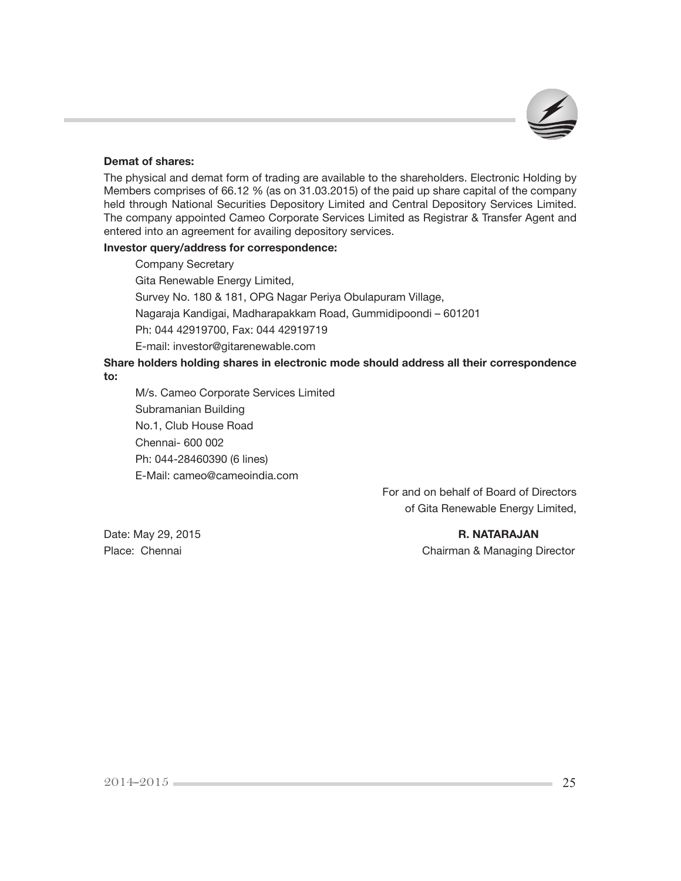**Demat of shares:**

The physical and demat form of trading are available to the shareholders. Electronic Holding by Members comprises of 66.12 % (as on 31.03.2015) of the paid up share capital of the company held through National Securities Depository Limited and Central Depository Services Limited. The company appointed Cameo Corporate Services Limited as Registrar & Transfer Agent and entered into an agreement for availing depository services.

**Investor query/address for correspondence:**

Company Secretary
Gita Renewable Energy Limited,
Survey No. 180 & 181, OPG Nagar Periya Obulapuram Village,
Nagaraja Kandigai, Madharapakkam Road, Gummidipoondi – 601201
Ph: 044 42919700, Fax: 044 42919719
E-mail: investor@gitarenewable.com

**Share holders holding shares in electronic mode should address all their correspondence to:**

M/s. Cameo Corporate Services Limited
Subramanian Building
No.1, Club House Road
Chennai- 600 002
Ph: 044-28460390 (6 lines)
E-Mail: cameo@cameoindia.com

For and on behalf of Board of Directors
of Gita Renewable Energy Limited,

Date: May 29, 2015
Place: Chennai

**R. NATARAJAN**
Chairman & Managing Director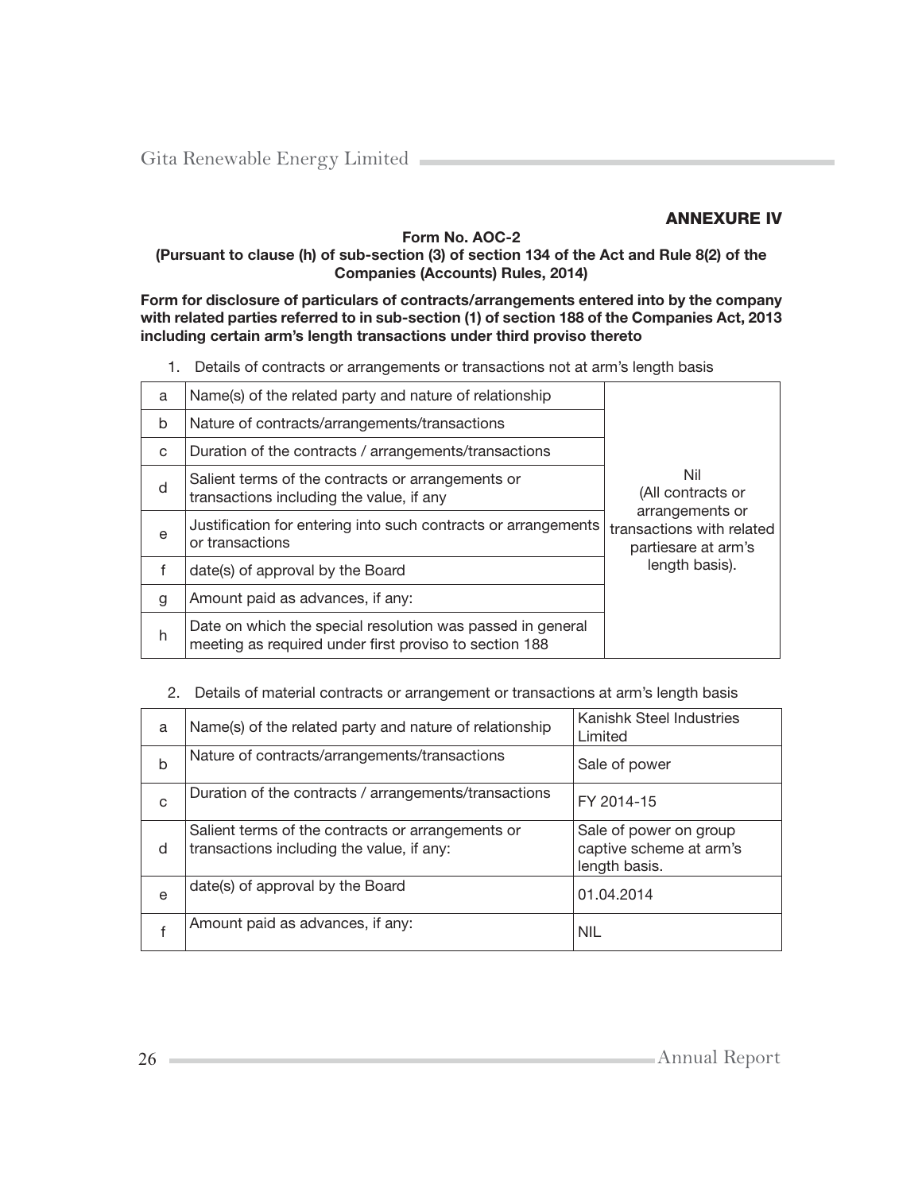## ANNEXURE IV

**Form No. AOC-2**
**(Pursuant to clause (h) of sub-section (3) of section 134 of the Act and Rule 8(2) of the Companies (Accounts) Rules, 2014)**

**Form for disclosure of particulars of contracts/arrangements entered into by the company with related parties referred to in sub-section (1) of section 188 of the Companies Act, 2013 including certain arm's length transactions under third proviso thereto**

1. Details of contracts or arrangements or transactions not at arm's length basis

| | | |
|---|---|---|
| a | Name(s) of the related party and nature of relationship | Nil (All contracts or arrangements or transactions with related partiesare at arm's length basis). |
| b | Nature of contracts/arrangements/transactions | |
| c | Duration of the contracts / arrangements/transactions | |
| d | Salient terms of the contracts or arrangements or transactions including the value, if any | |
| e | Justification for entering into such contracts or arrangements or transactions | |
| f | date(s) of approval by the Board | |
| g | Amount paid as advances, if any: | |
| h | Date on which the special resolution was passed in general meeting as required under first proviso to section 188 | |

2. Details of material contracts or arrangement or transactions at arm's length basis

| | | |
|---|---|---|
| a | Name(s) of the related party and nature of relationship | Kanishk Steel Industries Limited |
| b | Nature of contracts/arrangements/transactions | Sale of power |
| c | Duration of the contracts / arrangements/transactions | FY 2014-15 |
| d | Salient terms of the contracts or arrangements or transactions including the value, if any: | Sale of power on group captive scheme at arm's length basis. |
| e | date(s) of approval by the Board | 01.04.2014 |
| f | Amount paid as advances, if any: | NIL |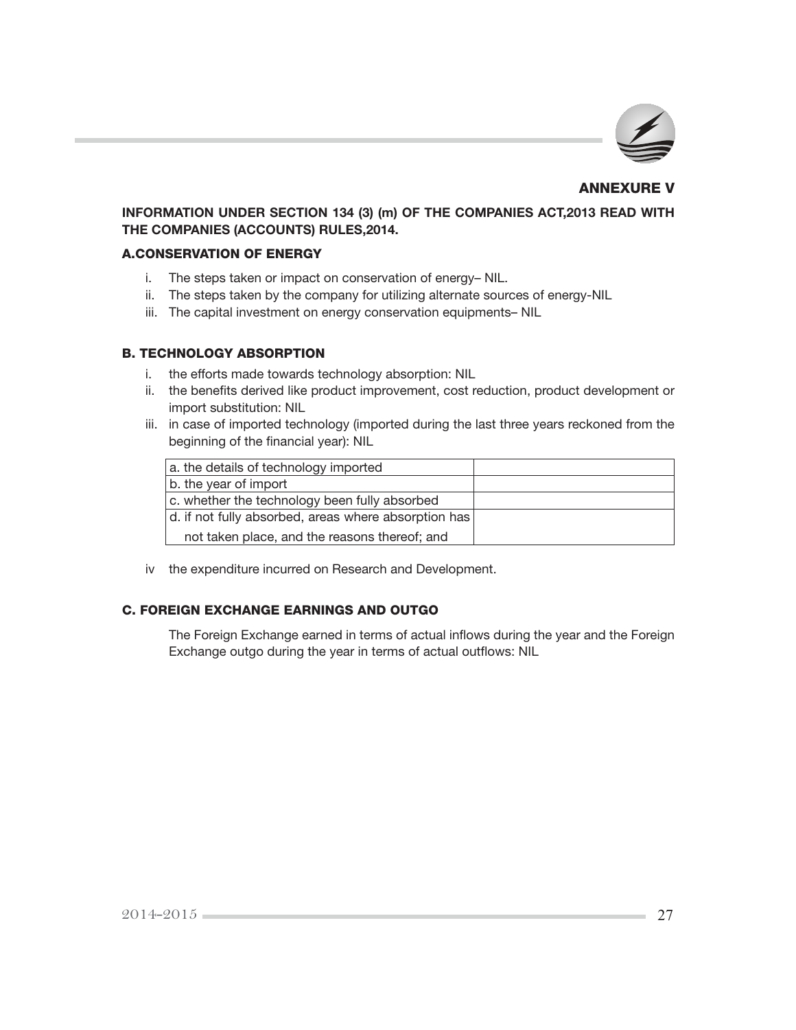## ANNEXURE V

**INFORMATION UNDER SECTION 134 (3) (m) OF THE COMPANIES ACT,2013 READ WITH THE COMPANIES (ACCOUNTS) RULES,2014.**

### A.CONSERVATION OF ENERGY

i. The steps taken or impact on conservation of energy– NIL.
ii. The steps taken by the company for utilizing alternate sources of energy-NIL
iii. The capital investment on energy conservation equipments– NIL

### B. TECHNOLOGY ABSORPTION

i. the efforts made towards technology absorption: NIL
ii. the benefits derived like product improvement, cost reduction, product development or import substitution: NIL
iii. in case of imported technology (imported during the last three years reckoned from the beginning of the financial year): NIL

| | |
|---|---|
| a. the details of technology imported | |
| b. the year of import | |
| c. whether the technology been fully absorbed | |
| d. if not fully absorbed, areas where absorption has not taken place, and the reasons thereof; and | |

iv the expenditure incurred on Research and Development.

### C. FOREIGN EXCHANGE EARNINGS AND OUTGO

The Foreign Exchange earned in terms of actual inflows during the year and the Foreign Exchange outgo during the year in terms of actual outflows: NIL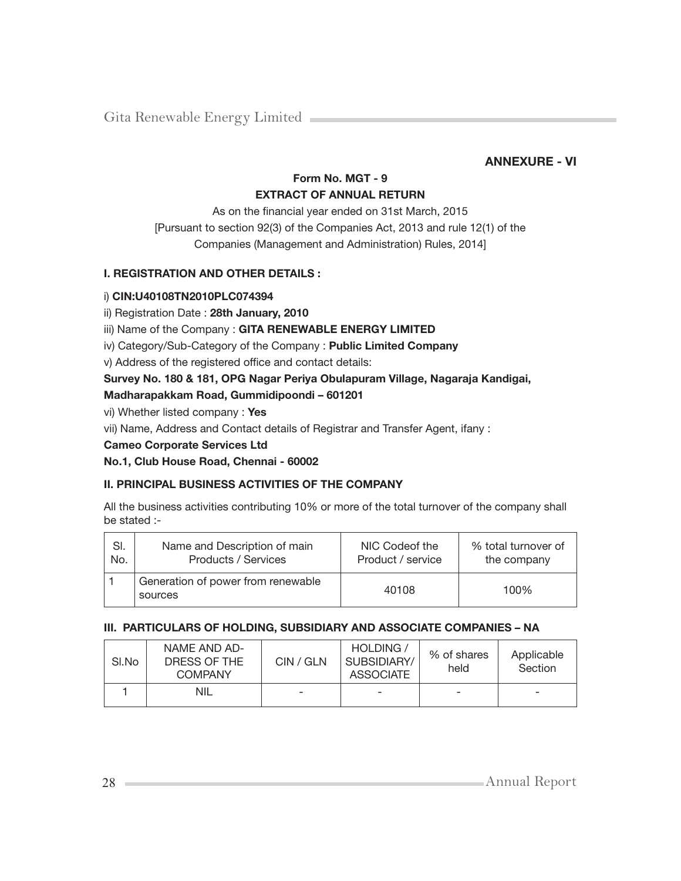**ANNEXURE - VI**

**Form No. MGT - 9**
**EXTRACT OF ANNUAL RETURN**

As on the financial year ended on 31st March, 2015
[Pursuant to section 92(3) of the Companies Act, 2013 and rule 12(1) of the Companies (Management and Administration) Rules, 2014]

**I. REGISTRATION AND OTHER DETAILS :**

i) **CIN:U40108TN2010PLC074394**

ii) Registration Date : **28th January, 2010**

iii) Name of the Company : **GITA RENEWABLE ENERGY LIMITED**

iv) Category/Sub-Category of the Company : **Public Limited Company**

v) Address of the registered office and contact details:

**Survey No. 180 & 181, OPG Nagar Periya Obulapuram Village, Nagaraja Kandigai, Madharapakkam Road, Gummidipoondi – 601201**

vi) Whether listed company : **Yes**

vii) Name, Address and Contact details of Registrar and Transfer Agent, ifany :

**Cameo Corporate Services Ltd**

**No.1, Club House Road, Chennai - 60002**

**II. PRINCIPAL BUSINESS ACTIVITIES OF THE COMPANY**

All the business activities contributing 10% or more of the total turnover of the company shall be stated :-

| Sl. No. | Name and Description of main Products / Services | NIC Codeof the Product / service | % total turnover of the company |
|---|---|---|---|
| 1 | Generation of power from renewable sources | 40108 | 100% |

**III. PARTICULARS OF HOLDING, SUBSIDIARY AND ASSOCIATE COMPANIES – NA**

| Sl.No | NAME AND ADDRESS OF THE COMPANY | CIN / GLN | HOLDING / SUBSIDIARY/ ASSOCIATE | % of shares held | Applicable Section |
|---|---|---|---|---|---|
| 1 | NIL | - | - | - | - |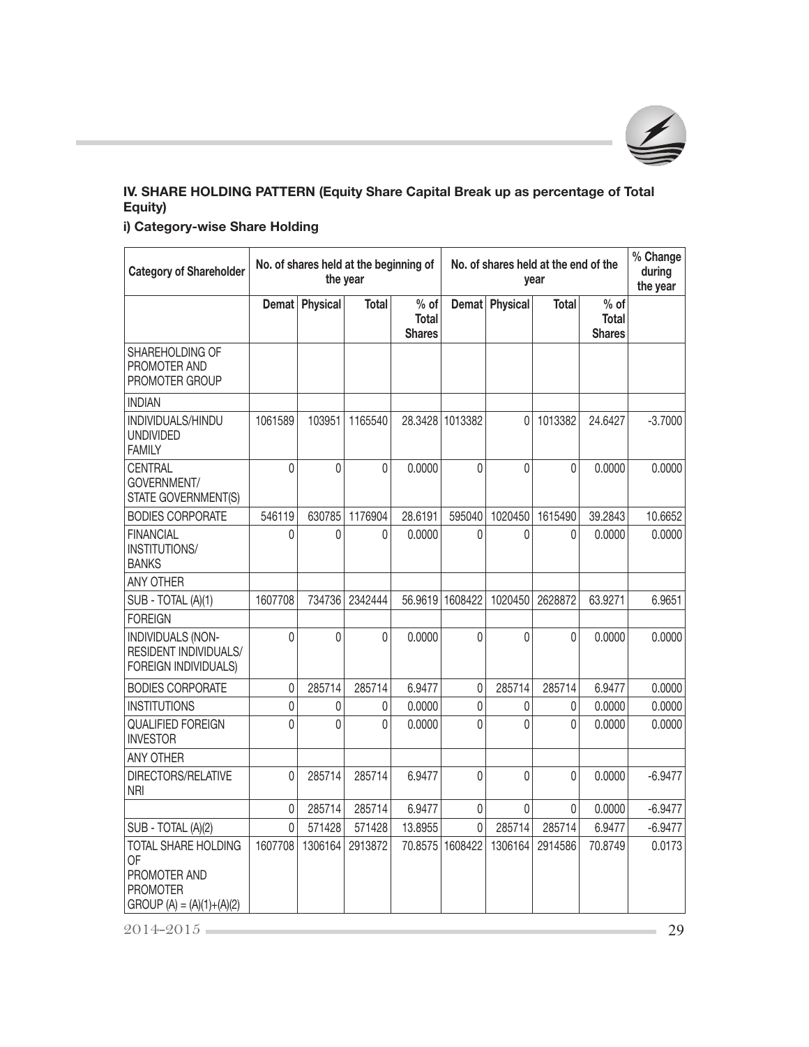**IV. SHARE HOLDING PATTERN (Equity Share Capital Break up as percentage of Total Equity)**

**i) Category-wise Share Holding**

| Category of Shareholder | No. of shares held at the beginning of the year | | | | No. of shares held at the end of the year | | | | % Change during the year |
|---|---|---|---|---|---|---|---|---|---|
| | Demat | Physical | Total | % of Total Shares | Demat | Physical | Total | % of Total Shares | |
| SHAREHOLDING OF PROMOTER AND PROMOTER GROUP | | | | | | | | | |
| INDIAN | | | | | | | | | |
| INDIVIDUALS/HINDU UNDIVIDED FAMILY | 1061589 | 103951 | 1165540 | 28.3428 | 1013382 | 0 | 1013382 | 24.6427 | -3.7000 |
| CENTRAL GOVERNMENT/ STATE GOVERNMENT(S) | 0 | 0 | 0 | 0.0000 | 0 | 0 | 0 | 0.0000 | 0.0000 |
| BODIES CORPORATE | 546119 | 630785 | 1176904 | 28.6191 | 595040 | 1020450 | 1615490 | 39.2843 | 10.6652 |
| FINANCIAL INSTITUTIONS/ BANKS | 0 | 0 | 0 | 0.0000 | 0 | 0 | 0 | 0.0000 | 0.0000 |
| ANY OTHER | | | | | | | | | |
| SUB - TOTAL (A)(1) | 1607708 | 734736 | 2342444 | 56.9619 | 1608422 | 1020450 | 2628872 | 63.9271 | 6.9651 |
| FOREIGN | | | | | | | | | |
| INDIVIDUALS (NON-RESIDENT INDIVIDUALS/ FOREIGN INDIVIDUALS) | 0 | 0 | 0 | 0.0000 | 0 | 0 | 0 | 0.0000 | 0.0000 |
| BODIES CORPORATE | 0 | 285714 | 285714 | 6.9477 | 0 | 285714 | 285714 | 6.9477 | 0.0000 |
| INSTITUTIONS | 0 | 0 | 0 | 0.0000 | 0 | 0 | 0 | 0.0000 | 0.0000 |
| QUALIFIED FOREIGN INVESTOR | 0 | 0 | 0 | 0.0000 | 0 | 0 | 0 | 0.0000 | 0.0000 |
| ANY OTHER | | | | | | | | | |
| DIRECTORS/RELATIVE NRI | 0 | 285714 | 285714 | 6.9477 | 0 | 0 | 0 | 0.0000 | -6.9477 |
| | 0 | 285714 | 285714 | 6.9477 | 0 | 0 | 0 | 0.0000 | -6.9477 |
| SUB - TOTAL (A)(2) | 0 | 571428 | 571428 | 13.8955 | 0 | 285714 | 285714 | 6.9477 | -6.9477 |
| TOTAL SHARE HOLDING OF PROMOTER AND PROMOTER GROUP (A) = (A)(1)+(A)(2) | 1607708 | 1306164 | 2913872 | 70.8575 | 1608422 | 1306164 | 2914586 | 70.8749 | 0.0173 |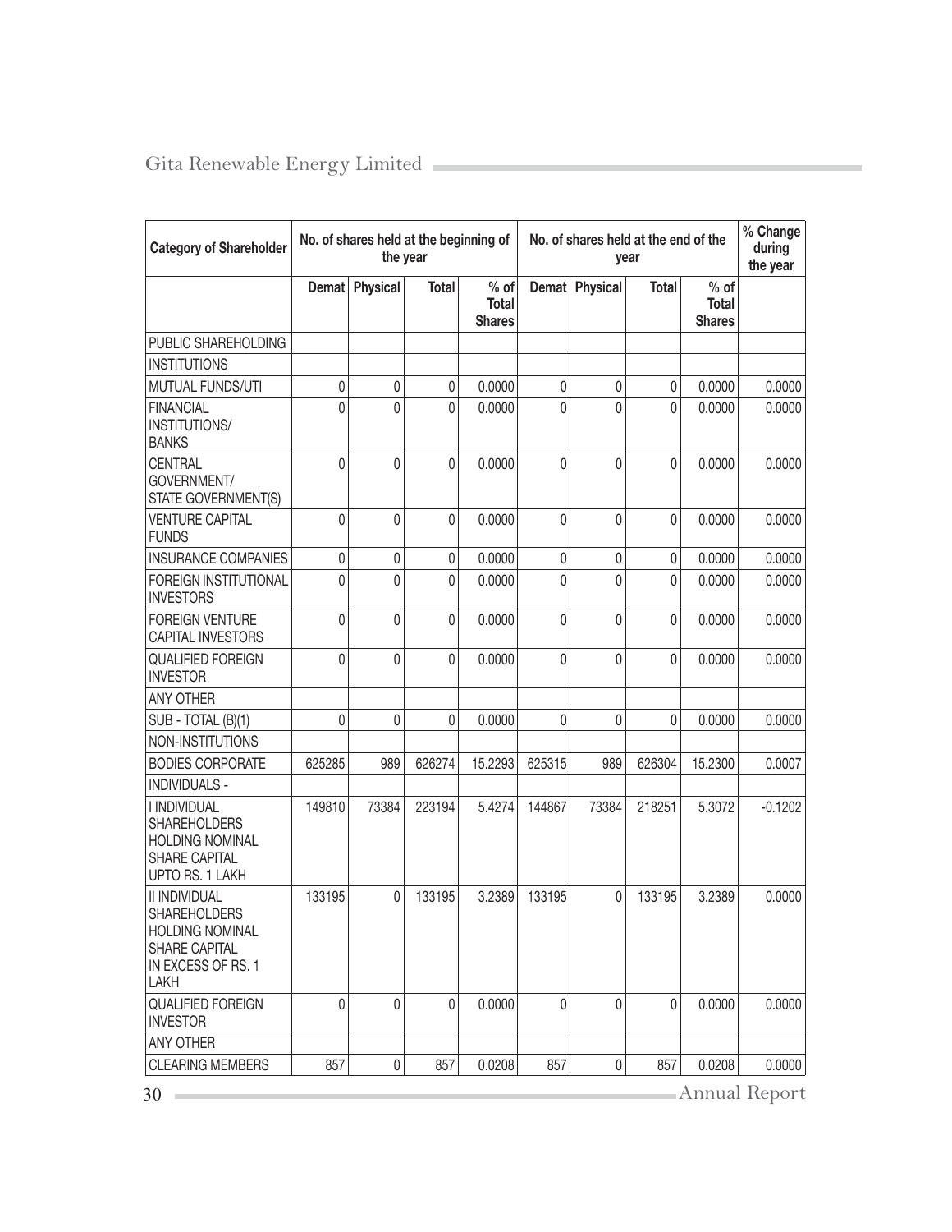| Category of Shareholder | No. of shares held at the beginning of the year | | | | No. of shares held at the end of the year | | | | % Change during the year |
|---|---|---|---|---|---|---|---|---|---|
| | Demat | Physical | Total | % of Total Shares | Demat | Physical | Total | % of Total Shares | |
| PUBLIC SHAREHOLDING | | | | | | | | | |
| INSTITUTIONS | | | | | | | | | |
| MUTUAL FUNDS/UTI | 0 | 0 | 0 | 0.0000 | 0 | 0 | 0 | 0.0000 | 0.0000 |
| FINANCIAL INSTITUTIONS/ BANKS | 0 | 0 | 0 | 0.0000 | 0 | 0 | 0 | 0.0000 | 0.0000 |
| CENTRAL GOVERNMENT/ STATE GOVERNMENT(S) | 0 | 0 | 0 | 0.0000 | 0 | 0 | 0 | 0.0000 | 0.0000 |
| VENTURE CAPITAL FUNDS | 0 | 0 | 0 | 0.0000 | 0 | 0 | 0 | 0.0000 | 0.0000 |
| INSURANCE COMPANIES | 0 | 0 | 0 | 0.0000 | 0 | 0 | 0 | 0.0000 | 0.0000 |
| FOREIGN INSTITUTIONAL INVESTORS | 0 | 0 | 0 | 0.0000 | 0 | 0 | 0 | 0.0000 | 0.0000 |
| FOREIGN VENTURE CAPITAL INVESTORS | 0 | 0 | 0 | 0.0000 | 0 | 0 | 0 | 0.0000 | 0.0000 |
| QUALIFIED FOREIGN INVESTOR | 0 | 0 | 0 | 0.0000 | 0 | 0 | 0 | 0.0000 | 0.0000 |
| ANY OTHER | | | | | | | | | |
| SUB - TOTAL (B)(1) | 0 | 0 | 0 | 0.0000 | 0 | 0 | 0 | 0.0000 | 0.0000 |
| NON-INSTITUTIONS | | | | | | | | | |
| BODIES CORPORATE | 625285 | 989 | 626274 | 15.2293 | 625315 | 989 | 626304 | 15.2300 | 0.0007 |
| INDIVIDUALS - | | | | | | | | | |
| I INDIVIDUAL SHAREHOLDERS HOLDING NOMINAL SHARE CAPITAL UPTO RS. 1 LAKH | 149810 | 73384 | 223194 | 5.4274 | 144867 | 73384 | 218251 | 5.3072 | -0.1202 |
| II INDIVIDUAL SHAREHOLDERS HOLDING NOMINAL SHARE CAPITAL IN EXCESS OF RS. 1 LAKH | 133195 | 0 | 133195 | 3.2389 | 133195 | 0 | 133195 | 3.2389 | 0.0000 |
| QUALIFIED FOREIGN INVESTOR | 0 | 0 | 0 | 0.0000 | 0 | 0 | 0 | 0.0000 | 0.0000 |
| ANY OTHER | | | | | | | | | |
| CLEARING MEMBERS | 857 | 0 | 857 | 0.0208 | 857 | 0 | 857 | 0.0208 | 0.0000 |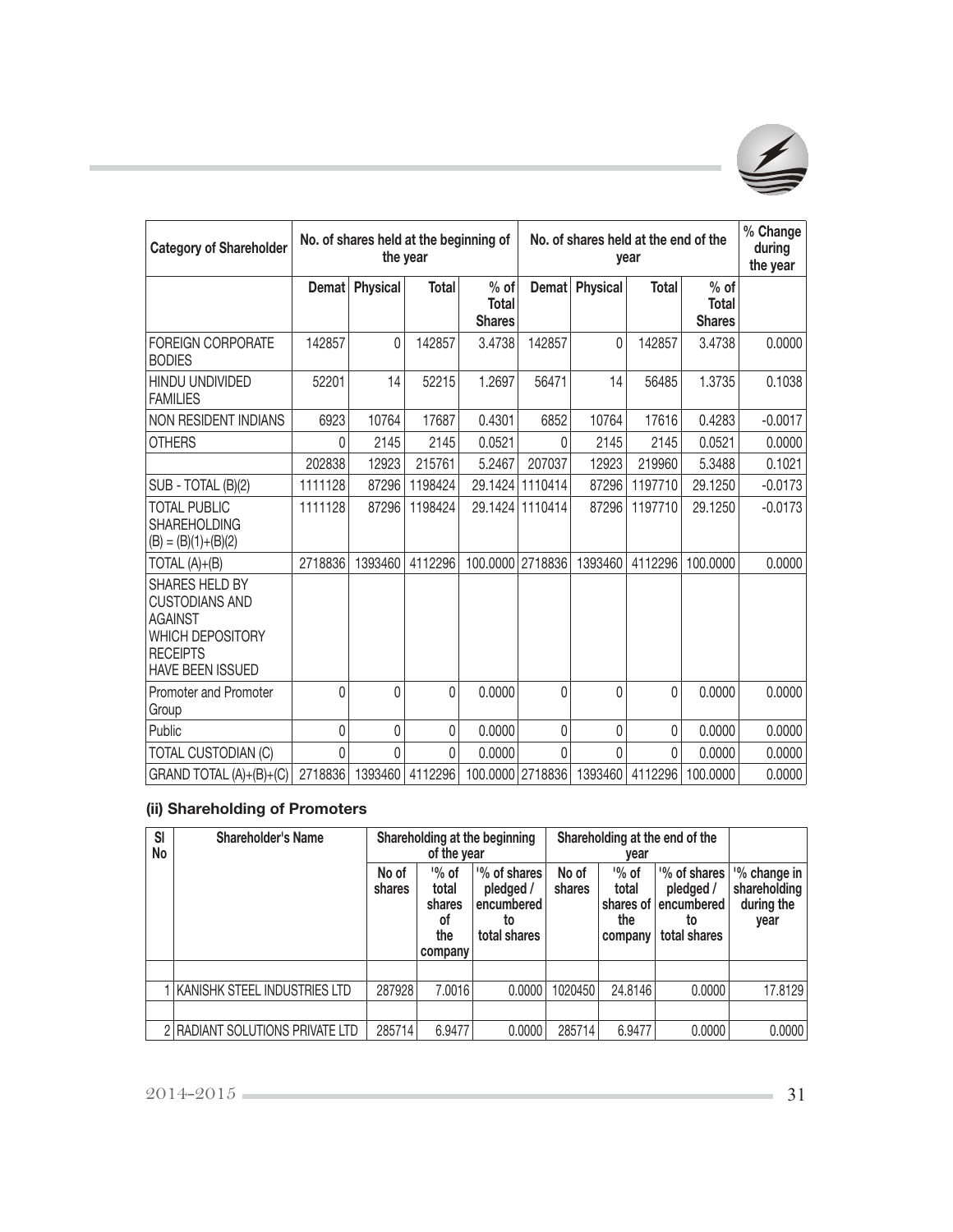| Category of Shareholder | No. of shares held at the beginning of the year | | | | No. of shares held at the end of the year | | | | % Change during the year |
|---|---|---|---|---|---|---|---|---|---|
| | Demat | Physical | Total | % of Total Shares | Demat | Physical | Total | % of Total Shares | |
| FOREIGN CORPORATE BODIES | 142857 | 0 | 142857 | 3.4738 | 142857 | 0 | 142857 | 3.4738 | 0.0000 |
| HINDU UNDIVIDED FAMILIES | 52201 | 14 | 52215 | 1.2697 | 56471 | 14 | 56485 | 1.3735 | 0.1038 |
| NON RESIDENT INDIANS | 6923 | 10764 | 17687 | 0.4301 | 6852 | 10764 | 17616 | 0.4283 | -0.0017 |
| OTHERS | 0 | 2145 | 2145 | 0.0521 | 0 | 2145 | 2145 | 0.0521 | 0.0000 |
| | 202838 | 12923 | 215761 | 5.2467 | 207037 | 12923 | 219960 | 5.3488 | 0.1021 |
| SUB - TOTAL (B)(2) | 1111128 | 87296 | 1198424 | 29.1424 | 1110414 | 87296 | 1197710 | 29.1250 | -0.0173 |
| TOTAL PUBLIC SHAREHOLDING (B) = (B)(1)+(B)(2) | 1111128 | 87296 | 1198424 | 29.1424 | 1110414 | 87296 | 1197710 | 29.1250 | -0.0173 |
| TOTAL (A)+(B) | 2718836 | 1393460 | 4112296 | 100.0000 | 2718836 | 1393460 | 4112296 | 100.0000 | 0.0000 |
| SHARES HELD BY CUSTODIANS AND AGAINST WHICH DEPOSITORY RECEIPTS HAVE BEEN ISSUED | | | | | | | | | |
| Promoter and Promoter Group | 0 | 0 | 0 | 0.0000 | 0 | 0 | 0 | 0.0000 | 0.0000 |
| Public | 0 | 0 | 0 | 0.0000 | 0 | 0 | 0 | 0.0000 | 0.0000 |
| TOTAL CUSTODIAN (C) | 0 | 0 | 0 | 0.0000 | 0 | 0 | 0 | 0.0000 | 0.0000 |
| GRAND TOTAL (A)+(B)+(C) | 2718836 | 1393460 | 4112296 | 100.0000 | 2718836 | 1393460 | 4112296 | 100.0000 | 0.0000 |

### (ii) Shareholding of Promoters

| Sl No | Shareholder's Name | Shareholding at the beginning of the year | | | Shareholding at the end of the year | | | |
|---|---|---|---|---|---|---|---|---|
| | | No of shares | '% of total shares of the company | '% of shares pledged / encumbered to total shares | No of shares | '% of total shares of the company | '% of shares pledged / encumbered to total shares | '% change in shareholding during the year |
| | | | | | | | | |
| 1 | KANISHK STEEL INDUSTRIES LTD | 287928 | 7.0016 | 0.0000 | 1020450 | 24.8146 | 0.0000 | 17.8129 |
| | | | | | | | | |
| 2 | RADIANT SOLUTIONS PRIVATE LTD | 285714 | 6.9477 | 0.0000 | 285714 | 6.9477 | 0.0000 | 0.0000 |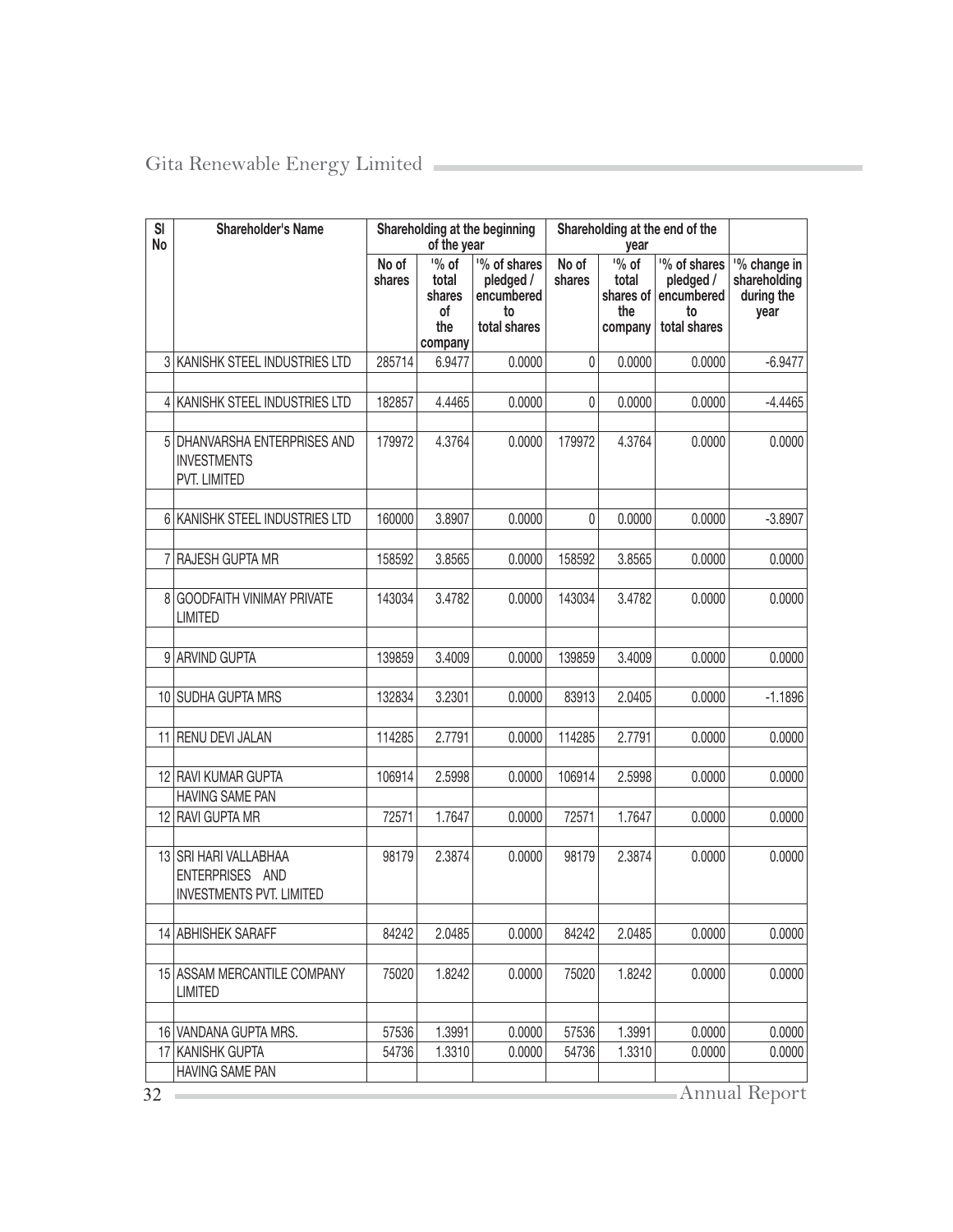| Sl No | Shareholder's Name | Shareholding at the beginning of the year | | | Shareholding at the end of the year | | | |
|---|---|---|---|---|---|---|---|---|
| | | No of shares | '% of total shares of the company | '% of shares pledged / encumbered to total shares | No of shares | '% of total shares of the company | '% of shares pledged / encumbered to total shares | '% change in shareholding during the year |
| 3 | KANISHK STEEL INDUSTRIES LTD | 285714 | 6.9477 | 0.0000 | 0 | 0.0000 | 0.0000 | -6.9477 |
| 4 | KANISHK STEEL INDUSTRIES LTD | 182857 | 4.4465 | 0.0000 | 0 | 0.0000 | 0.0000 | -4.4465 |
| 5 | DHANVARSHA ENTERPRISES AND INVESTMENTS PVT. LIMITED | 179972 | 4.3764 | 0.0000 | 179972 | 4.3764 | 0.0000 | 0.0000 |
| 6 | KANISHK STEEL INDUSTRIES LTD | 160000 | 3.8907 | 0.0000 | 0 | 0.0000 | 0.0000 | -3.8907 |
| 7 | RAJESH GUPTA MR | 158592 | 3.8565 | 0.0000 | 158592 | 3.8565 | 0.0000 | 0.0000 |
| 8 | GOODFAITH VINIMAY PRIVATE LIMITED | 143034 | 3.4782 | 0.0000 | 143034 | 3.4782 | 0.0000 | 0.0000 |
| 9 | ARVIND GUPTA | 139859 | 3.4009 | 0.0000 | 139859 | 3.4009 | 0.0000 | 0.0000 |
| 10 | SUDHA GUPTA MRS | 132834 | 3.2301 | 0.0000 | 83913 | 2.0405 | 0.0000 | -1.1896 |
| 11 | RENU DEVI JALAN | 114285 | 2.7791 | 0.0000 | 114285 | 2.7791 | 0.0000 | 0.0000 |
| 12 | RAVI KUMAR GUPTA | 106914 | 2.5998 | 0.0000 | 106914 | 2.5998 | 0.0000 | 0.0000 |
| | HAVING SAME PAN | | | | | | | |
| 12 | RAVI GUPTA MR | 72571 | 1.7647 | 0.0000 | 72571 | 1.7647 | 0.0000 | 0.0000 |
| 13 | SRI HARI VALLABHAA ENTERPRISES AND INVESTMENTS PVT. LIMITED | 98179 | 2.3874 | 0.0000 | 98179 | 2.3874 | 0.0000 | 0.0000 |
| 14 | ABHISHEK SARAFF | 84242 | 2.0485 | 0.0000 | 84242 | 2.0485 | 0.0000 | 0.0000 |
| 15 | ASSAM MERCANTILE COMPANY LIMITED | 75020 | 1.8242 | 0.0000 | 75020 | 1.8242 | 0.0000 | 0.0000 |
| 16 | VANDANA GUPTA MRS. | 57536 | 1.3991 | 0.0000 | 57536 | 1.3991 | 0.0000 | 0.0000 |
| 17 | KANISHK GUPTA | 54736 | 1.3310 | 0.0000 | 54736 | 1.3310 | 0.0000 | 0.0000 |
| | HAVING SAME PAN | | | | | | | |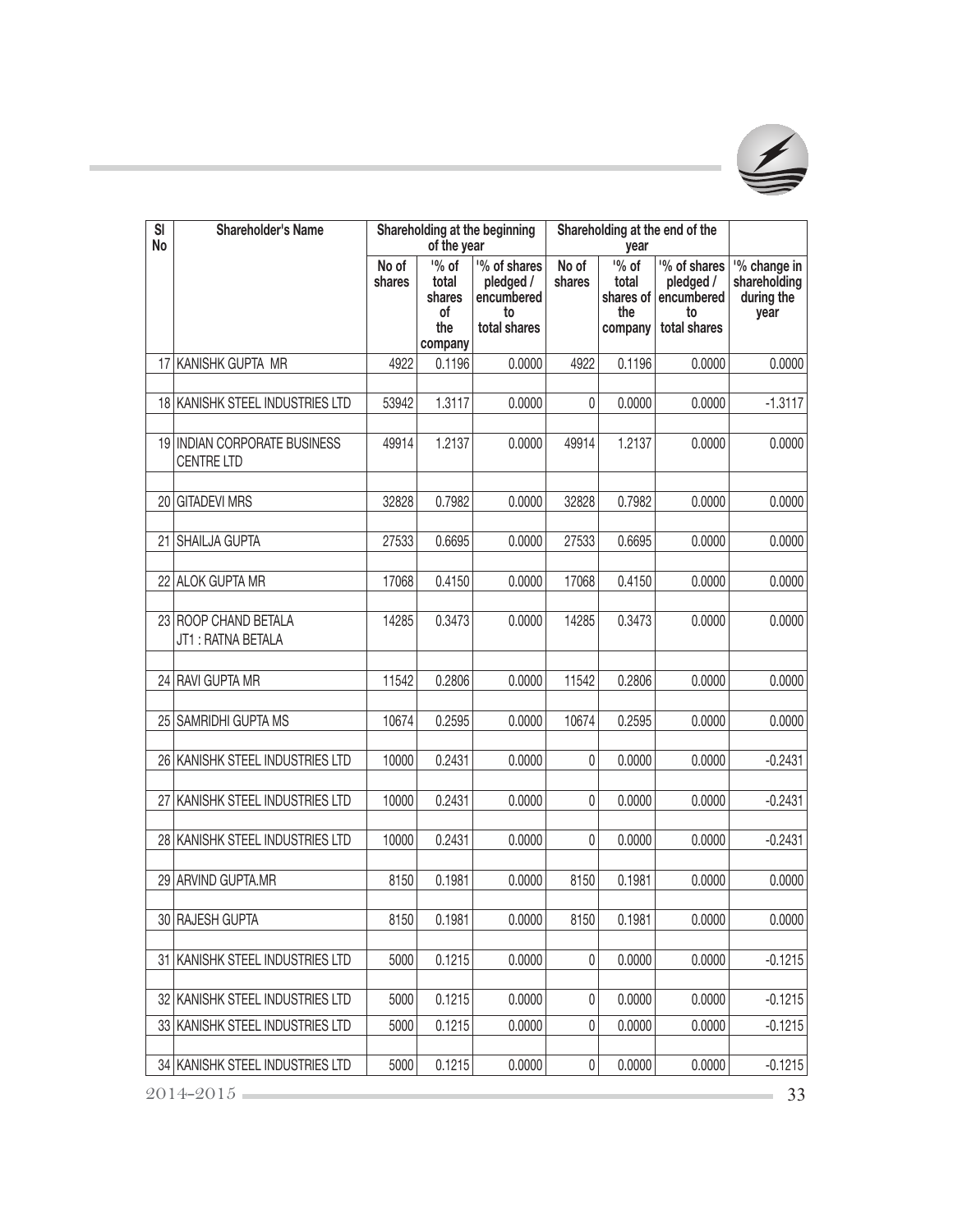| Sl No | Shareholder's Name | Shareholding at the beginning of the year | | | Shareholding at the end of the year | | | |
|---|---|---|---|---|---|---|---|---|
| | | No of shares | '% of total shares of the company | '% of shares pledged / encumbered to total shares | No of shares | '% of total shares of the company | '% of shares pledged / encumbered to total shares | '% change in shareholding during the year |
| 17 | KANISHK GUPTA MR | 4922 | 0.1196 | 0.0000 | 4922 | 0.1196 | 0.0000 | 0.0000 |
| 18 | KANISHK STEEL INDUSTRIES LTD | 53942 | 1.3117 | 0.0000 | 0 | 0.0000 | 0.0000 | -1.3117 |
| 19 | INDIAN CORPORATE BUSINESS CENTRE LTD | 49914 | 1.2137 | 0.0000 | 49914 | 1.2137 | 0.0000 | 0.0000 |
| 20 | GITADEVI MRS | 32828 | 0.7982 | 0.0000 | 32828 | 0.7982 | 0.0000 | 0.0000 |
| 21 | SHAILJA GUPTA | 27533 | 0.6695 | 0.0000 | 27533 | 0.6695 | 0.0000 | 0.0000 |
| 22 | ALOK GUPTA MR | 17068 | 0.4150 | 0.0000 | 17068 | 0.4150 | 0.0000 | 0.0000 |
| 23 | ROOP CHAND BETALA JT1 : RATNA BETALA | 14285 | 0.3473 | 0.0000 | 14285 | 0.3473 | 0.0000 | 0.0000 |
| 24 | RAVI GUPTA MR | 11542 | 0.2806 | 0.0000 | 11542 | 0.2806 | 0.0000 | 0.0000 |
| 25 | SAMRIDHI GUPTA MS | 10674 | 0.2595 | 0.0000 | 10674 | 0.2595 | 0.0000 | 0.0000 |
| 26 | KANISHK STEEL INDUSTRIES LTD | 10000 | 0.2431 | 0.0000 | 0 | 0.0000 | 0.0000 | -0.2431 |
| 27 | KANISHK STEEL INDUSTRIES LTD | 10000 | 0.2431 | 0.0000 | 0 | 0.0000 | 0.0000 | -0.2431 |
| 28 | KANISHK STEEL INDUSTRIES LTD | 10000 | 0.2431 | 0.0000 | 0 | 0.0000 | 0.0000 | -0.2431 |
| 29 | ARVIND GUPTA.MR | 8150 | 0.1981 | 0.0000 | 8150 | 0.1981 | 0.0000 | 0.0000 |
| 30 | RAJESH GUPTA | 8150 | 0.1981 | 0.0000 | 8150 | 0.1981 | 0.0000 | 0.0000 |
| 31 | KANISHK STEEL INDUSTRIES LTD | 5000 | 0.1215 | 0.0000 | 0 | 0.0000 | 0.0000 | -0.1215 |
| 32 | KANISHK STEEL INDUSTRIES LTD | 5000 | 0.1215 | 0.0000 | 0 | 0.0000 | 0.0000 | -0.1215 |
| 33 | KANISHK STEEL INDUSTRIES LTD | 5000 | 0.1215 | 0.0000 | 0 | 0.0000 | 0.0000 | -0.1215 |
| 34 | KANISHK STEEL INDUSTRIES LTD | 5000 | 0.1215 | 0.0000 | 0 | 0.0000 | 0.0000 | -0.1215 |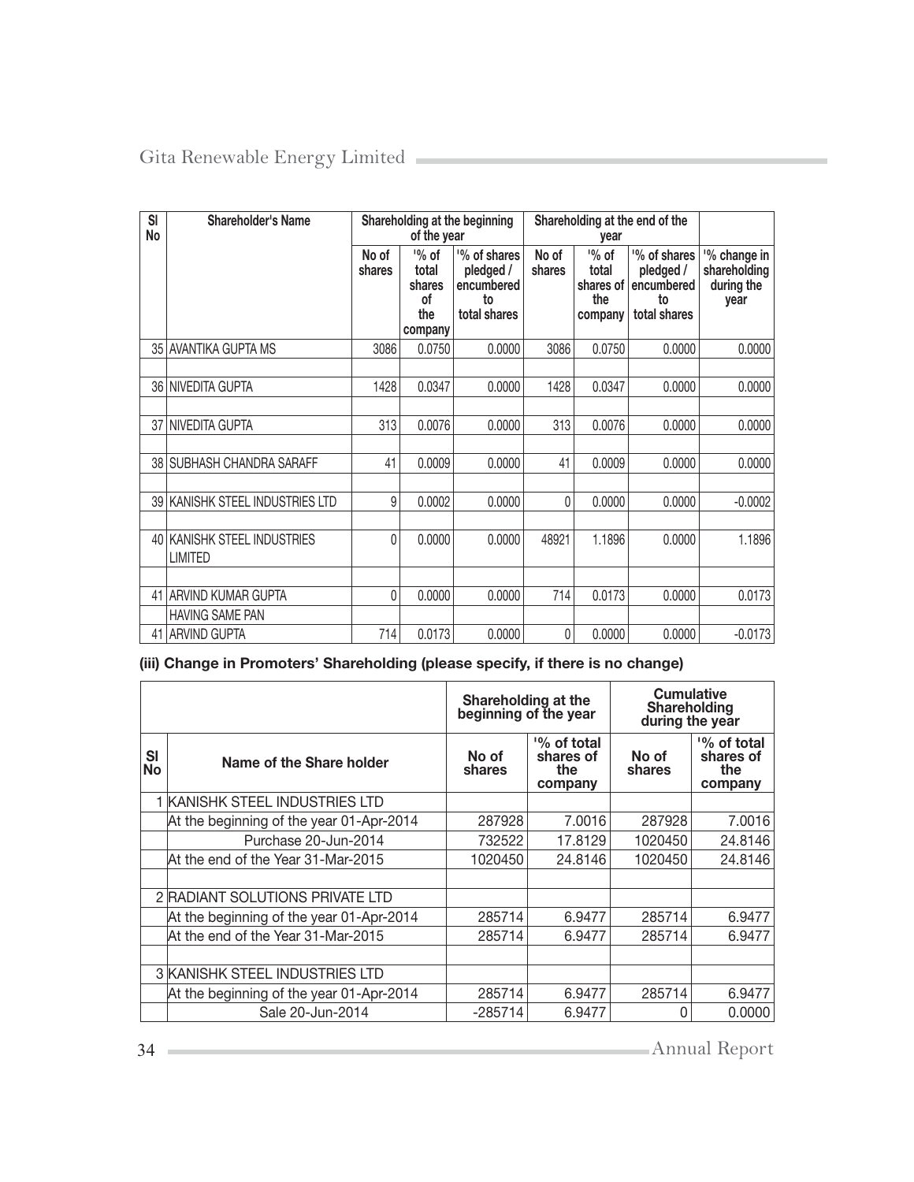| Sl No | Shareholder's Name | Shareholding at the beginning of the year | | | Shareholding at the end of the year | | | |
|---|---|---|---|---|---|---|---|---|
| | | No of shares | '% of total shares of the company | '% of shares pledged / encumbered to total shares | No of shares | '% of total shares of the company | '% of shares pledged / encumbered to total shares | '% change in shareholding during the year |
| 35 | AVANTIKA GUPTA MS | 3086 | 0.0750 | 0.0000 | 3086 | 0.0750 | 0.0000 | 0.0000 |
| 36 | NIVEDITA GUPTA | 1428 | 0.0347 | 0.0000 | 1428 | 0.0347 | 0.0000 | 0.0000 |
| 37 | NIVEDITA GUPTA | 313 | 0.0076 | 0.0000 | 313 | 0.0076 | 0.0000 | 0.0000 |
| 38 | SUBHASH CHANDRA SARAFF | 41 | 0.0009 | 0.0000 | 41 | 0.0009 | 0.0000 | 0.0000 |
| 39 | KANISHK STEEL INDUSTRIES LTD | 9 | 0.0002 | 0.0000 | 0 | 0.0000 | 0.0000 | -0.0002 |
| 40 | KANISHK STEEL INDUSTRIES LIMITED | 0 | 0.0000 | 0.0000 | 48921 | 1.1896 | 0.0000 | 1.1896 |
| 41 | ARVIND KUMAR GUPTA | 0 | 0.0000 | 0.0000 | 714 | 0.0173 | 0.0000 | 0.0173 |
| | HAVING SAME PAN | | | | | | | |
| 41 | ARVIND GUPTA | 714 | 0.0173 | 0.0000 | 0 | 0.0000 | 0.0000 | -0.0173 |

**(iii) Change in Promoters' Shareholding (please specify, if there is no change)**

| Sl No | Name of the Share holder | Shareholding at the beginning of the year | | Cumulative Shareholding during the year | |
|---|---|---|---|---|---|
| | | No of shares | '% of total shares of the company | No of shares | '% of total shares of the company |
| 1 | KANISHK STEEL INDUSTRIES LTD | | | | |
| | At the beginning of the year 01-Apr-2014 | 287928 | 7.0016 | 287928 | 7.0016 |
| | Purchase 20-Jun-2014 | 732522 | 17.8129 | 1020450 | 24.8146 |
| | At the end of the Year 31-Mar-2015 | 1020450 | 24.8146 | 1020450 | 24.8146 |
| 2 | RADIANT SOLUTIONS PRIVATE LTD | | | | |
| | At the beginning of the year 01-Apr-2014 | 285714 | 6.9477 | 285714 | 6.9477 |
| | At the end of the Year 31-Mar-2015 | 285714 | 6.9477 | 285714 | 6.9477 |
| 3 | KANISHK STEEL INDUSTRIES LTD | | | | |
| | At the beginning of the year 01-Apr-2014 | 285714 | 6.9477 | 285714 | 6.9477 |
| | Sale 20-Jun-2014 | -285714 | 6.9477 | 0 | 0.0000 |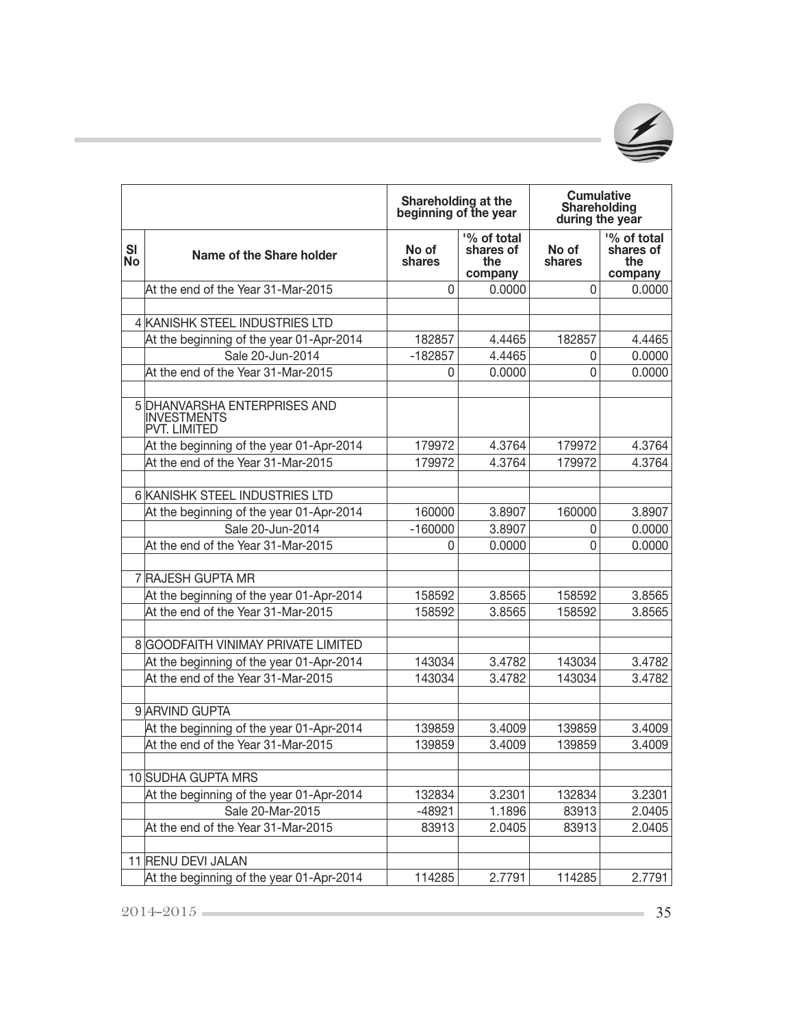| | | Shareholding at the beginning of the year | | Cumulative Shareholding during the year | |
|---|---|---|---|---|---|
| Sl No | Name of the Share holder | No of shares | '% of total shares of the company | No of shares | '% of total shares of the company |
| | At the end of the Year 31-Mar-2015 | 0 | 0.0000 | 0 | 0.0000 |
| | | | | | |
| 4 | KANISHK STEEL INDUSTRIES LTD | | | | |
| | At the beginning of the year 01-Apr-2014 | 182857 | 4.4465 | 182857 | 4.4465 |
| | Sale 20-Jun-2014 | -182857 | 4.4465 | 0 | 0.0000 |
| | At the end of the Year 31-Mar-2015 | 0 | 0.0000 | 0 | 0.0000 |
| | | | | | |
| 5 | DHANVARSHA ENTERPRISES AND INVESTMENTS PVT. LIMITED | | | | |
| | At the beginning of the year 01-Apr-2014 | 179972 | 4.3764 | 179972 | 4.3764 |
| | At the end of the Year 31-Mar-2015 | 179972 | 4.3764 | 179972 | 4.3764 |
| | | | | | |
| 6 | KANISHK STEEL INDUSTRIES LTD | | | | |
| | At the beginning of the year 01-Apr-2014 | 160000 | 3.8907 | 160000 | 3.8907 |
| | Sale 20-Jun-2014 | -160000 | 3.8907 | 0 | 0.0000 |
| | At the end of the Year 31-Mar-2015 | 0 | 0.0000 | 0 | 0.0000 |
| | | | | | |
| 7 | RAJESH GUPTA MR | | | | |
| | At the beginning of the year 01-Apr-2014 | 158592 | 3.8565 | 158592 | 3.8565 |
| | At the end of the Year 31-Mar-2015 | 158592 | 3.8565 | 158592 | 3.8565 |
| | | | | | |
| 8 | GOODFAITH VINIMAY PRIVATE LIMITED | | | | |
| | At the beginning of the year 01-Apr-2014 | 143034 | 3.4782 | 143034 | 3.4782 |
| | At the end of the Year 31-Mar-2015 | 143034 | 3.4782 | 143034 | 3.4782 |
| | | | | | |
| 9 | ARVIND GUPTA | | | | |
| | At the beginning of the year 01-Apr-2014 | 139859 | 3.4009 | 139859 | 3.4009 |
| | At the end of the Year 31-Mar-2015 | 139859 | 3.4009 | 139859 | 3.4009 |
| | | | | | |
| 10 | SUDHA GUPTA MRS | | | | |
| | At the beginning of the year 01-Apr-2014 | 132834 | 3.2301 | 132834 | 3.2301 |
| | Sale 20-Mar-2015 | -48921 | 1.1896 | 83913 | 2.0405 |
| | At the end of the Year 31-Mar-2015 | 83913 | 2.0405 | 83913 | 2.0405 |
| | | | | | |
| 11 | RENU DEVI JALAN | | | | |
| | At the beginning of the year 01-Apr-2014 | 114285 | 2.7791 | 114285 | 2.7791 |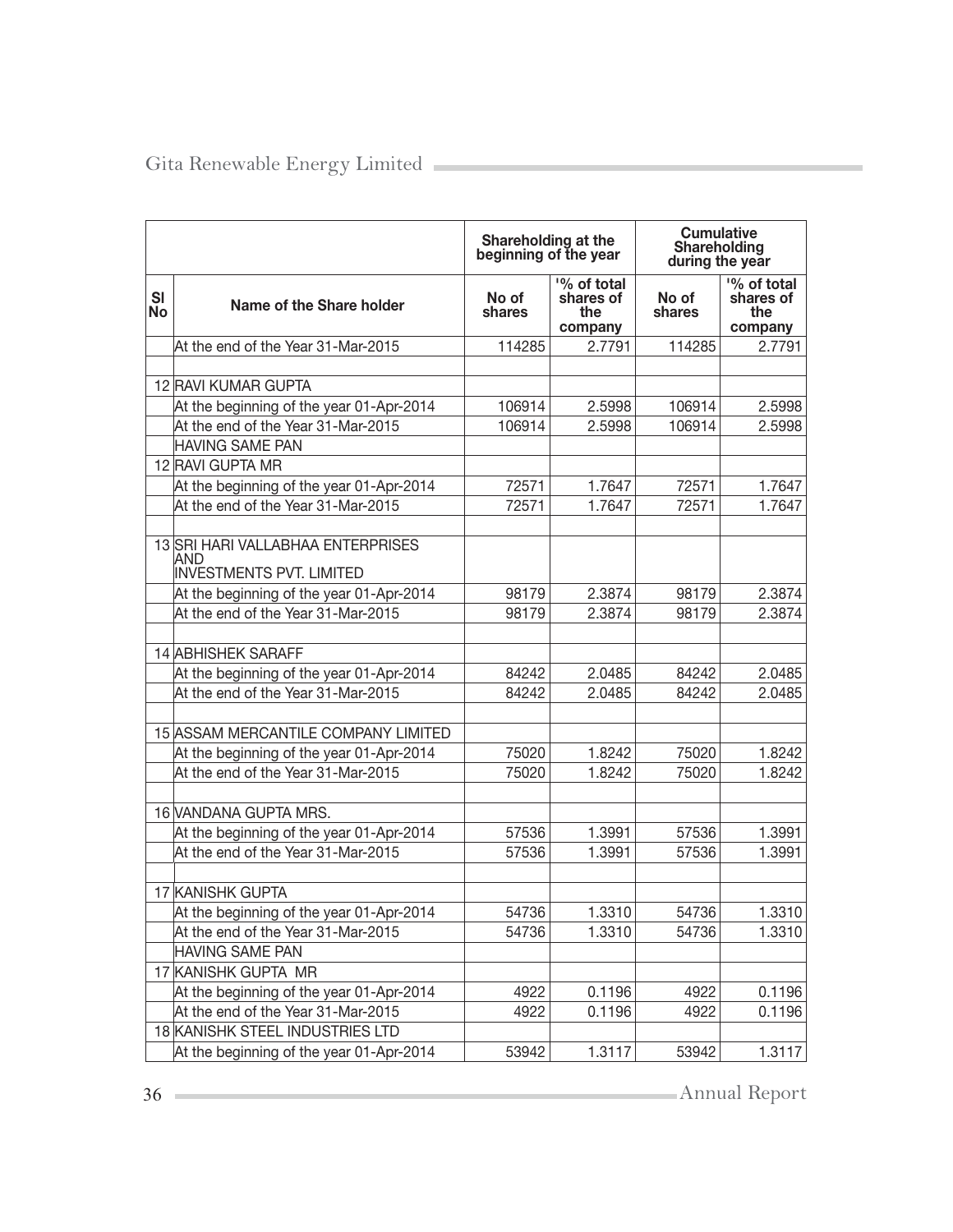| | | Shareholding at the beginning of the year | | Cumulative Shareholding during the year | |
|---|---|---|---|---|---|
| Sl No | Name of the Share holder | No of shares | '% of total shares of the company | No of shares | '% of total shares of the company |
| | At the end of the Year 31-Mar-2015 | 114285 | 2.7791 | 114285 | 2.7791 |
| | | | | | |
| 12 | RAVI KUMAR GUPTA | | | | |
| | At the beginning of the year 01-Apr-2014 | 106914 | 2.5998 | 106914 | 2.5998 |
| | At the end of the Year 31-Mar-2015 | 106914 | 2.5998 | 106914 | 2.5998 |
| | HAVING SAME PAN | | | | |
| 12 | RAVI GUPTA MR | | | | |
| | At the beginning of the year 01-Apr-2014 | 72571 | 1.7647 | 72571 | 1.7647 |
| | At the end of the Year 31-Mar-2015 | 72571 | 1.7647 | 72571 | 1.7647 |
| | | | | | |
| 13 | SRI HARI VALLABHAA ENTERPRISES AND INVESTMENTS PVT. LIMITED | | | | |
| | At the beginning of the year 01-Apr-2014 | 98179 | 2.3874 | 98179 | 2.3874 |
| | At the end of the Year 31-Mar-2015 | 98179 | 2.3874 | 98179 | 2.3874 |
| | | | | | |
| 14 | ABHISHEK SARAFF | | | | |
| | At the beginning of the year 01-Apr-2014 | 84242 | 2.0485 | 84242 | 2.0485 |
| | At the end of the Year 31-Mar-2015 | 84242 | 2.0485 | 84242 | 2.0485 |
| | | | | | |
| 15 | ASSAM MERCANTILE COMPANY LIMITED | | | | |
| | At the beginning of the year 01-Apr-2014 | 75020 | 1.8242 | 75020 | 1.8242 |
| | At the end of the Year 31-Mar-2015 | 75020 | 1.8242 | 75020 | 1.8242 |
| | | | | | |
| 16 | VANDANA GUPTA MRS. | | | | |
| | At the beginning of the year 01-Apr-2014 | 57536 | 1.3991 | 57536 | 1.3991 |
| | At the end of the Year 31-Mar-2015 | 57536 | 1.3991 | 57536 | 1.3991 |
| | | | | | |
| 17 | KANISHK GUPTA | | | | |
| | At the beginning of the year 01-Apr-2014 | 54736 | 1.3310 | 54736 | 1.3310 |
| | At the end of the Year 31-Mar-2015 | 54736 | 1.3310 | 54736 | 1.3310 |
| | HAVING SAME PAN | | | | |
| 17 | KANISHK GUPTA MR | | | | |
| | At the beginning of the year 01-Apr-2014 | 4922 | 0.1196 | 4922 | 0.1196 |
| | At the end of the Year 31-Mar-2015 | 4922 | 0.1196 | 4922 | 0.1196 |
| 18 | KANISHK STEEL INDUSTRIES LTD | | | | |
| | At the beginning of the year 01-Apr-2014 | 53942 | 1.3117 | 53942 | 1.3117 |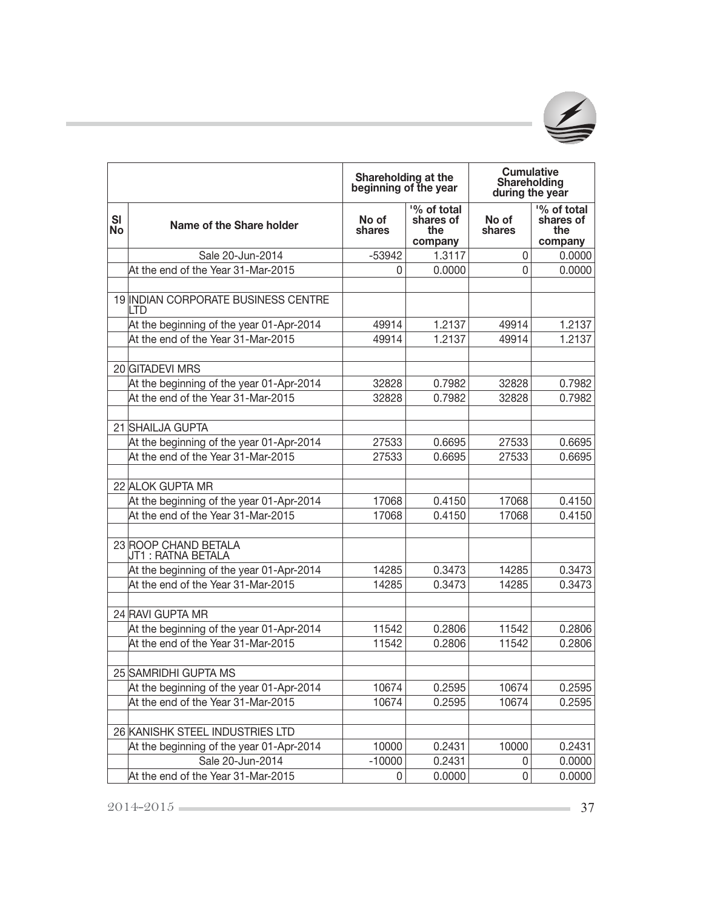| | | Shareholding at the beginning of the year | | Cumulative Shareholding during the year | |
|---|---|---|---|---|---|
| Sl No | Name of the Share holder | No of shares | '% of total shares of the company | No of shares | '% of total shares of the company |
| | Sale 20-Jun-2014 | -53942 | 1.3117 | 0 | 0.0000 |
| | At the end of the Year 31-Mar-2015 | 0 | 0.0000 | 0 | 0.0000 |
| | | | | | |
| 19 | INDIAN CORPORATE BUSINESS CENTRE LTD | | | | |
| | At the beginning of the year 01-Apr-2014 | 49914 | 1.2137 | 49914 | 1.2137 |
| | At the end of the Year 31-Mar-2015 | 49914 | 1.2137 | 49914 | 1.2137 |
| | | | | | |
| 20 | GITADEVI MRS | | | | |
| | At the beginning of the year 01-Apr-2014 | 32828 | 0.7982 | 32828 | 0.7982 |
| | At the end of the Year 31-Mar-2015 | 32828 | 0.7982 | 32828 | 0.7982 |
| | | | | | |
| 21 | SHAILJA GUPTA | | | | |
| | At the beginning of the year 01-Apr-2014 | 27533 | 0.6695 | 27533 | 0.6695 |
| | At the end of the Year 31-Mar-2015 | 27533 | 0.6695 | 27533 | 0.6695 |
| | | | | | |
| 22 | ALOK GUPTA MR | | | | |
| | At the beginning of the year 01-Apr-2014 | 17068 | 0.4150 | 17068 | 0.4150 |
| | At the end of the Year 31-Mar-2015 | 17068 | 0.4150 | 17068 | 0.4150 |
| | | | | | |
| 23 | ROOP CHAND BETALA JT1 : RATNA BETALA | | | | |
| | At the beginning of the year 01-Apr-2014 | 14285 | 0.3473 | 14285 | 0.3473 |
| | At the end of the Year 31-Mar-2015 | 14285 | 0.3473 | 14285 | 0.3473 |
| | | | | | |
| 24 | RAVI GUPTA MR | | | | |
| | At the beginning of the year 01-Apr-2014 | 11542 | 0.2806 | 11542 | 0.2806 |
| | At the end of the Year 31-Mar-2015 | 11542 | 0.2806 | 11542 | 0.2806 |
| | | | | | |
| 25 | SAMRIDHI GUPTA MS | | | | |
| | At the beginning of the year 01-Apr-2014 | 10674 | 0.2595 | 10674 | 0.2595 |
| | At the end of the Year 31-Mar-2015 | 10674 | 0.2595 | 10674 | 0.2595 |
| | | | | | |
| 26 | KANISHK STEEL INDUSTRIES LTD | | | | |
| | At the beginning of the year 01-Apr-2014 | 10000 | 0.2431 | 10000 | 0.2431 |
| | Sale 20-Jun-2014 | -10000 | 0.2431 | 0 | 0.0000 |
| | At the end of the Year 31-Mar-2015 | 0 | 0.0000 | 0 | 0.0000 |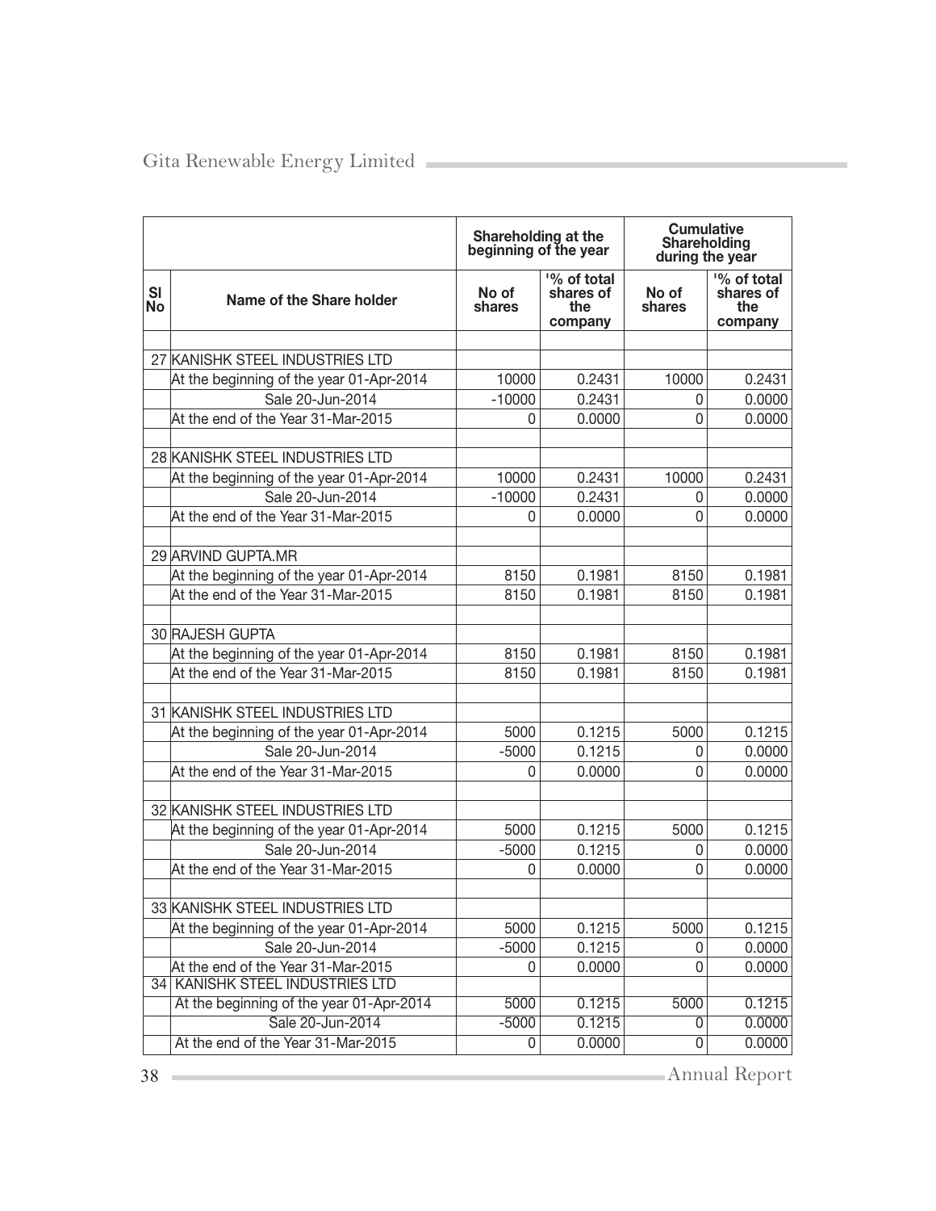| | | Shareholding at the beginning of the year | | Cumulative Shareholding during the year | |
|---|---|---|---|---|---|
| Sl No | Name of the Share holder | No of shares | '% of total shares of the company | No of shares | '% of total shares of the company |
| | | | | | |
| 27 | KANISHK STEEL INDUSTRIES LTD | | | | |
| | At the beginning of the year 01-Apr-2014 | 10000 | 0.2431 | 10000 | 0.2431 |
| | Sale 20-Jun-2014 | -10000 | 0.2431 | 0 | 0.0000 |
| | At the end of the Year 31-Mar-2015 | 0 | 0.0000 | 0 | 0.0000 |
| | | | | | |
| 28 | KANISHK STEEL INDUSTRIES LTD | | | | |
| | At the beginning of the year 01-Apr-2014 | 10000 | 0.2431 | 10000 | 0.2431 |
| | Sale 20-Jun-2014 | -10000 | 0.2431 | 0 | 0.0000 |
| | At the end of the Year 31-Mar-2015 | 0 | 0.0000 | 0 | 0.0000 |
| | | | | | |
| 29 | ARVIND GUPTA.MR | | | | |
| | At the beginning of the year 01-Apr-2014 | 8150 | 0.1981 | 8150 | 0.1981 |
| | At the end of the Year 31-Mar-2015 | 8150 | 0.1981 | 8150 | 0.1981 |
| | | | | | |
| 30 | RAJESH GUPTA | | | | |
| | At the beginning of the year 01-Apr-2014 | 8150 | 0.1981 | 8150 | 0.1981 |
| | At the end of the Year 31-Mar-2015 | 8150 | 0.1981 | 8150 | 0.1981 |
| | | | | | |
| 31 | KANISHK STEEL INDUSTRIES LTD | | | | |
| | At the beginning of the year 01-Apr-2014 | 5000 | 0.1215 | 5000 | 0.1215 |
| | Sale 20-Jun-2014 | -5000 | 0.1215 | 0 | 0.0000 |
| | At the end of the Year 31-Mar-2015 | 0 | 0.0000 | 0 | 0.0000 |
| | | | | | |
| 32 | KANISHK STEEL INDUSTRIES LTD | | | | |
| | At the beginning of the year 01-Apr-2014 | 5000 | 0.1215 | 5000 | 0.1215 |
| | Sale 20-Jun-2014 | -5000 | 0.1215 | 0 | 0.0000 |
| | At the end of the Year 31-Mar-2015 | 0 | 0.0000 | 0 | 0.0000 |
| | | | | | |
| 33 | KANISHK STEEL INDUSTRIES LTD | | | | |
| | At the beginning of the year 01-Apr-2014 | 5000 | 0.1215 | 5000 | 0.1215 |
| | Sale 20-Jun-2014 | -5000 | 0.1215 | 0 | 0.0000 |
| | At the end of the Year 31-Mar-2015 | 0 | 0.0000 | 0 | 0.0000 |
| 34 | KANISHK STEEL INDUSTRIES LTD | | | | |
| | At the beginning of the year 01-Apr-2014 | 5000 | 0.1215 | 5000 | 0.1215 |
| | Sale 20-Jun-2014 | -5000 | 0.1215 | 0 | 0.0000 |
| | At the end of the Year 31-Mar-2015 | 0 | 0.0000 | 0 | 0.0000 |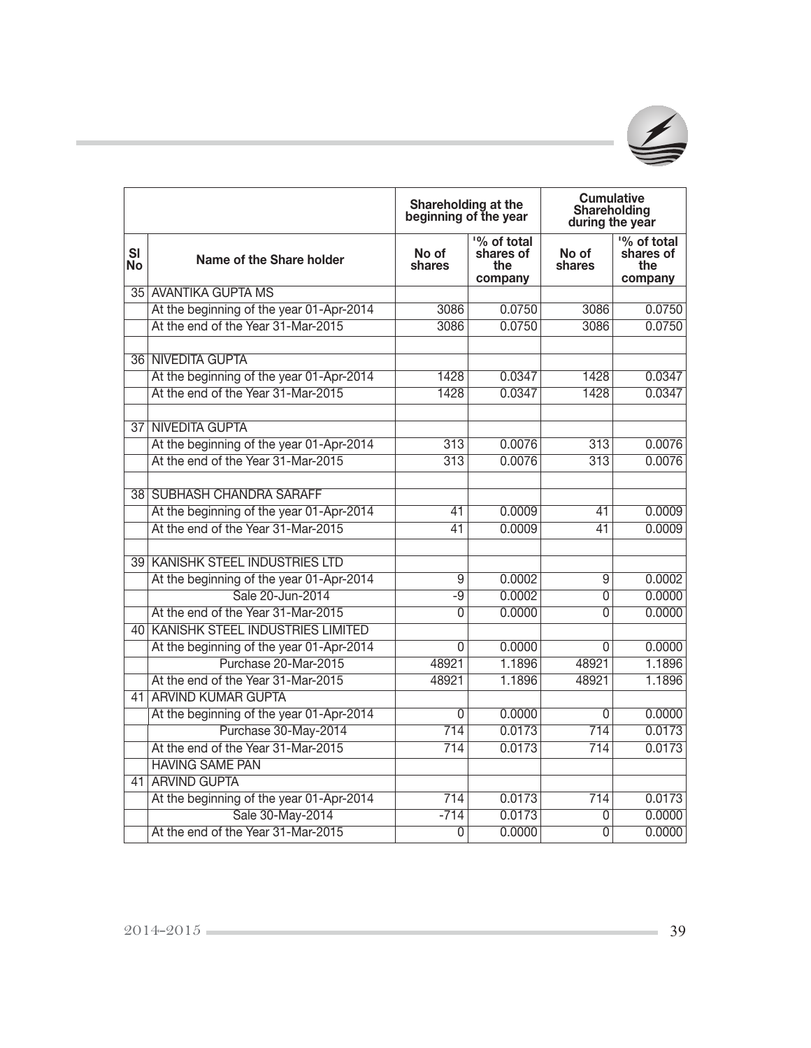| | | Shareholding at the beginning of the year | | Cumulative Shareholding during the year | |
|---|---|---|---|---|---|
| Sl No | Name of the Share holder | No of shares | '% of total shares of the company | No of shares | '% of total shares of the company |
| 35 | AVANTIKA GUPTA MS | | | | |
| | At the beginning of the year 01-Apr-2014 | 3086 | 0.0750 | 3086 | 0.0750 |
| | At the end of the Year 31-Mar-2015 | 3086 | 0.0750 | 3086 | 0.0750 |
| | | | | | |
| 36 | NIVEDITA GUPTA | | | | |
| | At the beginning of the year 01-Apr-2014 | 1428 | 0.0347 | 1428 | 0.0347 |
| | At the end of the Year 31-Mar-2015 | 1428 | 0.0347 | 1428 | 0.0347 |
| | | | | | |
| 37 | NIVEDITA GUPTA | | | | |
| | At the beginning of the year 01-Apr-2014 | 313 | 0.0076 | 313 | 0.0076 |
| | At the end of the Year 31-Mar-2015 | 313 | 0.0076 | 313 | 0.0076 |
| | | | | | |
| 38 | SUBHASH CHANDRA SARAFF | | | | |
| | At the beginning of the year 01-Apr-2014 | 41 | 0.0009 | 41 | 0.0009 |
| | At the end of the Year 31-Mar-2015 | 41 | 0.0009 | 41 | 0.0009 |
| | | | | | |
| 39 | KANISHK STEEL INDUSTRIES LTD | | | | |
| | At the beginning of the year 01-Apr-2014 | 9 | 0.0002 | 9 | 0.0002 |
| | Sale 20-Jun-2014 | -9 | 0.0002 | 0 | 0.0000 |
| | At the end of the Year 31-Mar-2015 | 0 | 0.0000 | 0 | 0.0000 |
| 40 | KANISHK STEEL INDUSTRIES LIMITED | | | | |
| | At the beginning of the year 01-Apr-2014 | 0 | 0.0000 | 0 | 0.0000 |
| | Purchase 20-Mar-2015 | 48921 | 1.1896 | 48921 | 1.1896 |
| | At the end of the Year 31-Mar-2015 | 48921 | 1.1896 | 48921 | 1.1896 |
| 41 | ARVIND KUMAR GUPTA | | | | |
| | At the beginning of the year 01-Apr-2014 | 0 | 0.0000 | 0 | 0.0000 |
| | Purchase 30-May-2014 | 714 | 0.0173 | 714 | 0.0173 |
| | At the end of the Year 31-Mar-2015 | 714 | 0.0173 | 714 | 0.0173 |
| | HAVING SAME PAN | | | | |
| 41 | ARVIND GUPTA | | | | |
| | At the beginning of the year 01-Apr-2014 | 714 | 0.0173 | 714 | 0.0173 |
| | Sale 30-May-2014 | -714 | 0.0173 | 0 | 0.0000 |
| | At the end of the Year 31-Mar-2015 | 0 | 0.0000 | 0 | 0.0000 |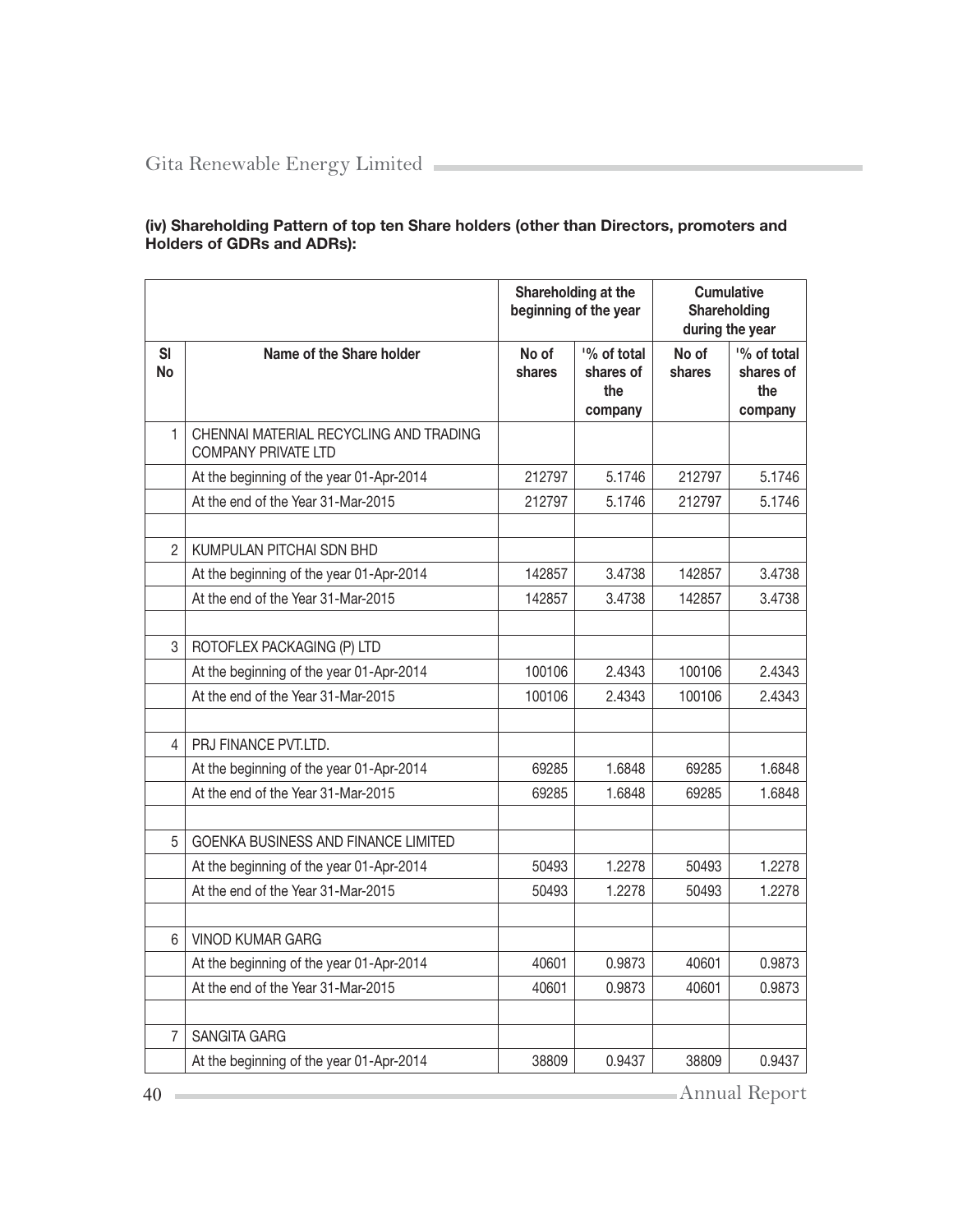**(iv) Shareholding Pattern of top ten Share holders (other than Directors, promoters and Holders of GDRs and ADRs):**

| | | Shareholding at the beginning of the year | | Cumulative Shareholding during the year | |
|---|---|---|---|---|---|
| Sl No | Name of the Share holder | No of shares | '% of total shares of the company | No of shares | '% of total shares of the company |
| 1 | CHENNAI MATERIAL RECYCLING AND TRADING COMPANY PRIVATE LTD | | | | |
| | At the beginning of the year 01-Apr-2014 | 212797 | 5.1746 | 212797 | 5.1746 |
| | At the end of the Year 31-Mar-2015 | 212797 | 5.1746 | 212797 | 5.1746 |
| | | | | | |
| 2 | KUMPULAN PITCHAI SDN BHD | | | | |
| | At the beginning of the year 01-Apr-2014 | 142857 | 3.4738 | 142857 | 3.4738 |
| | At the end of the Year 31-Mar-2015 | 142857 | 3.4738 | 142857 | 3.4738 |
| | | | | | |
| 3 | ROTOFLEX PACKAGING (P) LTD | | | | |
| | At the beginning of the year 01-Apr-2014 | 100106 | 2.4343 | 100106 | 2.4343 |
| | At the end of the Year 31-Mar-2015 | 100106 | 2.4343 | 100106 | 2.4343 |
| | | | | | |
| 4 | PRJ FINANCE PVT.LTD. | | | | |
| | At the beginning of the year 01-Apr-2014 | 69285 | 1.6848 | 69285 | 1.6848 |
| | At the end of the Year 31-Mar-2015 | 69285 | 1.6848 | 69285 | 1.6848 |
| | | | | | |
| 5 | GOENKA BUSINESS AND FINANCE LIMITED | | | | |
| | At the beginning of the year 01-Apr-2014 | 50493 | 1.2278 | 50493 | 1.2278 |
| | At the end of the Year 31-Mar-2015 | 50493 | 1.2278 | 50493 | 1.2278 |
| | | | | | |
| 6 | VINOD KUMAR GARG | | | | |
| | At the beginning of the year 01-Apr-2014 | 40601 | 0.9873 | 40601 | 0.9873 |
| | At the end of the Year 31-Mar-2015 | 40601 | 0.9873 | 40601 | 0.9873 |
| | | | | | |
| 7 | SANGITA GARG | | | | |
| | At the beginning of the year 01-Apr-2014 | 38809 | 0.9437 | 38809 | 0.9437 |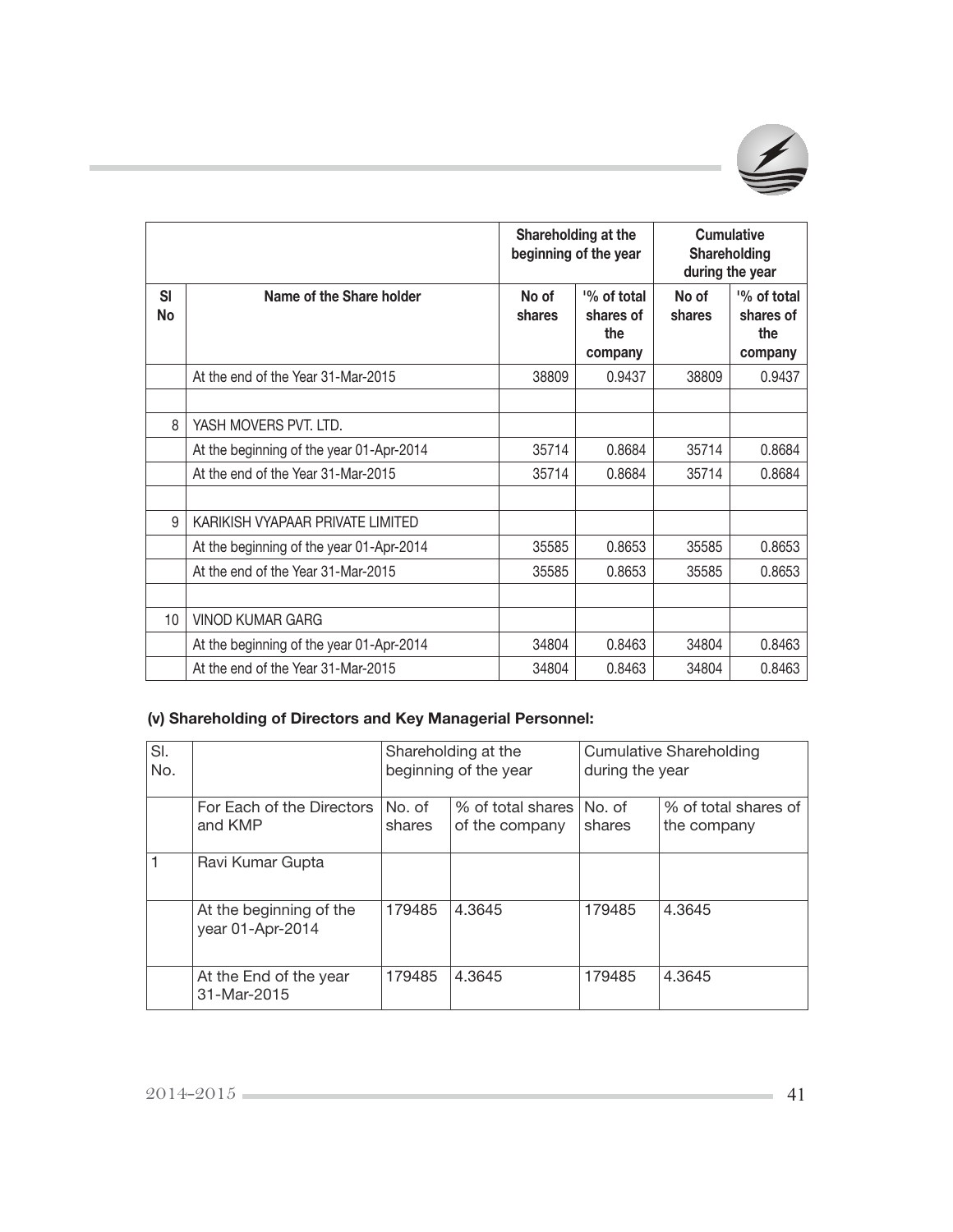| | | Shareholding at the beginning of the year | | Cumulative Shareholding during the year | |
|---|---|---|---|---|---|
| Sl No | Name of the Share holder | No of shares | '% of total shares of the company | No of shares | '% of total shares of the company |
| | At the end of the Year 31-Mar-2015 | 38809 | 0.9437 | 38809 | 0.9437 |
| | | | | | |
| 8 | YASH MOVERS PVT. LTD. | | | | |
| | At the beginning of the year 01-Apr-2014 | 35714 | 0.8684 | 35714 | 0.8684 |
| | At the end of the Year 31-Mar-2015 | 35714 | 0.8684 | 35714 | 0.8684 |
| | | | | | |
| 9 | KARIKISH VYAPAAR PRIVATE LIMITED | | | | |
| | At the beginning of the year 01-Apr-2014 | 35585 | 0.8653 | 35585 | 0.8653 |
| | At the end of the Year 31-Mar-2015 | 35585 | 0.8653 | 35585 | 0.8653 |
| | | | | | |
| 10 | VINOD KUMAR GARG | | | | |
| | At the beginning of the year 01-Apr-2014 | 34804 | 0.8463 | 34804 | 0.8463 |
| | At the end of the Year 31-Mar-2015 | 34804 | 0.8463 | 34804 | 0.8463 |

**(v) Shareholding of Directors and Key Managerial Personnel:**

| Sl. No. | | Shareholding at the beginning of the year | | Cumulative Shareholding during the year | |
|---|---|---|---|---|---|
| | For Each of the Directors and KMP | No. of shares | % of total shares of the company | No. of shares | % of total shares of the company |
| 1 | Ravi Kumar Gupta | | | | |
| | At the beginning of the year 01-Apr-2014 | 179485 | 4.3645 | 179485 | 4.3645 |
| | At the End of the year 31-Mar-2015 | 179485 | 4.3645 | 179485 | 4.3645 |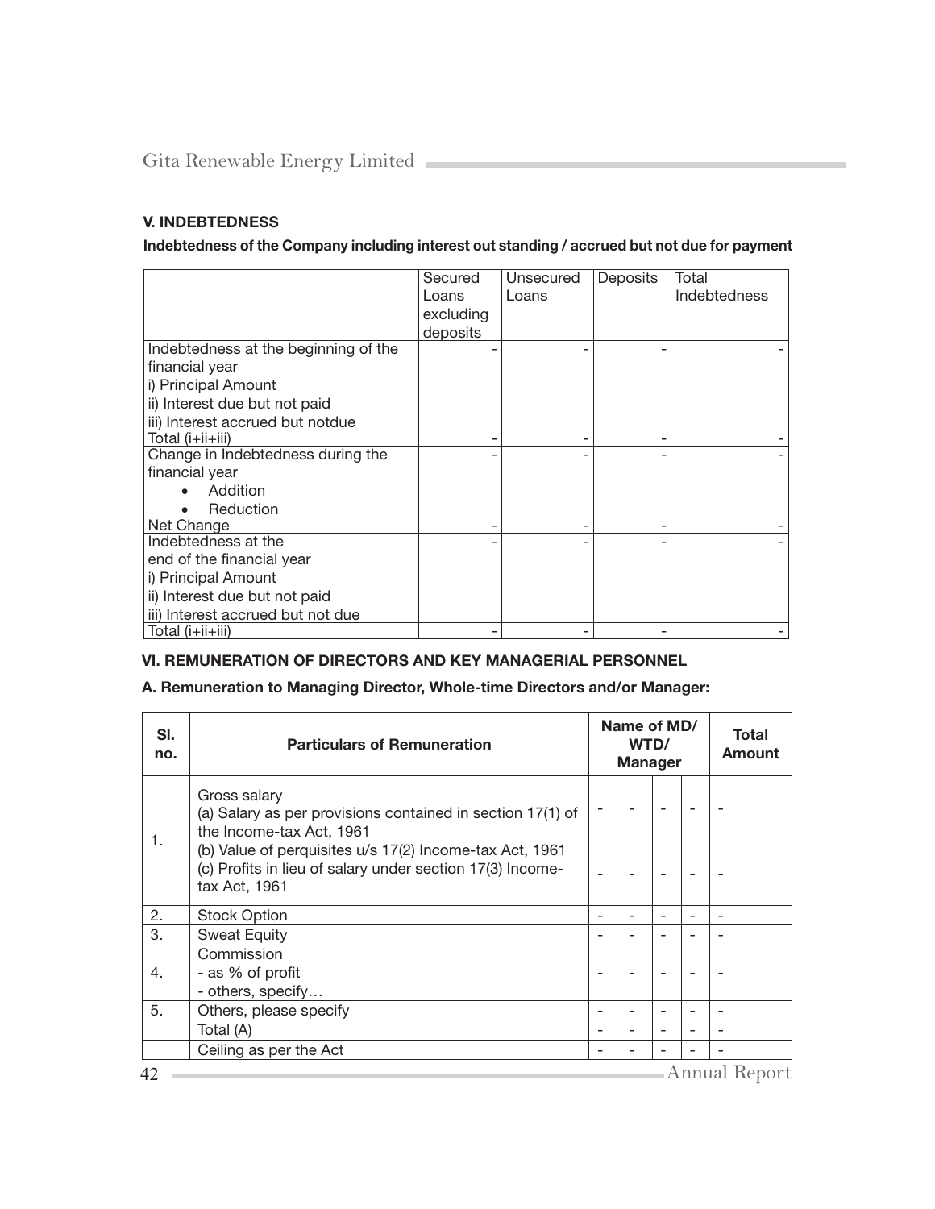### V. INDEBTEDNESS

**Indebtedness of the Company including interest out standing / accrued but not due for payment**

| | Secured Loans excluding deposits | Unsecured Loans | Deposits | Total Indebtedness |
|---|---|---|---|---|
| Indebtedness at the beginning of the financial year<br>i) Principal Amount<br>ii) Interest due but not paid<br>iii) Interest accrued but notdue | - | - | - | - |
| Total (i+ii+iii) | - | - | - | - |
| Change in Indebtedness during the financial year<br>• Addition<br>• Reduction | - | - | - | - |
| Net Change | - | - | - | - |
| Indebtedness at the end of the financial year<br>i) Principal Amount<br>ii) Interest due but not paid<br>iii) Interest accrued but not due | - | - | - | - |
| Total (i+ii+iii) | - | - | - | - |

### VI. REMUNERATION OF DIRECTORS AND KEY MANAGERIAL PERSONNEL

**A. Remuneration to Managing Director, Whole-time Directors and/or Manager:**

| Sl. no. | Particulars of Remuneration | Name of MD/ WTD/ Manager | | | | Total Amount |
|---|---|---|---|---|---|---|
| 1. | Gross salary<br>(a) Salary as per provisions contained in section 17(1) of the Income-tax Act, 1961<br>(b) Value of perquisites u/s 17(2) Income-tax Act, 1961<br>(c) Profits in lieu of salary under section 17(3) Income-tax Act, 1961 | -<br>- | -<br>- | -<br>- | -<br>- | -<br>- |
| 2. | Stock Option | - | - | - | - | - |
| 3. | Sweat Equity | - | - | - | - | - |
| 4. | Commission<br>- as % of profit<br>- others, specify… | - | - | - | - | - |
| 5. | Others, please specify | - | - | - | - | - |
| | Total (A) | - | - | - | - | - |
| | Ceiling as per the Act | - | - | - | - | - |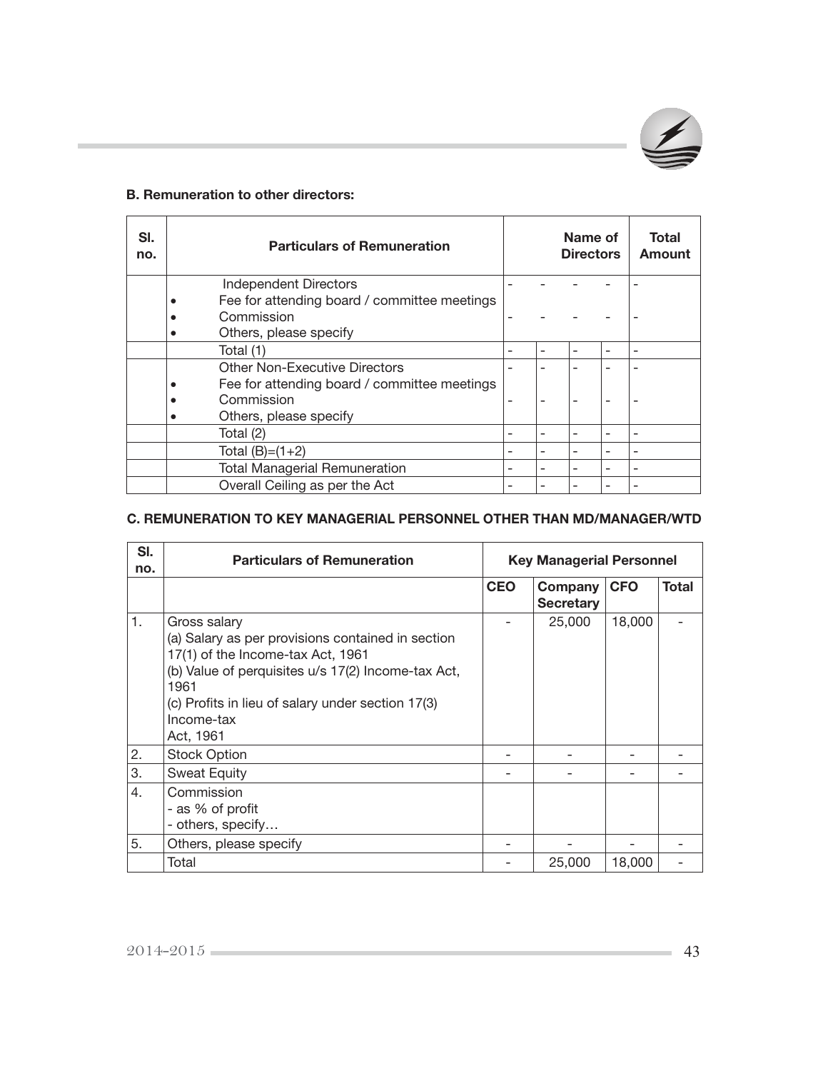### B. Remuneration to other directors:

| Sl. no. | Particulars of Remuneration | Name of Directors | | | | Total Amount |
|---|---|---|---|---|---|---|
| | Independent Directors<br>• Fee for attending board / committee meetings<br>• Commission<br>• Others, please specify | - | - | - | - | - |
| | Total (1) | - | - | - | - | - |
| | Other Non-Executive Directors<br>• Fee for attending board / committee meetings<br>• Commission<br>• Others, please specify | - | - | - | - | - |
| | Total (2) | - | - | - | - | - |
| | Total (B)=(1+2) | - | - | - | - | - |
| | Total Managerial Remuneration | - | - | - | - | - |
| | Overall Ceiling as per the Act | - | - | - | - | - |

### C. REMUNERATION TO KEY MANAGERIAL PERSONNEL OTHER THAN MD/MANAGER/WTD

| Sl. no. | Particulars of Remuneration | Key Managerial Personnel | | | |
|---|---|---|---|---|---|
| | | CEO | Company Secretary | CFO | Total |
| 1. | Gross salary<br>(a) Salary as per provisions contained in section 17(1) of the Income-tax Act, 1961<br>(b) Value of perquisites u/s 17(2) Income-tax Act, 1961<br>(c) Profits in lieu of salary under section 17(3) Income-tax Act, 1961 | - | 25,000 | 18,000 | - |
| 2. | Stock Option | - | - | - | - |
| 3. | Sweat Equity | - | - | - | - |
| 4. | Commission<br>- as % of profit<br>- others, specify… | | | | |
| 5. | Others, please specify | - | - | - | - |
| | Total | - | 25,000 | 18,000 | - |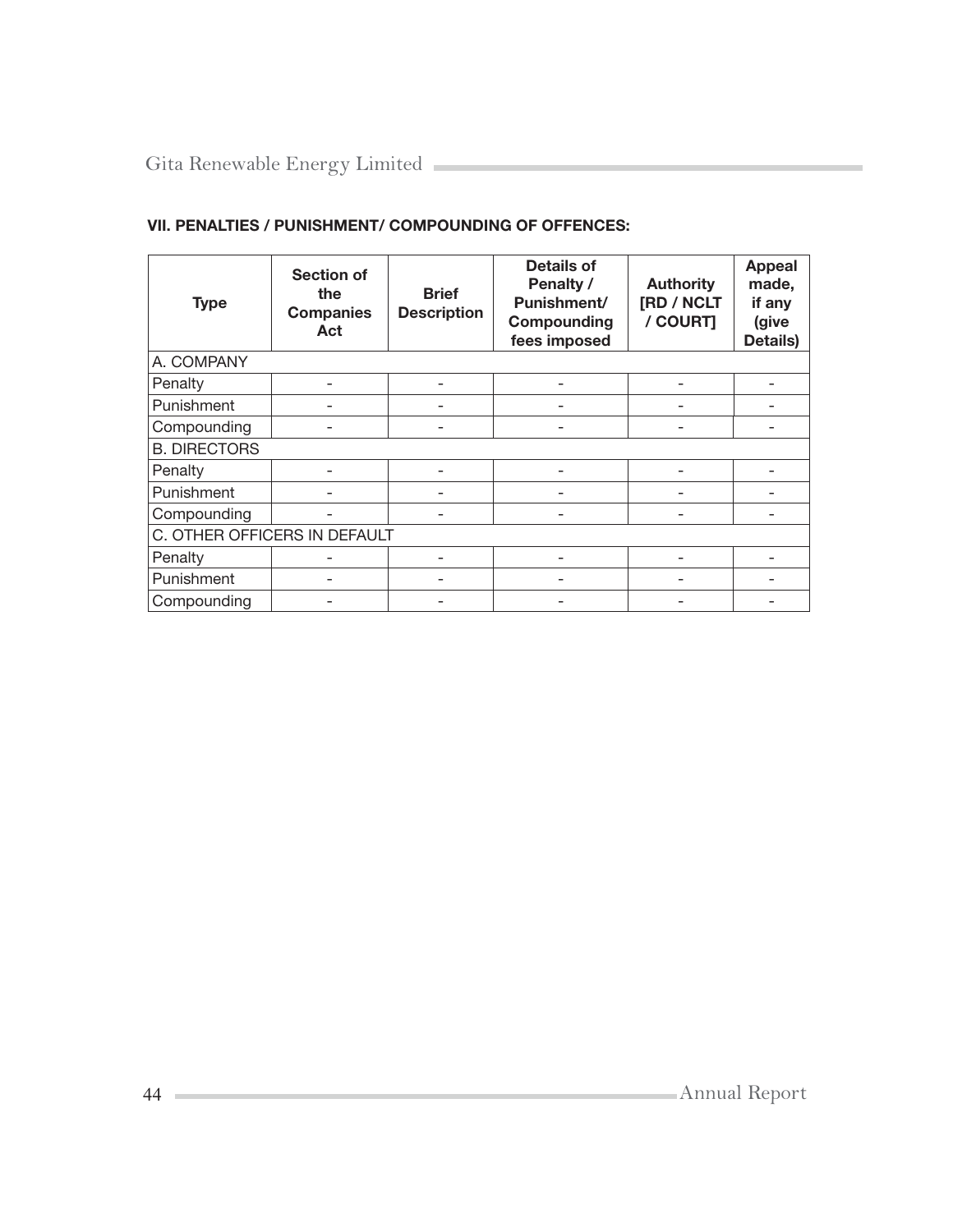**VII. PENALTIES / PUNISHMENT/ COMPOUNDING OF OFFENCES:**

| Type | Section of the Companies Act | Brief Description | Details of Penalty / Punishment/ Compounding fees imposed | Authority [RD / NCLT / COURT] | Appeal made, if any (give Details) |
|---|---|---|---|---|---|
| A. COMPANY | | | | | |
| Penalty | - | - | - | - | - |
| Punishment | - | - | - | - | - |
| Compounding | - | - | - | - | - |
| B. DIRECTORS | | | | | |
| Penalty | - | - | - | - | - |
| Punishment | - | - | - | - | - |
| Compounding | - | - | - | - | - |
| C. OTHER OFFICERS IN DEFAULT | | | | | |
| Penalty | - | - | - | - | - |
| Punishment | - | - | - | - | - |
| Compounding | - | - | - | - | - |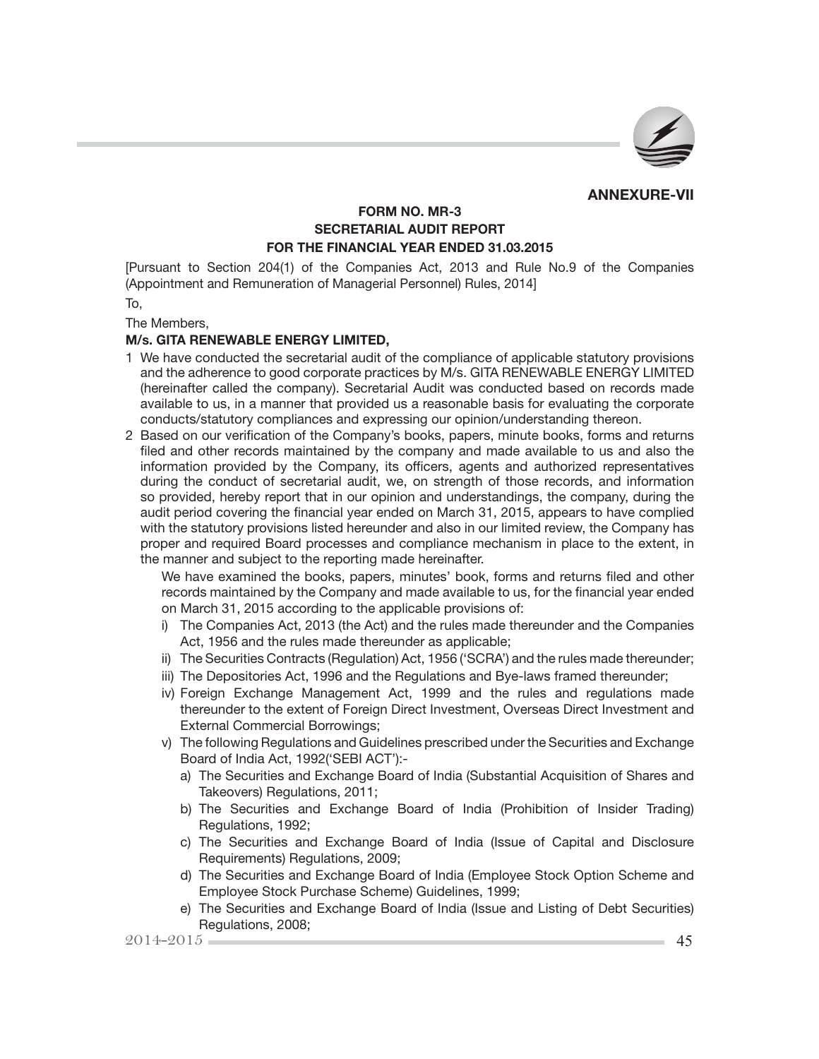**ANNEXURE-VII**

**FORM NO. MR-3**
**SECRETARIAL AUDIT REPORT**
**FOR THE FINANCIAL YEAR ENDED 31.03.2015**

[Pursuant to Section 204(1) of the Companies Act, 2013 and Rule No.9 of the Companies (Appointment and Remuneration of Managerial Personnel) Rules, 2014]

To,

The Members,

**M/s. GITA RENEWABLE ENERGY LIMITED,**

1 We have conducted the secretarial audit of the compliance of applicable statutory provisions and the adherence to good corporate practices by M/s. GITA RENEWABLE ENERGY LIMITED (hereinafter called the company). Secretarial Audit was conducted based on records made available to us, in a manner that provided us a reasonable basis for evaluating the corporate conducts/statutory compliances and expressing our opinion/understanding thereon.

2 Based on our verification of the Company's books, papers, minute books, forms and returns filed and other records maintained by the company and made available to us and also the information provided by the Company, its officers, agents and authorized representatives during the conduct of secretarial audit, we, on strength of those records, and information so provided, hereby report that in our opinion and understandings, the company, during the audit period covering the financial year ended on March 31, 2015, appears to have complied with the statutory provisions listed hereunder and also in our limited review, the Company has proper and required Board processes and compliance mechanism in place to the extent, in the manner and subject to the reporting made hereinafter.

   We have examined the books, papers, minutes' book, forms and returns filed and other records maintained by the Company and made available to us, for the financial year ended on March 31, 2015 according to the applicable provisions of:

   i) The Companies Act, 2013 (the Act) and the rules made thereunder and the Companies Act, 1956 and the rules made thereunder as applicable;
   ii) The Securities Contracts (Regulation) Act, 1956 ('SCRA') and the rules made thereunder;
   iii) The Depositories Act, 1996 and the Regulations and Bye-laws framed thereunder;
   iv) Foreign Exchange Management Act, 1999 and the rules and regulations made thereunder to the extent of Foreign Direct Investment, Overseas Direct Investment and External Commercial Borrowings;
   v) The following Regulations and Guidelines prescribed under the Securities and Exchange Board of India Act, 1992('SEBI ACT'):-
      a) The Securities and Exchange Board of India (Substantial Acquisition of Shares and Takeovers) Regulations, 2011;
      b) The Securities and Exchange Board of India (Prohibition of Insider Trading) Regulations, 1992;
      c) The Securities and Exchange Board of India (Issue of Capital and Disclosure Requirements) Regulations, 2009;
      d) The Securities and Exchange Board of India (Employee Stock Option Scheme and Employee Stock Purchase Scheme) Guidelines, 1999;
      e) The Securities and Exchange Board of India (Issue and Listing of Debt Securities) Regulations, 2008;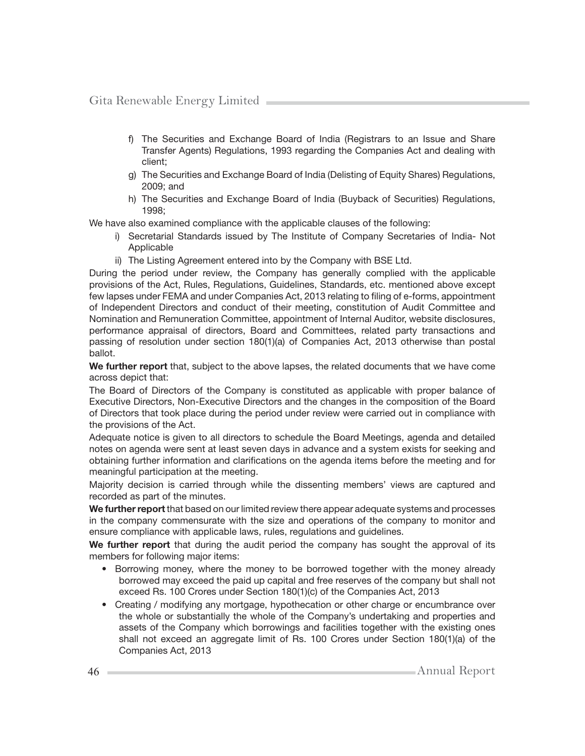f) The Securities and Exchange Board of India (Registrars to an Issue and Share Transfer Agents) Regulations, 1993 regarding the Companies Act and dealing with client;

g) The Securities and Exchange Board of India (Delisting of Equity Shares) Regulations, 2009; and

h) The Securities and Exchange Board of India (Buyback of Securities) Regulations, 1998;

We have also examined compliance with the applicable clauses of the following:

i) Secretarial Standards issued by The Institute of Company Secretaries of India- Not Applicable

ii) The Listing Agreement entered into by the Company with BSE Ltd.

During the period under review, the Company has generally complied with the applicable provisions of the Act, Rules, Regulations, Guidelines, Standards, etc. mentioned above except few lapses under FEMA and under Companies Act, 2013 relating to filing of e-forms, appointment of Independent Directors and conduct of their meeting, constitution of Audit Committee and Nomination and Remuneration Committee, appointment of Internal Auditor, website disclosures, performance appraisal of directors, Board and Committees, related party transactions and passing of resolution under section 180(1)(a) of Companies Act, 2013 otherwise than postal ballot.

**We further report** that, subject to the above lapses, the related documents that we have come across depict that:

The Board of Directors of the Company is constituted as applicable with proper balance of Executive Directors, Non-Executive Directors and the changes in the composition of the Board of Directors that took place during the period under review were carried out in compliance with the provisions of the Act.

Adequate notice is given to all directors to schedule the Board Meetings, agenda and detailed notes on agenda were sent at least seven days in advance and a system exists for seeking and obtaining further information and clarifications on the agenda items before the meeting and for meaningful participation at the meeting.

Majority decision is carried through while the dissenting members' views are captured and recorded as part of the minutes.

**We further report** that based on our limited review there appear adequate systems and processes in the company commensurate with the size and operations of the company to monitor and ensure compliance with applicable laws, rules, regulations and guidelines.

**We further report** that during the audit period the company has sought the approval of its members for following major items:

- Borrowing money, where the money to be borrowed together with the money already borrowed may exceed the paid up capital and free reserves of the company but shall not exceed Rs. 100 Crores under Section 180(1)(c) of the Companies Act, 2013
- Creating / modifying any mortgage, hypothecation or other charge or encumbrance over the whole or substantially the whole of the Company's undertaking and properties and assets of the Company which borrowings and facilities together with the existing ones shall not exceed an aggregate limit of Rs. 100 Crores under Section 180(1)(a) of the Companies Act, 2013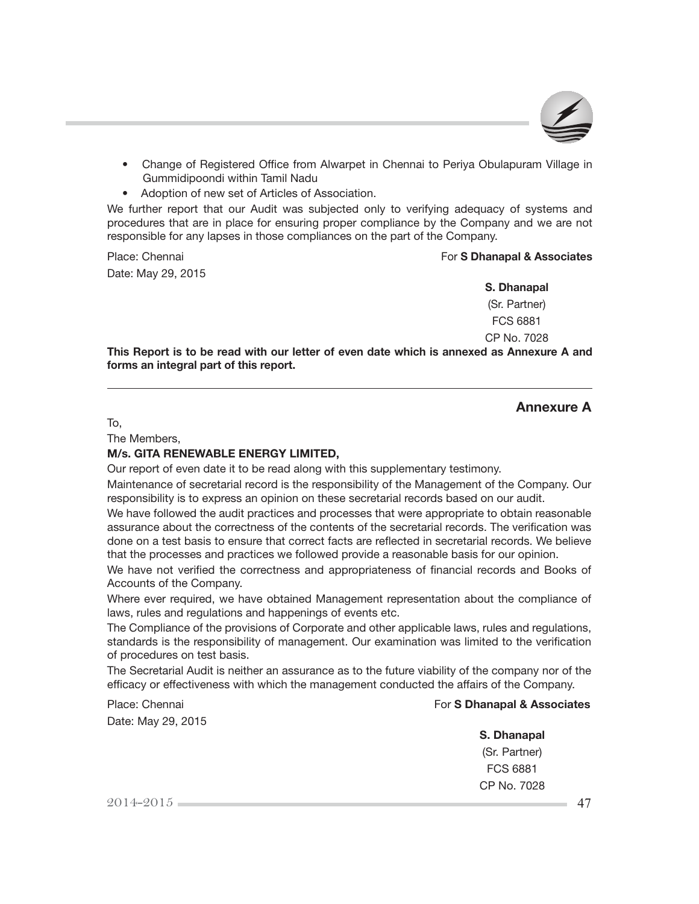- Change of Registered Office from Alwarpet in Chennai to Periya Obulapuram Village in Gummidipoondi within Tamil Nadu
- Adoption of new set of Articles of Association.

We further report that our Audit was subjected only to verifying adequacy of systems and procedures that are in place for ensuring proper compliance by the Company and we are not responsible for any lapses in those compliances on the part of the Company.

Place: Chennai

Date: May 29, 2015

For **S Dhanapal & Associates**

**S. Dhanapal**
(Sr. Partner)
FCS 6881
CP No. 7028

**This Report is to be read with our letter of even date which is annexed as Annexure A and forms an integral part of this report.**

---

## Annexure A

To,

The Members,

**M/s. GITA RENEWABLE ENERGY LIMITED,**

Our report of even date it to be read along with this supplementary testimony.

Maintenance of secretarial record is the responsibility of the Management of the Company. Our responsibility is to express an opinion on these secretarial records based on our audit.

We have followed the audit practices and processes that were appropriate to obtain reasonable assurance about the correctness of the contents of the secretarial records. The verification was done on a test basis to ensure that correct facts are reflected in secretarial records. We believe that the processes and practices we followed provide a reasonable basis for our opinion.

We have not verified the correctness and appropriateness of financial records and Books of Accounts of the Company.

Where ever required, we have obtained Management representation about the compliance of laws, rules and regulations and happenings of events etc.

The Compliance of the provisions of Corporate and other applicable laws, rules and regulations, standards is the responsibility of management. Our examination was limited to the verification of procedures on test basis.

The Secretarial Audit is neither an assurance as to the future viability of the company nor of the efficacy or effectiveness with which the management conducted the affairs of the Company.

Place: Chennai

Date: May 29, 2015

For **S Dhanapal & Associates**

**S. Dhanapal**
(Sr. Partner)
FCS 6881
CP No. 7028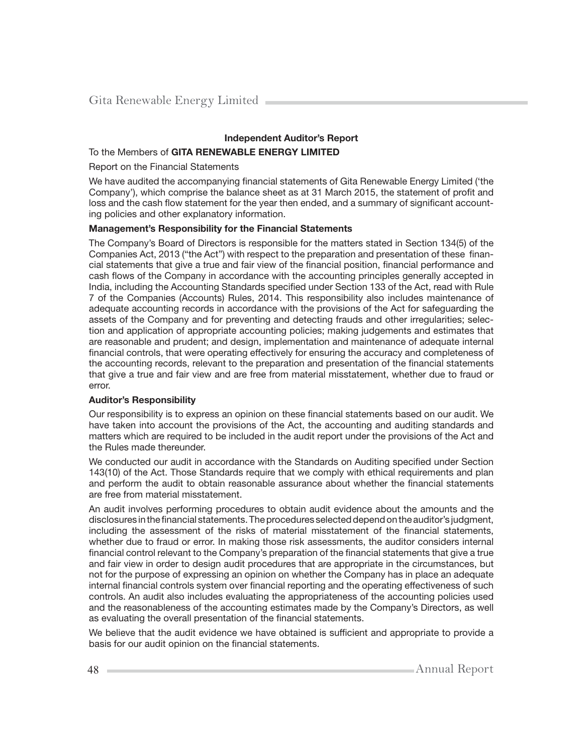## Independent Auditor's Report

To the Members of **GITA RENEWABLE ENERGY LIMITED**

Report on the Financial Statements

We have audited the accompanying financial statements of Gita Renewable Energy Limited ('the Company'), which comprise the balance sheet as at 31 March 2015, the statement of profit and loss and the cash flow statement for the year then ended, and a summary of significant accounting policies and other explanatory information.

### Management's Responsibility for the Financial Statements

The Company's Board of Directors is responsible for the matters stated in Section 134(5) of the Companies Act, 2013 ("the Act") with respect to the preparation and presentation of these financial statements that give a true and fair view of the financial position, financial performance and cash flows of the Company in accordance with the accounting principles generally accepted in India, including the Accounting Standards specified under Section 133 of the Act, read with Rule 7 of the Companies (Accounts) Rules, 2014. This responsibility also includes maintenance of adequate accounting records in accordance with the provisions of the Act for safeguarding the assets of the Company and for preventing and detecting frauds and other irregularities; selection and application of appropriate accounting policies; making judgements and estimates that are reasonable and prudent; and design, implementation and maintenance of adequate internal financial controls, that were operating effectively for ensuring the accuracy and completeness of the accounting records, relevant to the preparation and presentation of the financial statements that give a true and fair view and are free from material misstatement, whether due to fraud or error.

### Auditor's Responsibility

Our responsibility is to express an opinion on these financial statements based on our audit. We have taken into account the provisions of the Act, the accounting and auditing standards and matters which are required to be included in the audit report under the provisions of the Act and the Rules made thereunder.

We conducted our audit in accordance with the Standards on Auditing specified under Section 143(10) of the Act. Those Standards require that we comply with ethical requirements and plan and perform the audit to obtain reasonable assurance about whether the financial statements are free from material misstatement.

An audit involves performing procedures to obtain audit evidence about the amounts and the disclosures in the financial statements. The procedures selected depend on the auditor's judgment, including the assessment of the risks of material misstatement of the financial statements, whether due to fraud or error. In making those risk assessments, the auditor considers internal financial control relevant to the Company's preparation of the financial statements that give a true and fair view in order to design audit procedures that are appropriate in the circumstances, but not for the purpose of expressing an opinion on whether the Company has in place an adequate internal financial controls system over financial reporting and the operating effectiveness of such controls. An audit also includes evaluating the appropriateness of the accounting policies used and the reasonableness of the accounting estimates made by the Company's Directors, as well as evaluating the overall presentation of the financial statements.

We believe that the audit evidence we have obtained is sufficient and appropriate to provide a basis for our audit opinion on the financial statements.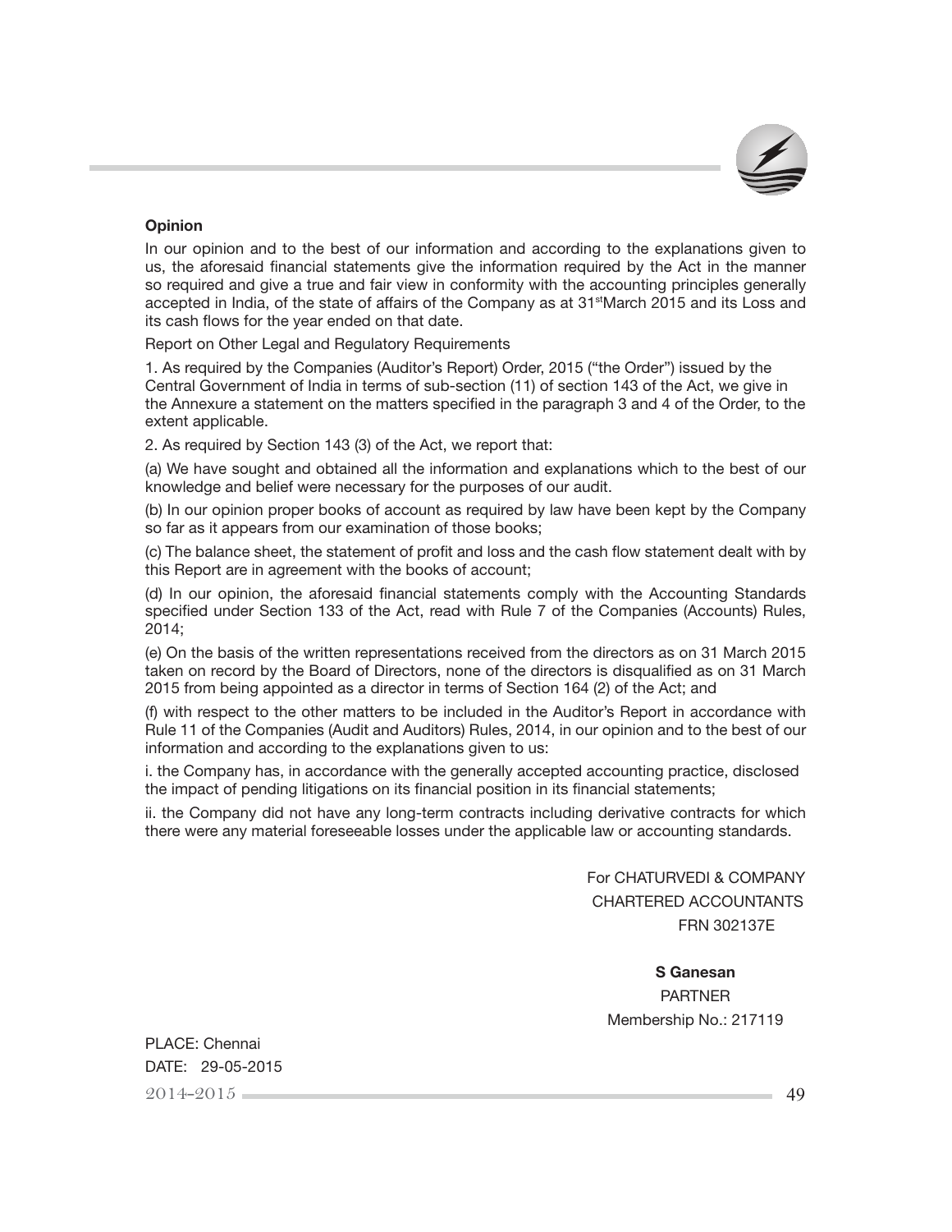**Opinion**

In our opinion and to the best of our information and according to the explanations given to us, the aforesaid financial statements give the information required by the Act in the manner so required and give a true and fair view in conformity with the accounting principles generally accepted in India, of the state of affairs of the Company as at 31st March 2015 and its Loss and its cash flows for the year ended on that date.

Report on Other Legal and Regulatory Requirements

1. As required by the Companies (Auditor's Report) Order, 2015 ("the Order") issued by the Central Government of India in terms of sub-section (11) of section 143 of the Act, we give in the Annexure a statement on the matters specified in the paragraph 3 and 4 of the Order, to the extent applicable.

2. As required by Section 143 (3) of the Act, we report that:

(a) We have sought and obtained all the information and explanations which to the best of our knowledge and belief were necessary for the purposes of our audit.

(b) In our opinion proper books of account as required by law have been kept by the Company so far as it appears from our examination of those books;

(c) The balance sheet, the statement of profit and loss and the cash flow statement dealt with by this Report are in agreement with the books of account;

(d) In our opinion, the aforesaid financial statements comply with the Accounting Standards specified under Section 133 of the Act, read with Rule 7 of the Companies (Accounts) Rules, 2014;

(e) On the basis of the written representations received from the directors as on 31 March 2015 taken on record by the Board of Directors, none of the directors is disqualified as on 31 March 2015 from being appointed as a director in terms of Section 164 (2) of the Act; and

(f) with respect to the other matters to be included in the Auditor's Report in accordance with Rule 11 of the Companies (Audit and Auditors) Rules, 2014, in our opinion and to the best of our information and according to the explanations given to us:

i. the Company has, in accordance with the generally accepted accounting practice, disclosed the impact of pending litigations on its financial position in its financial statements;

ii. the Company did not have any long-term contracts including derivative contracts for which there were any material foreseeable losses under the applicable law or accounting standards.

For CHATURVEDI & COMPANY
CHARTERED ACCOUNTANTS
FRN 302137E

**S Ganesan**
PARTNER
Membership No.: 217119

PLACE: Chennai
DATE: 29-05-2015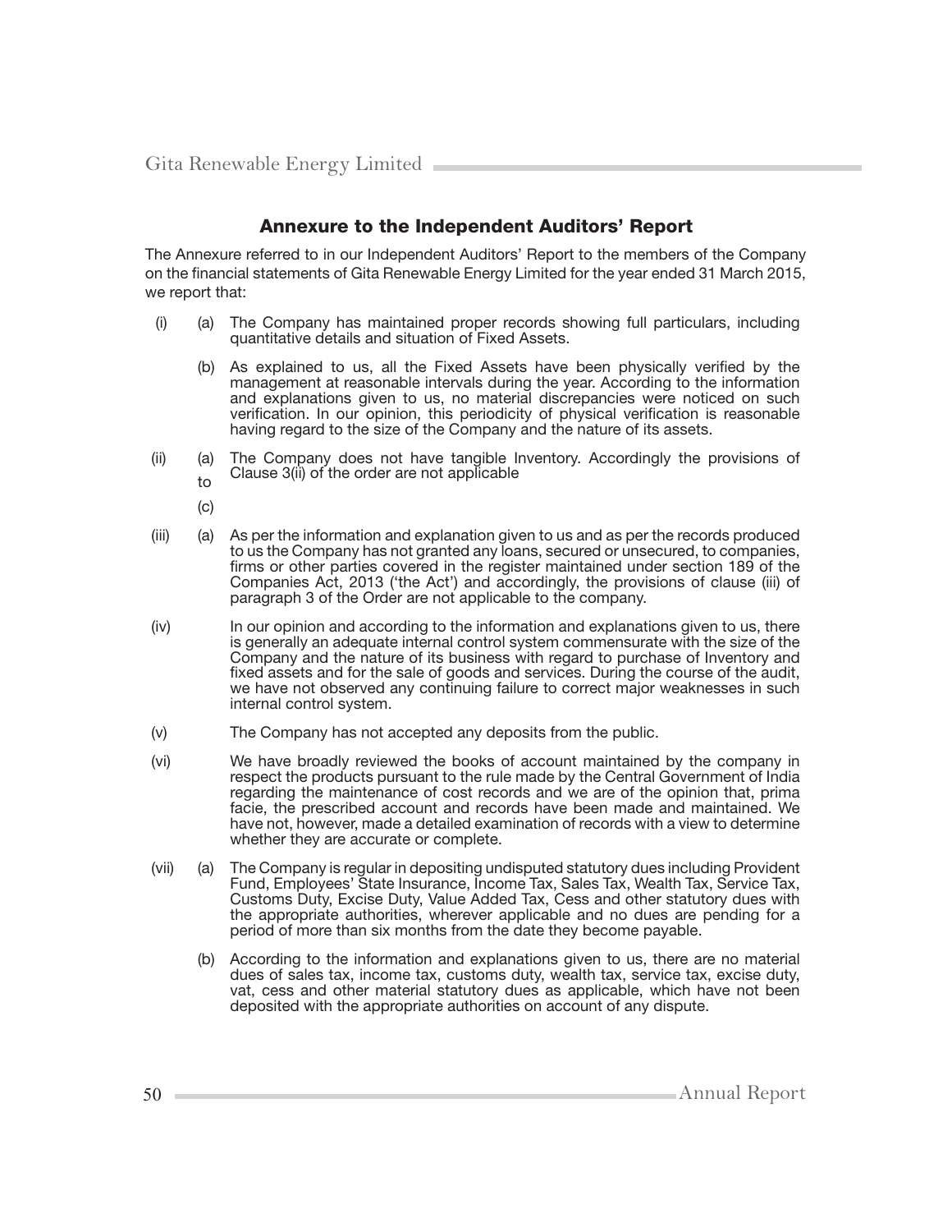## Annexure to the Independent Auditors' Report

The Annexure referred to in our Independent Auditors' Report to the members of the Company on the financial statements of Gita Renewable Energy Limited for the year ended 31 March 2015, we report that:

(i) (a) The Company has maintained proper records showing full particulars, including quantitative details and situation of Fixed Assets.

(b) As explained to us, all the Fixed Assets have been physically verified by the management at reasonable intervals during the year. According to the information and explanations given to us, no material discrepancies were noticed on such verification. In our opinion, this periodicity of physical verification is reasonable having regard to the size of the Company and the nature of its assets.

(ii) (a) to (c) The Company does not have tangible Inventory. Accordingly the provisions of Clause 3(ii) of the order are not applicable

(iii) (a) As per the information and explanation given to us and as per the records produced to us the Company has not granted any loans, secured or unsecured, to companies, firms or other parties covered in the register maintained under section 189 of the Companies Act, 2013 ('the Act') and accordingly, the provisions of clause (iii) of paragraph 3 of the Order are not applicable to the company.

(iv) In our opinion and according to the information and explanations given to us, there is generally an adequate internal control system commensurate with the size of the Company and the nature of its business with regard to purchase of Inventory and fixed assets and for the sale of goods and services. During the course of the audit, we have not observed any continuing failure to correct major weaknesses in such internal control system.

(v) The Company has not accepted any deposits from the public.

(vi) We have broadly reviewed the books of account maintained by the company in respect the products pursuant to the rule made by the Central Government of India regarding the maintenance of cost records and we are of the opinion that, prima facie, the prescribed account and records have been made and maintained. We have not, however, made a detailed examination of records with a view to determine whether they are accurate or complete.

(vii) (a) The Company is regular in depositing undisputed statutory dues including Provident Fund, Employees' State Insurance, Income Tax, Sales Tax, Wealth Tax, Service Tax, Customs Duty, Excise Duty, Value Added Tax, Cess and other statutory dues with the appropriate authorities, wherever applicable and no dues are pending for a period of more than six months from the date they become payable.

(b) According to the information and explanations given to us, there are no material dues of sales tax, income tax, customs duty, wealth tax, service tax, excise duty, vat, cess and other material statutory dues as applicable, which have not been deposited with the appropriate authorities on account of any dispute.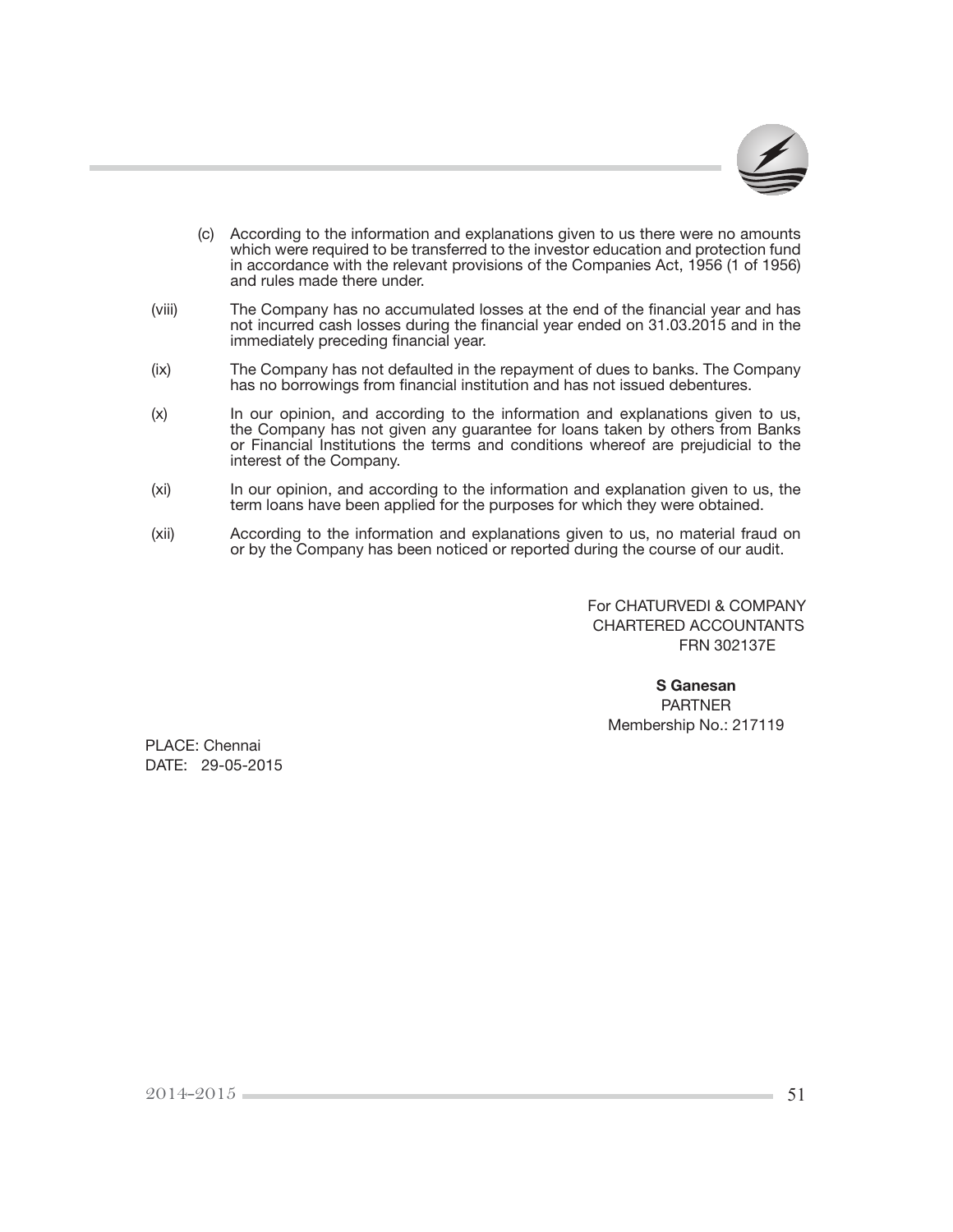(c) According to the information and explanations given to us there were no amounts which were required to be transferred to the investor education and protection fund in accordance with the relevant provisions of the Companies Act, 1956 (1 of 1956) and rules made there under.

(viii) The Company has no accumulated losses at the end of the financial year and has not incurred cash losses during the financial year ended on 31.03.2015 and in the immediately preceding financial year.

(ix) The Company has not defaulted in the repayment of dues to banks. The Company has no borrowings from financial institution and has not issued debentures.

(x) In our opinion, and according to the information and explanations given to us, the Company has not given any guarantee for loans taken by others from Banks or Financial Institutions the terms and conditions whereof are prejudicial to the interest of the Company.

(xi) In our opinion, and according to the information and explanation given to us, the term loans have been applied for the purposes for which they were obtained.

(xii) According to the information and explanations given to us, no material fraud on or by the Company has been noticed or reported during the course of our audit.

For CHATURVEDI & COMPANY
CHARTERED ACCOUNTANTS
FRN 302137E

**S Ganesan**
PARTNER
Membership No.: 217119

PLACE: Chennai
DATE: 29-05-2015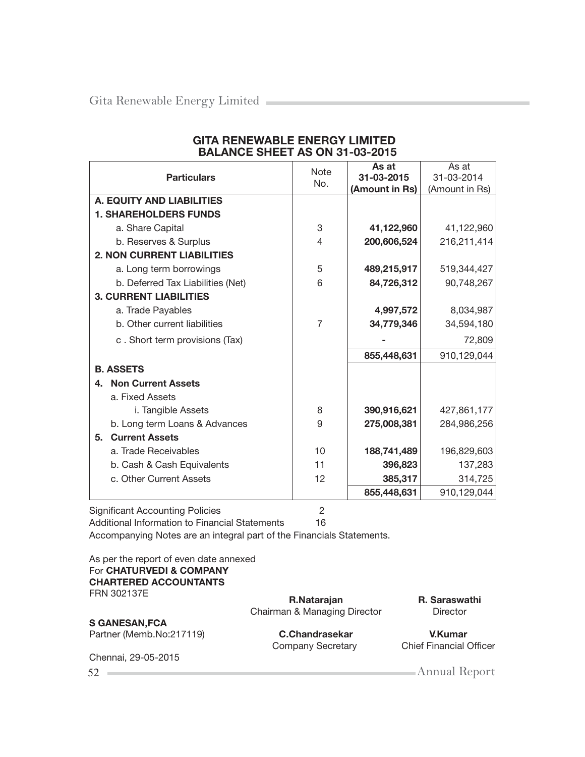# GITA RENEWABLE ENERGY LIMITED
## BALANCE SHEET AS ON 31-03-2015

| Particulars | Note No. | As at 31-03-2015 (Amount in Rs) | As at 31-03-2014 (Amount in Rs) |
|---|---|---|---|
| **A. EQUITY AND LIABILITIES** | | | |
| **1. SHAREHOLDERS FUNDS** | | | |
| a. Share Capital | 3 | **41,122,960** | 41,122,960 |
| b. Reserves & Surplus | 4 | **200,606,524** | 216,211,414 |
| **2. NON CURRENT LIABILITIES** | | | |
| a. Long term borrowings | 5 | **489,215,917** | 519,344,427 |
| b. Deferred Tax Liabilities (Net) | 6 | **84,726,312** | 90,748,267 |
| **3. CURRENT LIABILITIES** | | | |
| a. Trade Payables | | **4,997,572** | 8,034,987 |
| b. Other current liabilities | 7 | **34,779,346** | 34,594,180 |
| c . Short term provisions (Tax) | | **-** | 72,809 |
| | | **855,448,631** | 910,129,044 |
| **B. ASSETS** | | | |
| **4. Non Current Assets** | | | |
| a. Fixed Assets | | | |
| i. Tangible Assets | 8 | **390,916,621** | 427,861,177 |
| b. Long term Loans & Advances | 9 | **275,008,381** | 284,986,256 |
| **5. Current Assets** | | | |
| a. Trade Receivables | 10 | **188,741,489** | 196,829,603 |
| b. Cash & Cash Equivalents | 11 | **396,823** | 137,283 |
| c. Other Current Assets | 12 | **385,317** | 314,725 |
| | | **855,448,631** | 910,129,044 |

Significant Accounting Policies 2

Additional Information to Financial Statements 16

Accompanying Notes are an integral part of the Financials Statements.

As per the report of even date annexed
For **CHATURVEDI & COMPANY**
**CHARTERED ACCOUNTANTS**
FRN 302137E

**S GANESAN,FCA**
Partner (Memb.No:217119)

Chennai, 29-05-2015

**R.Natarajan**
Chairman & Managing Director

**R. Saraswathi**
Director

**C.Chandrasekar**
Company Secretary

**V.Kumar**
Chief Financial Officer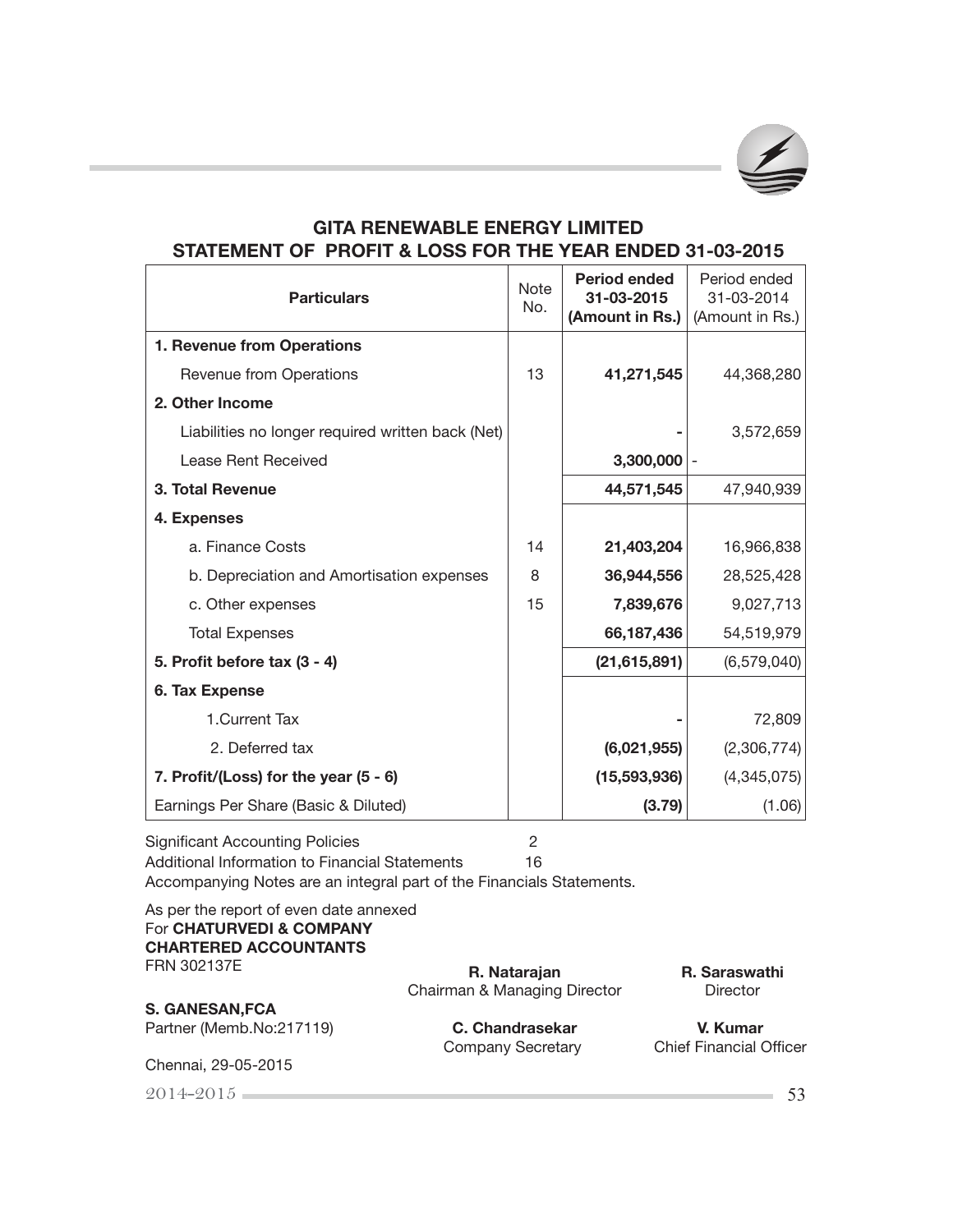# GITA RENEWABLE ENERGY LIMITED

## STATEMENT OF PROFIT & LOSS FOR THE YEAR ENDED 31-03-2015

| Particulars | Note No. | **Period ended 31-03-2015 (Amount in Rs.)** | Period ended 31-03-2014 (Amount in Rs.) |
|---|---|---|---|
| **1. Revenue from Operations** | | | |
| Revenue from Operations | 13 | **41,271,545** | 44,368,280 |
| **2. Other Income** | | | |
| Liabilities no longer required written back (Net) | | **-** | 3,572,659 |
| Lease Rent Received | | **3,300,000** | - |
| **3. Total Revenue** | | **44,571,545** | 47,940,939 |
| **4. Expenses** | | | |
| a. Finance Costs | 14 | **21,403,204** | 16,966,838 |
| b. Depreciation and Amortisation expenses | 8 | **36,944,556** | 28,525,428 |
| c. Other expenses | 15 | **7,839,676** | 9,027,713 |
| Total Expenses | | **66,187,436** | 54,519,979 |
| **5. Profit before tax (3 - 4)** | | **(21,615,891)** | (6,579,040) |
| **6. Tax Expense** | | | |
| 1.Current Tax | | **-** | 72,809 |
| 2. Deferred tax | | **(6,021,955)** | (2,306,774) |
| **7. Profit/(Loss) for the year (5 - 6)** | | **(15,593,936)** | (4,345,075) |
| Earnings Per Share (Basic & Diluted) | | **(3.79)** | (1.06) |

Significant Accounting Policies 2

Additional Information to Financial Statements 16

Accompanying Notes are an integral part of the Financials Statements.

As per the report of even date annexed

For **CHATURVEDI & COMPANY**

**CHARTERED ACCOUNTANTS**

FRN 302137E

**S. GANESAN,FCA**

Partner (Memb.No:217119)

Chennai, 29-05-2015

**R. Natarajan**
Chairman & Managing Director

**R. Saraswathi**
Director

**C. Chandrasekar**
Company Secretary

**V. Kumar**
Chief Financial Officer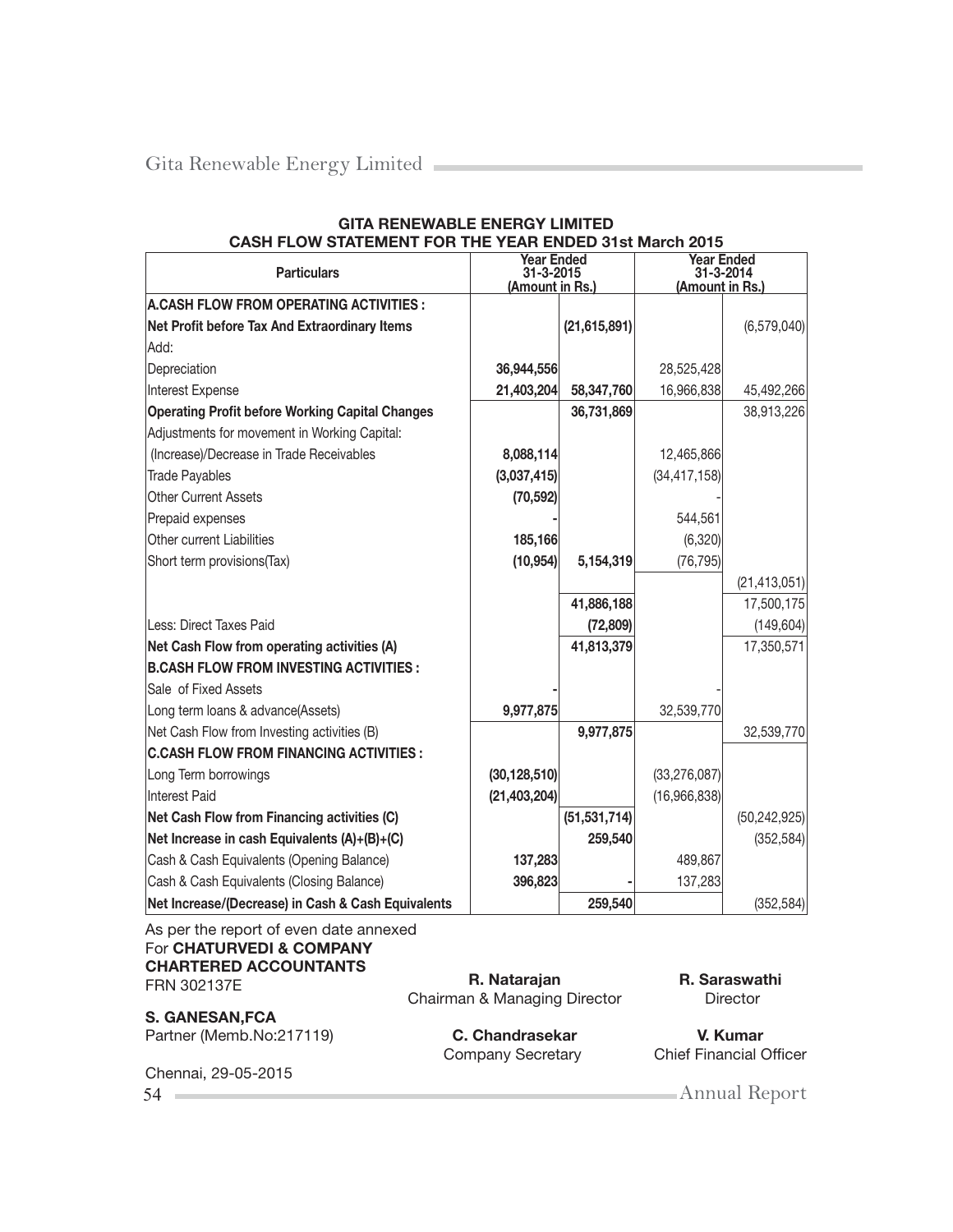## GITA RENEWABLE ENERGY LIMITED

### CASH FLOW STATEMENT FOR THE YEAR ENDED 31st March 2015

| Particulars | Year Ended 31-3-2015 (Amount in Rs.) | | Year Ended 31-3-2014 (Amount in Rs.) | |
|---|---|---|---|---|
| **A.CASH FLOW FROM OPERATING ACTIVITIES :** | | | | |
| **Net Profit before Tax And Extraordinary Items** | | **(21,615,891)** | | (6,579,040) |
| Add: | | | | |
| Depreciation | **36,944,556** | | 28,525,428 | |
| Interest Expense | **21,403,204** | **58,347,760** | 16,966,838 | 45,492,266 |
| **Operating Profit before Working Capital Changes** | | **36,731,869** | | 38,913,226 |
| Adjustments for movement in Working Capital: | | | | |
| (Increase)/Decrease in Trade Receivables | **8,088,114** | | 12,465,866 | |
| Trade Payables | **(3,037,415)** | | (34,417,158) | |
| Other Current Assets | **(70,592)** | | - | |
| Prepaid expenses | - | | 544,561 | |
| Other current Liabilities | **185,166** | | (6,320) | |
| Short term provisions(Tax) | **(10,954)** | **5,154,319** | (76,795) | |
| | | | | (21,413,051) |
| | | **41,886,188** | | 17,500,175 |
| Less: Direct Taxes Paid | | **(72,809)** | | (149,604) |
| **Net Cash Flow from operating activities (A)** | | **41,813,379** | | 17,350,571 |
| **B.CASH FLOW FROM INVESTING ACTIVITIES :** | | | | |
| Sale of Fixed Assets | - | | - | |
| Long term loans & advance(Assets) | **9,977,875** | | 32,539,770 | |
| Net Cash Flow from Investing activities (B) | | **9,977,875** | | 32,539,770 |
| **C.CASH FLOW FROM FINANCING ACTIVITIES :** | | | | |
| Long Term borrowings | **(30,128,510)** | | (33,276,087) | |
| Interest Paid | **(21,403,204)** | | (16,966,838) | |
| **Net Cash Flow from Financing activities (C)** | | **(51,531,714)** | | (50,242,925) |
| **Net Increase in cash Equivalents (A)+(B)+(C)** | | **259,540** | | (352,584) |
| Cash & Cash Equivalents (Opening Balance) | **137,283** | | 489,867 | |
| Cash & Cash Equivalents (Closing Balance) | **396,823** | - | 137,283 | |
| **Net Increase/(Decrease) in Cash & Cash Equivalents** | | **259,540** | | (352,584) |

As per the report of even date annexed
For **CHATURVEDI & COMPANY**
**CHARTERED ACCOUNTANTS**
FRN 302137E

**S. GANESAN,FCA**
Partner (Memb.No:217119)

Chennai, 29-05-2015

**R. Natarajan**
Chairman & Managing Director

**R. Saraswathi**
Director

**C. Chandrasekar**
Company Secretary

**V. Kumar**
Chief Financial Officer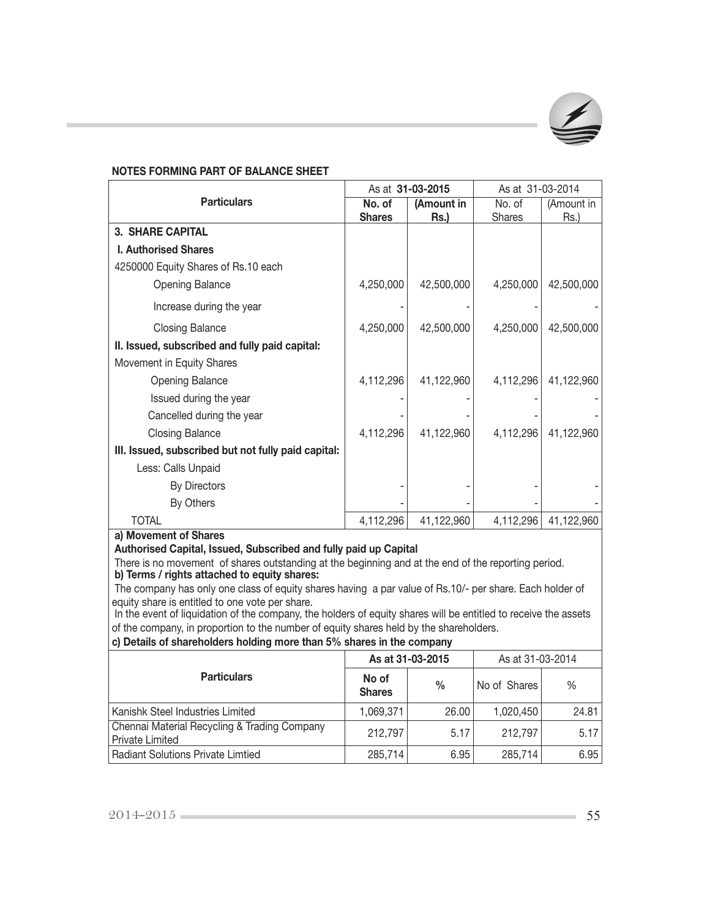## NOTES FORMING PART OF BALANCE SHEET

| Particulars | As at 31-03-2015 | | As at 31-03-2014 | |
|---|---|---|---|---|
| | No. of Shares | (Amount in Rs.) | No. of Shares | (Amount in Rs.) |
| **3. SHARE CAPITAL** | | | | |
| **I. Authorised Shares** | | | | |
| 4250000 Equity Shares of Rs.10 each | | | | |
| Opening Balance | 4,250,000 | 42,500,000 | 4,250,000 | 42,500,000 |
| Increase during the year | - | - | - | - |
| Closing Balance | 4,250,000 | 42,500,000 | 4,250,000 | 42,500,000 |
| **II. Issued, subscribed and fully paid capital:** | | | | |
| Movement in Equity Shares | | | | |
| Opening Balance | 4,112,296 | 41,122,960 | 4,112,296 | 41,122,960 |
| Issued during the year | - | - | - | - |
| Cancelled during the year | - | - | - | - |
| Closing Balance | 4,112,296 | 41,122,960 | 4,112,296 | 41,122,960 |
| **III. Issued, subscribed but not fully paid capital:** | | | | |
| Less: Calls Unpaid | | | | |
| By Directors | - | - | - | - |
| By Others | - | - | - | - |
| TOTAL | 4,112,296 | 41,122,960 | 4,112,296 | 41,122,960 |

**a) Movement of Shares**

**Authorised Capital, Issued, Subscribed and fully paid up Capital**

There is no movement of shares outstanding at the beginning and at the end of the reporting period.

**b) Terms / rights attached to equity shares:**

The company has only one class of equity shares having a par value of Rs.10/- per share. Each holder of equity share is entitled to one vote per share.

In the event of liquidation of the company, the holders of equity shares will be entitled to receive the assets of the company, in proportion to the number of equity shares held by the shareholders.

**c) Details of shareholders holding more than 5% shares in the company**

| Particulars | As at 31-03-2015 | | As at 31-03-2014 | |
|---|---|---|---|---|
| | No of Shares | % | No of Shares | % |
| Kanishk Steel Industries Limited | 1,069,371 | 26.00 | 1,020,450 | 24.81 |
| Chennai Material Recycling & Trading Company Private Limited | 212,797 | 5.17 | 212,797 | 5.17 |
| Radiant Solutions Private Limtied | 285,714 | 6.95 | 285,714 | 6.95 |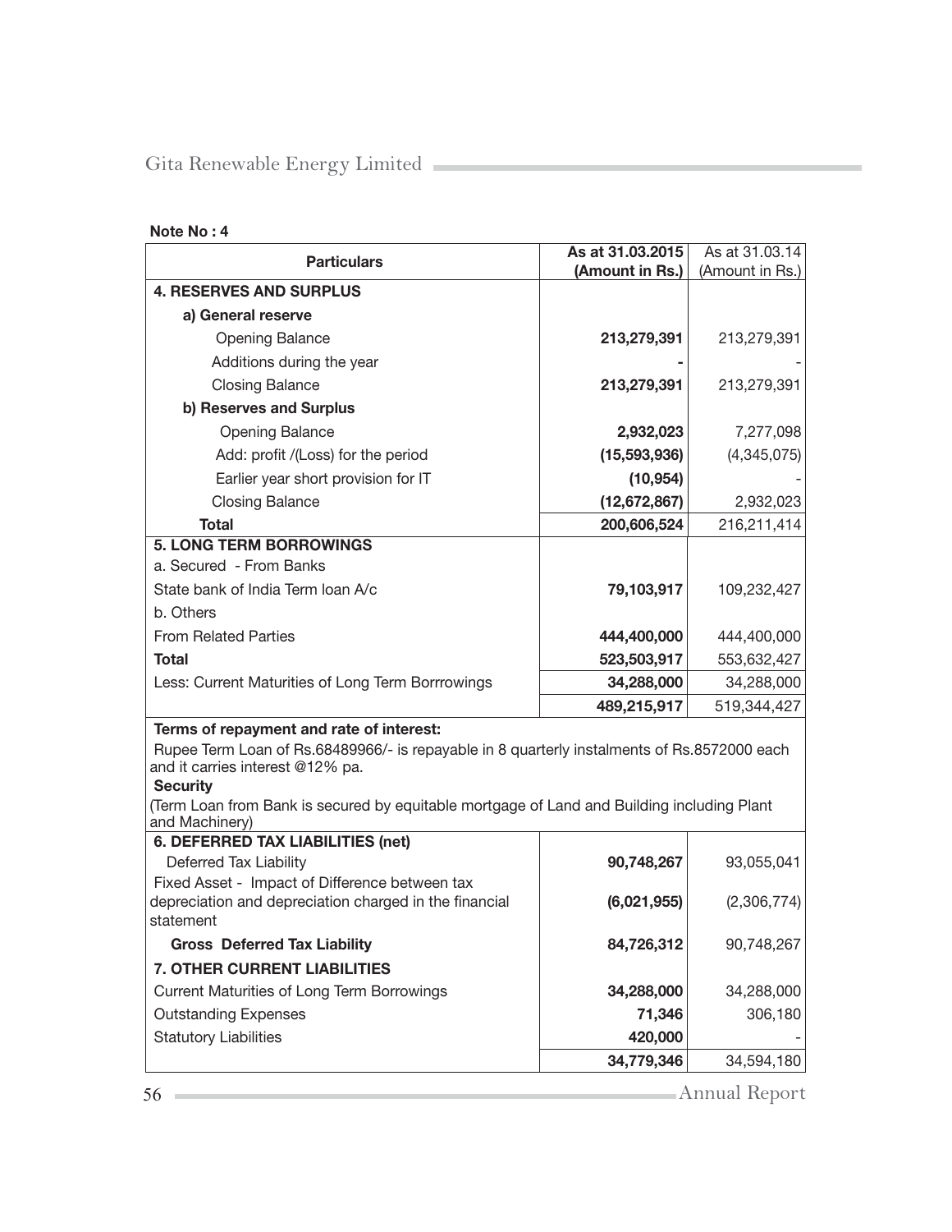**Note No : 4**

| Particulars | As at 31.03.2015 (Amount in Rs.) | As at 31.03.14 (Amount in Rs.) |
|---|---|---|
| **4. RESERVES AND SURPLUS** | | |
| **a) General reserve** | | |
| Opening Balance | **213,279,391** | 213,279,391 |
| Additions during the year | **-** | - |
| Closing Balance | **213,279,391** | 213,279,391 |
| **b) Reserves and Surplus** | | |
| Opening Balance | **2,932,023** | 7,277,098 |
| Add: profit /(Loss) for the period | **(15,593,936)** | (4,345,075) |
| Earlier year short provision for IT | **(10,954)** | - |
| Closing Balance | **(12,672,867)** | 2,932,023 |
| **Total** | **200,606,524** | 216,211,414 |
| **5. LONG TERM BORROWINGS** | | |
| a. Secured - From Banks | | |
| State bank of India Term loan A/c | **79,103,917** | 109,232,427 |
| b. Others | | |
| From Related Parties | **444,400,000** | 444,400,000 |
| **Total** | **523,503,917** | 553,632,427 |
| Less: Current Maturities of Long Term Borrrowings | **34,288,000** | 34,288,000 |
| | **489,215,917** | 519,344,427 |

**Terms of repayment and rate of interest:**

Rupee Term Loan of Rs.68489966/- is repayable in 8 quarterly instalments of Rs.8572000 each and it carries interest @12% pa.

**Security**

(Term Loan from Bank is secured by equitable mortgage of Land and Building including Plant and Machinery)

| Particulars | As at 31.03.2015 (Amount in Rs.) | As at 31.03.14 (Amount in Rs.) |
|---|---|---|
| **6. DEFERRED TAX LIABILITIES (net)** | | |
| Deferred Tax Liability | **90,748,267** | 93,055,041 |
| Fixed Asset - Impact of Difference between tax depreciation and depreciation charged in the financial statement | **(6,021,955)** | (2,306,774) |
| **Gross Deferred Tax Liability** | **84,726,312** | 90,748,267 |
| **7. OTHER CURRENT LIABILITIES** | | |
| Current Maturities of Long Term Borrowings | **34,288,000** | 34,288,000 |
| Outstanding Expenses | **71,346** | 306,180 |
| Statutory Liabilities | **420,000** | - |
| | **34,779,346** | 34,594,180 |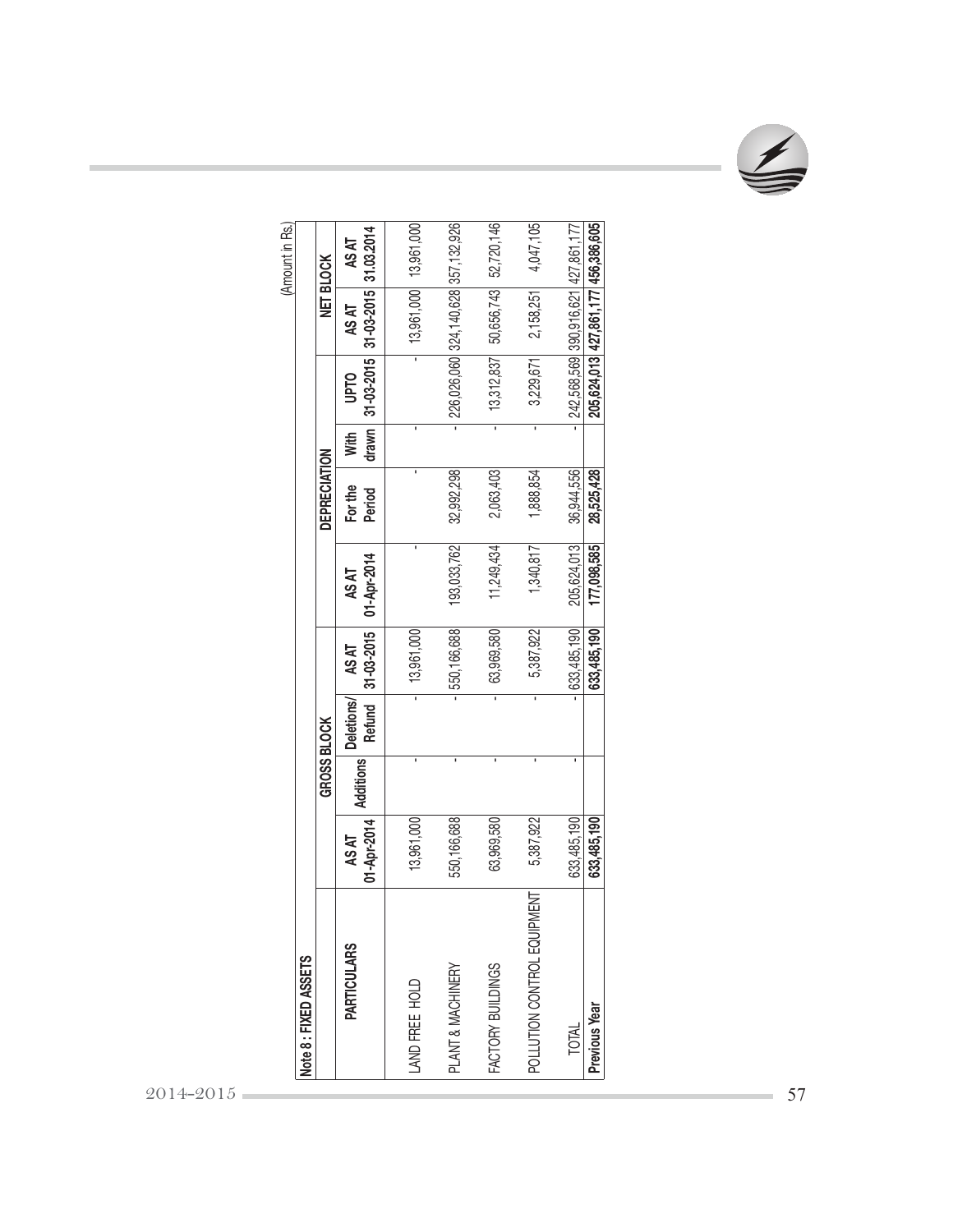(Amount in Rs.)

**Note 8 : FIXED ASSETS**

| PARTICULARS | GROSS BLOCK | | | | DEPRECIATION | | | | NET BLOCK | |
|---|---|---|---|---|---|---|---|---|---|---|
| | AS AT 01-Apr-2014 | Additions | Deletions/ Refund | AS AT 31-03-2015 | AS AT 01-Apr-2014 | For the Period | With drawn | UPTO 31-03-2015 | AS AT 31-03-2015 | AS AT 31.03.2014 |
| LAND FREE HOLD | 13,961,000 | - | - | 13,961,000 | - | - | - | - | 13,961,000 | 13,961,000 |
| PLANT & MACHINERY | 550,166,688 | - | - | 550,166,688 | 193,033,762 | 32,992,298 | - | 226,026,060 | 324,140,628 | 357,132,926 |
| FACTORY BUILDINGS | 63,969,580 | - | - | 63,969,580 | 11,249,434 | 2,063,403 | - | 13,312,837 | 50,656,743 | 52,720,146 |
| POLLUTION CONTROL EQUIPMENT | 5,387,922 | - | - | 5,387,922 | 1,340,817 | 1,888,854 | - | 3,229,671 | 2,158,251 | 4,047,105 |
| TOTAL | 633,485,190 | - | - | 633,485,190 | 205,624,013 | 36,944,556 | - | 242,568,569 | 390,916,621 | 427,861,177 |
| **Previous Year** | **633,485,190** | | | **633,485,190** | **177,098,585** | **28,525,428** | | **205,624,013** | **427,861,177** | **456,386,605** |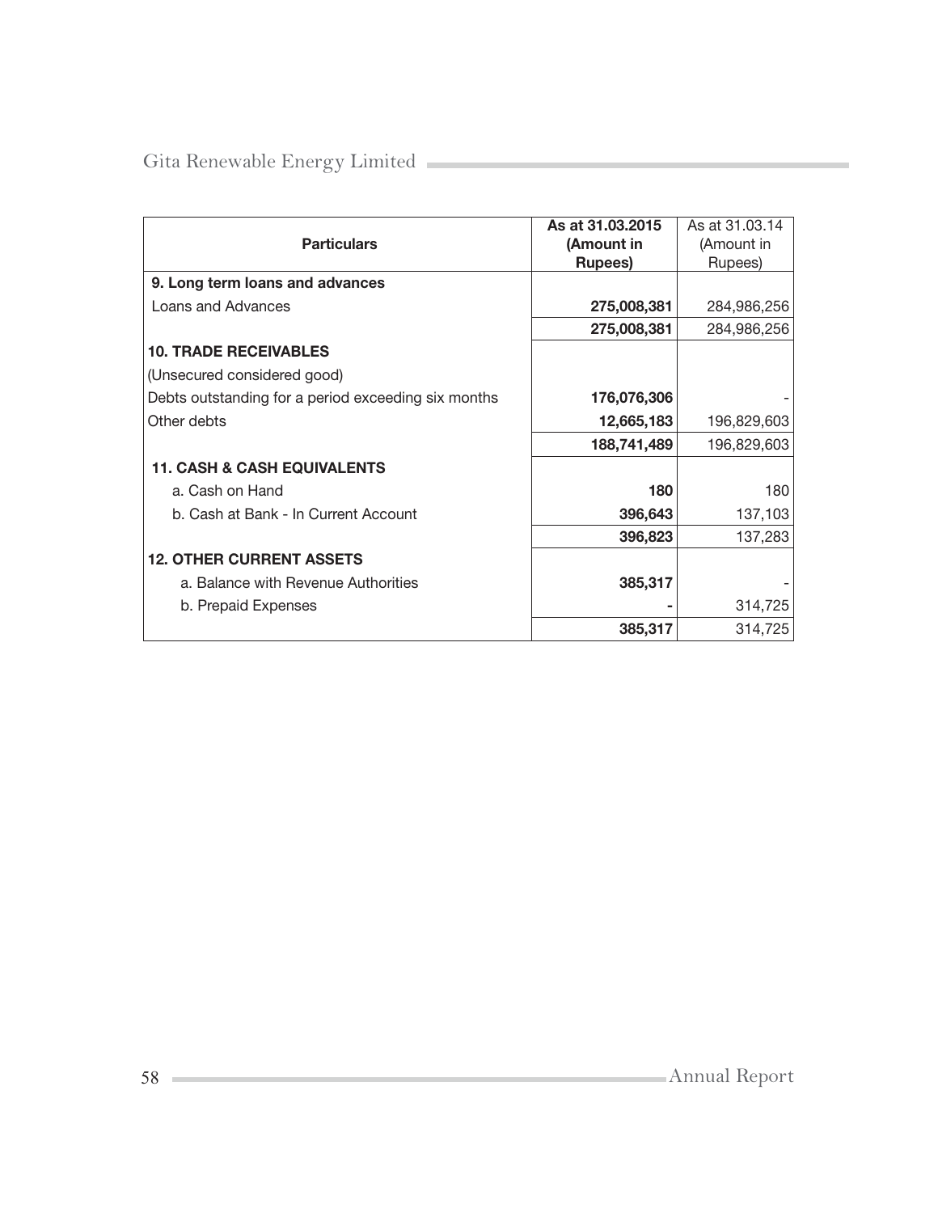| Particulars | As at 31.03.2015 (Amount in Rupees) | As at 31.03.14 (Amount in Rupees) |
|---|---|---|
| **9. Long term loans and advances** | | |
| Loans and Advances | **275,008,381** | 284,986,256 |
| | **275,008,381** | 284,986,256 |
| **10. TRADE RECEIVABLES** | | |
| (Unsecured considered good) | | |
| Debts outstanding for a period exceeding six months | **176,076,306** | - |
| Other debts | **12,665,183** | 196,829,603 |
| | **188,741,489** | 196,829,603 |
| **11. CASH & CASH EQUIVALENTS** | | |
| a. Cash on Hand | **180** | 180 |
| b. Cash at Bank - In Current Account | **396,643** | 137,103 |
| | **396,823** | 137,283 |
| **12. OTHER CURRENT ASSETS** | | |
| a. Balance with Revenue Authorities | **385,317** | - |
| b. Prepaid Expenses | **-** | 314,725 |
| | **385,317** | 314,725 |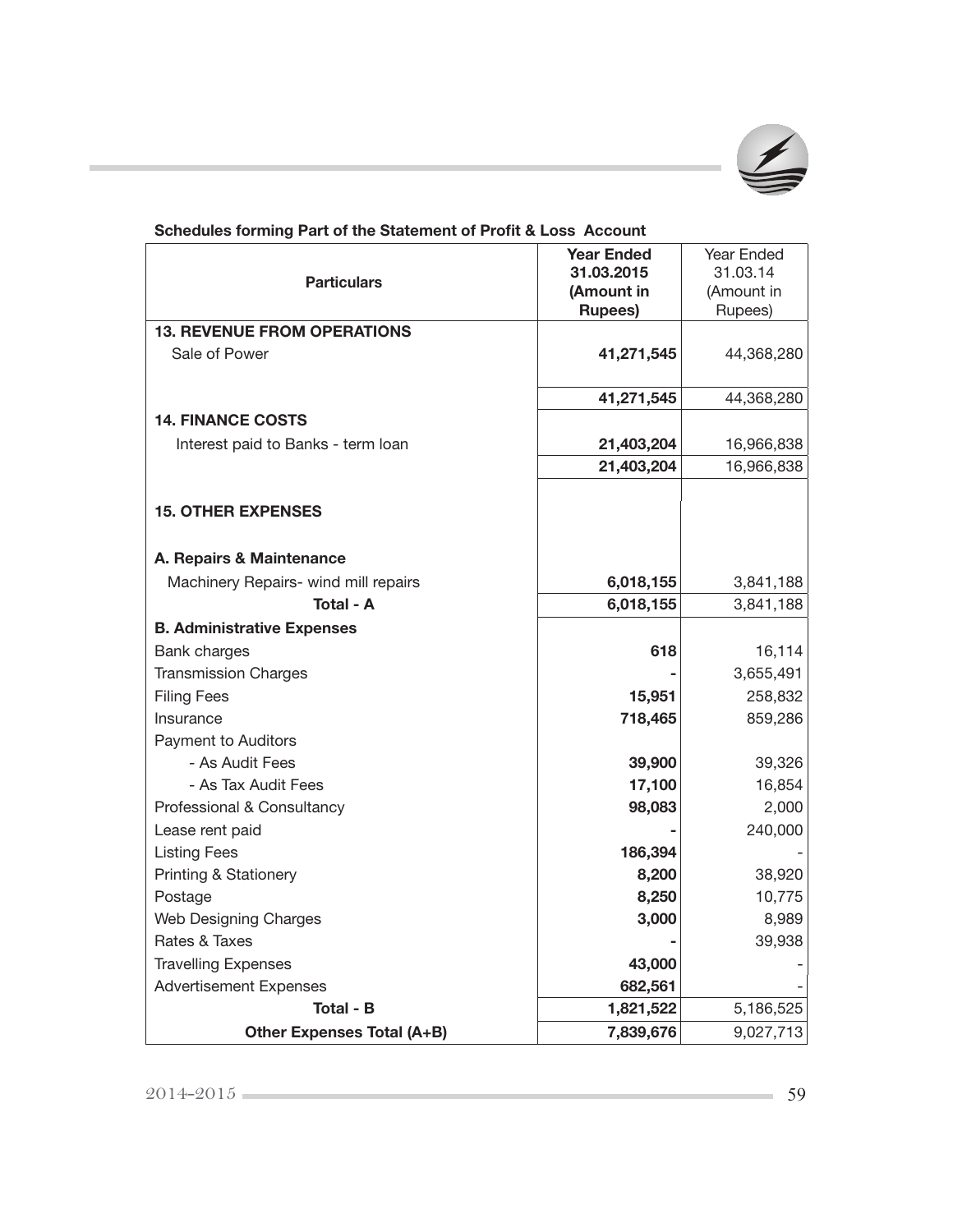**Schedules forming Part of the Statement of Profit & Loss Account**

| Particulars | Year Ended 31.03.2015 (Amount in Rupees) | Year Ended 31.03.14 (Amount in Rupees) |
|---|---|---|
| **13. REVENUE FROM OPERATIONS** | | |
| Sale of Power | **41,271,545** | 44,368,280 |
| | **41,271,545** | 44,368,280 |
| **14. FINANCE COSTS** | | |
| Interest paid to Banks - term loan | **21,403,204** | 16,966,838 |
| | **21,403,204** | 16,966,838 |
| **15. OTHER EXPENSES** | | |
| **A. Repairs & Maintenance** | | |
| Machinery Repairs- wind mill repairs | **6,018,155** | 3,841,188 |
| **Total - A** | **6,018,155** | 3,841,188 |
| **B. Administrative Expenses** | | |
| Bank charges | **618** | 16,114 |
| Transmission Charges | **-** | 3,655,491 |
| Filing Fees | **15,951** | 258,832 |
| Insurance | **718,465** | 859,286 |
| Payment to Auditors | | |
| - As Audit Fees | **39,900** | 39,326 |
| - As Tax Audit Fees | **17,100** | 16,854 |
| Professional & Consultancy | **98,083** | 2,000 |
| Lease rent paid | **-** | 240,000 |
| Listing Fees | **186,394** | - |
| Printing & Stationery | **8,200** | 38,920 |
| Postage | **8,250** | 10,775 |
| Web Designing Charges | **3,000** | 8,989 |
| Rates & Taxes | **-** | 39,938 |
| Travelling Expenses | **43,000** | - |
| Advertisement Expenses | **682,561** | - |
| **Total - B** | **1,821,522** | 5,186,525 |
| **Other Expenses Total (A+B)** | **7,839,676** | 9,027,713 |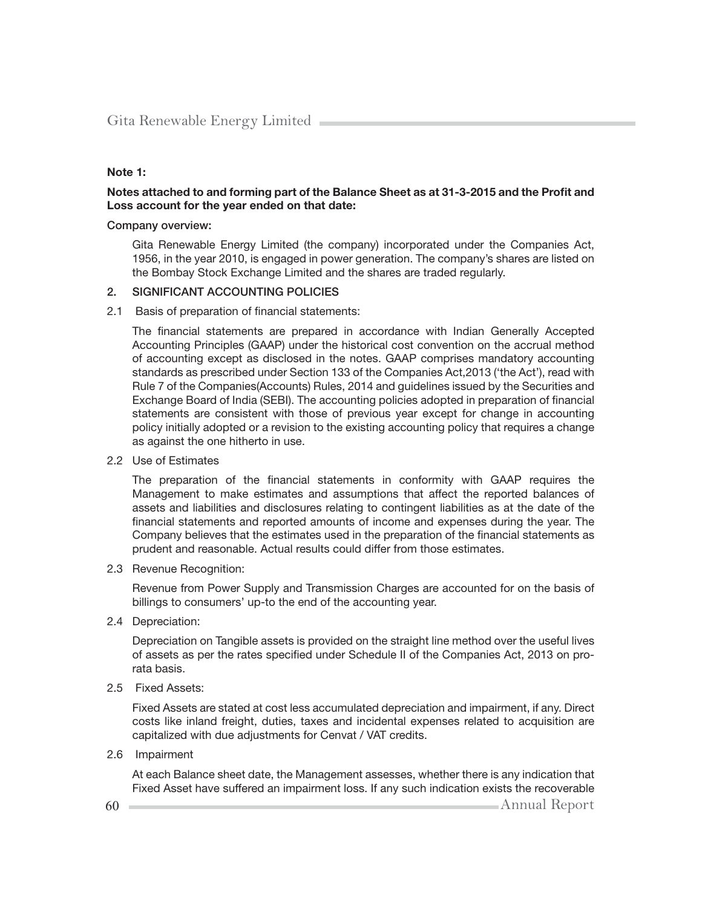**Note 1:**

**Notes attached to and forming part of the Balance Sheet as at 31-3-2015 and the Profit and Loss account for the year ended on that date:**

**Company overview:**

Gita Renewable Energy Limited (the company) incorporated under the Companies Act, 1956, in the year 2010, is engaged in power generation. The company's shares are listed on the Bombay Stock Exchange Limited and the shares are traded regularly.

**2. SIGNIFICANT ACCOUNTING POLICIES**

2.1 Basis of preparation of financial statements:

The financial statements are prepared in accordance with Indian Generally Accepted Accounting Principles (GAAP) under the historical cost convention on the accrual method of accounting except as disclosed in the notes. GAAP comprises mandatory accounting standards as prescribed under Section 133 of the Companies Act,2013 ('the Act'), read with Rule 7 of the Companies(Accounts) Rules, 2014 and guidelines issued by the Securities and Exchange Board of India (SEBI). The accounting policies adopted in preparation of financial statements are consistent with those of previous year except for change in accounting policy initially adopted or a revision to the existing accounting policy that requires a change as against the one hitherto in use.

2.2 Use of Estimates

The preparation of the financial statements in conformity with GAAP requires the Management to make estimates and assumptions that affect the reported balances of assets and liabilities and disclosures relating to contingent liabilities as at the date of the financial statements and reported amounts of income and expenses during the year. The Company believes that the estimates used in the preparation of the financial statements as prudent and reasonable. Actual results could differ from those estimates.

2.3 Revenue Recognition:

Revenue from Power Supply and Transmission Charges are accounted for on the basis of billings to consumers' up-to the end of the accounting year.

2.4 Depreciation:

Depreciation on Tangible assets is provided on the straight line method over the useful lives of assets as per the rates specified under Schedule II of the Companies Act, 2013 on pro-rata basis.

2.5 Fixed Assets:

Fixed Assets are stated at cost less accumulated depreciation and impairment, if any. Direct costs like inland freight, duties, taxes and incidental expenses related to acquisition are capitalized with due adjustments for Cenvat / VAT credits.

2.6 Impairment

At each Balance sheet date, the Management assesses, whether there is any indication that Fixed Asset have suffered an impairment loss. If any such indication exists the recoverable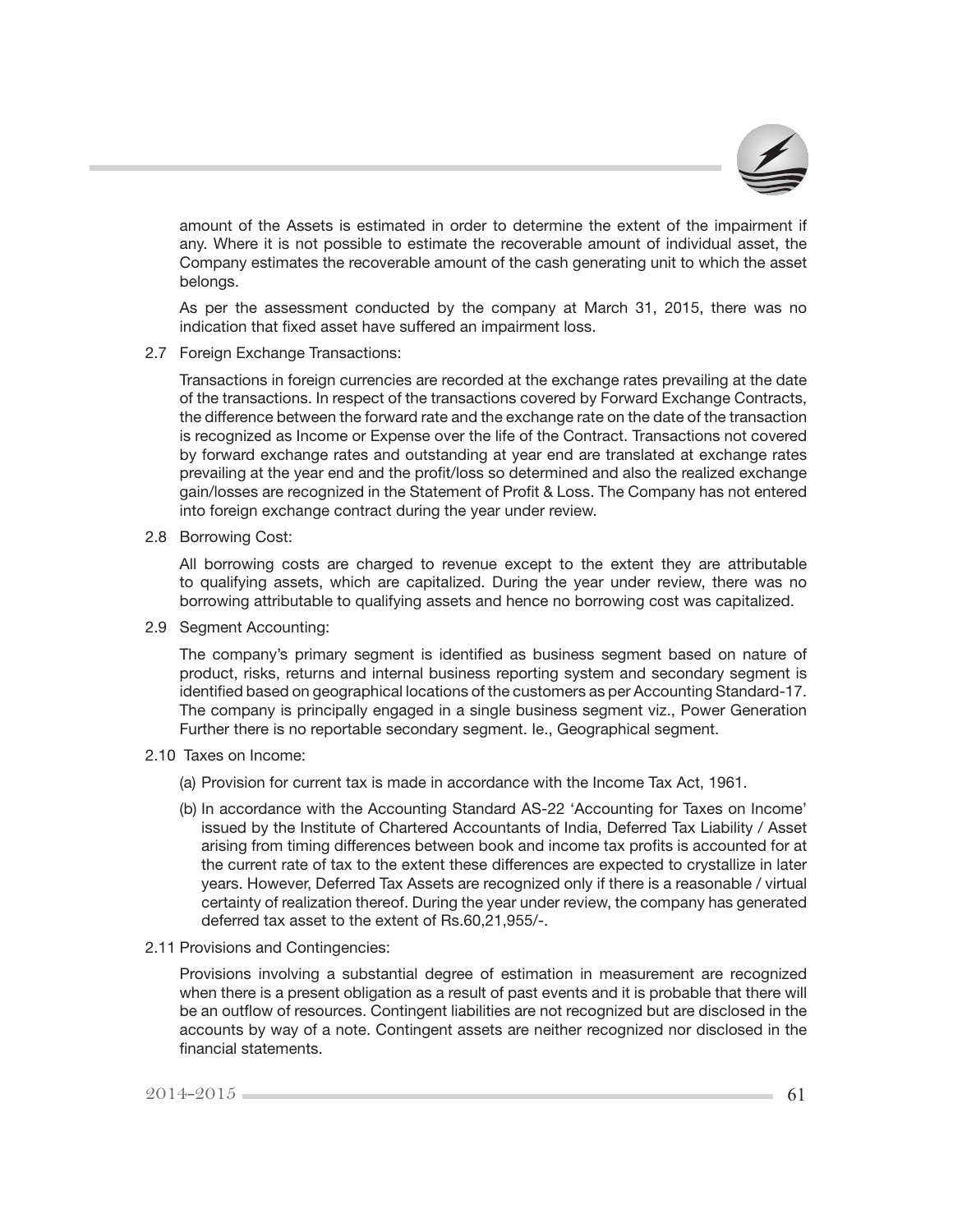amount of the Assets is estimated in order to determine the extent of the impairment if any. Where it is not possible to estimate the recoverable amount of individual asset, the Company estimates the recoverable amount of the cash generating unit to which the asset belongs.

As per the assessment conducted by the company at March 31, 2015, there was no indication that fixed asset have suffered an impairment loss.

2.7 Foreign Exchange Transactions:

Transactions in foreign currencies are recorded at the exchange rates prevailing at the date of the transactions. In respect of the transactions covered by Forward Exchange Contracts, the difference between the forward rate and the exchange rate on the date of the transaction is recognized as Income or Expense over the life of the Contract. Transactions not covered by forward exchange rates and outstanding at year end are translated at exchange rates prevailing at the year end and the profit/loss so determined and also the realized exchange gain/losses are recognized in the Statement of Profit & Loss. The Company has not entered into foreign exchange contract during the year under review.

2.8 Borrowing Cost:

All borrowing costs are charged to revenue except to the extent they are attributable to qualifying assets, which are capitalized. During the year under review, there was no borrowing attributable to qualifying assets and hence no borrowing cost was capitalized.

2.9 Segment Accounting:

The company's primary segment is identified as business segment based on nature of product, risks, returns and internal business reporting system and secondary segment is identified based on geographical locations of the customers as per Accounting Standard-17. The company is principally engaged in a single business segment viz., Power Generation Further there is no reportable secondary segment. Ie., Geographical segment.

2.10 Taxes on Income:

(a) Provision for current tax is made in accordance with the Income Tax Act, 1961.

(b) In accordance with the Accounting Standard AS-22 'Accounting for Taxes on Income' issued by the Institute of Chartered Accountants of India, Deferred Tax Liability / Asset arising from timing differences between book and income tax profits is accounted for at the current rate of tax to the extent these differences are expected to crystallize in later years. However, Deferred Tax Assets are recognized only if there is a reasonable / virtual certainty of realization thereof. During the year under review, the company has generated deferred tax asset to the extent of Rs.60,21,955/-.

2.11 Provisions and Contingencies:

Provisions involving a substantial degree of estimation in measurement are recognized when there is a present obligation as a result of past events and it is probable that there will be an outflow of resources. Contingent liabilities are not recognized but are disclosed in the accounts by way of a note. Contingent assets are neither recognized nor disclosed in the financial statements.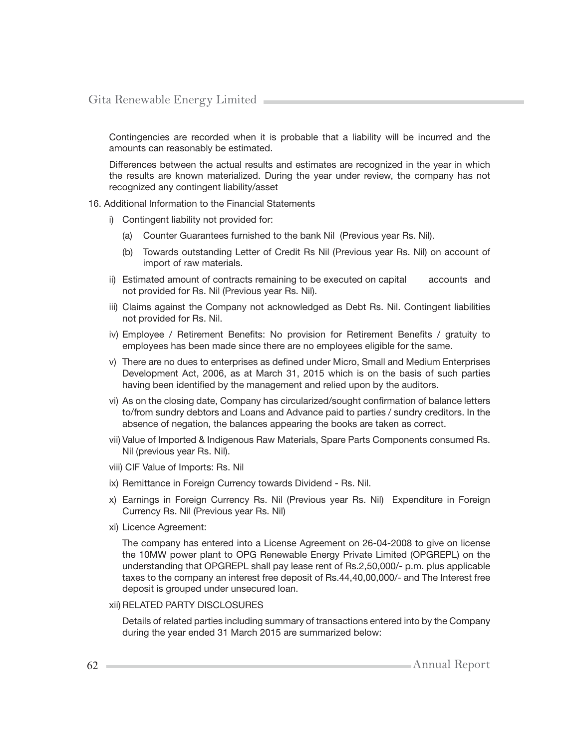Contingencies are recorded when it is probable that a liability will be incurred and the amounts can reasonably be estimated.

Differences between the actual results and estimates are recognized in the year in which the results are known materialized. During the year under review, the company has not recognized any contingent liability/asset

16. Additional Information to the Financial Statements

   i) Contingent liability not provided for:

      (a) Counter Guarantees furnished to the bank Nil (Previous year Rs. Nil).

      (b) Towards outstanding Letter of Credit Rs Nil (Previous year Rs. Nil) on account of import of raw materials.

   ii) Estimated amount of contracts remaining to be executed on capital accounts and not provided for Rs. Nil (Previous year Rs. Nil).

   iii) Claims against the Company not acknowledged as Debt Rs. Nil. Contingent liabilities not provided for Rs. Nil.

   iv) Employee / Retirement Benefits: No provision for Retirement Benefits / gratuity to employees has been made since there are no employees eligible for the same.

   v) There are no dues to enterprises as defined under Micro, Small and Medium Enterprises Development Act, 2006, as at March 31, 2015 which is on the basis of such parties having been identified by the management and relied upon by the auditors.

   vi) As on the closing date, Company has circularized/sought confirmation of balance letters to/from sundry debtors and Loans and Advance paid to parties / sundry creditors. In the absence of negation, the balances appearing the books are taken as correct.

   vii) Value of Imported & Indigenous Raw Materials, Spare Parts Components consumed Rs. Nil (previous year Rs. Nil).

   viii) CIF Value of Imports: Rs. Nil

   ix) Remittance in Foreign Currency towards Dividend - Rs. Nil.

   x) Earnings in Foreign Currency Rs. Nil (Previous year Rs. Nil) Expenditure in Foreign Currency Rs. Nil (Previous year Rs. Nil)

   xi) Licence Agreement:

   The company has entered into a License Agreement on 26-04-2008 to give on license the 10MW power plant to OPG Renewable Energy Private Limited (OPGREPL) on the understanding that OPGREPL shall pay lease rent of Rs.2,50,000/- p.m. plus applicable taxes to the company an interest free deposit of Rs.44,40,00,000/- and The Interest free deposit is grouped under unsecured loan.

   xii) RELATED PARTY DISCLOSURES

   Details of related parties including summary of transactions entered into by the Company during the year ended 31 March 2015 are summarized below: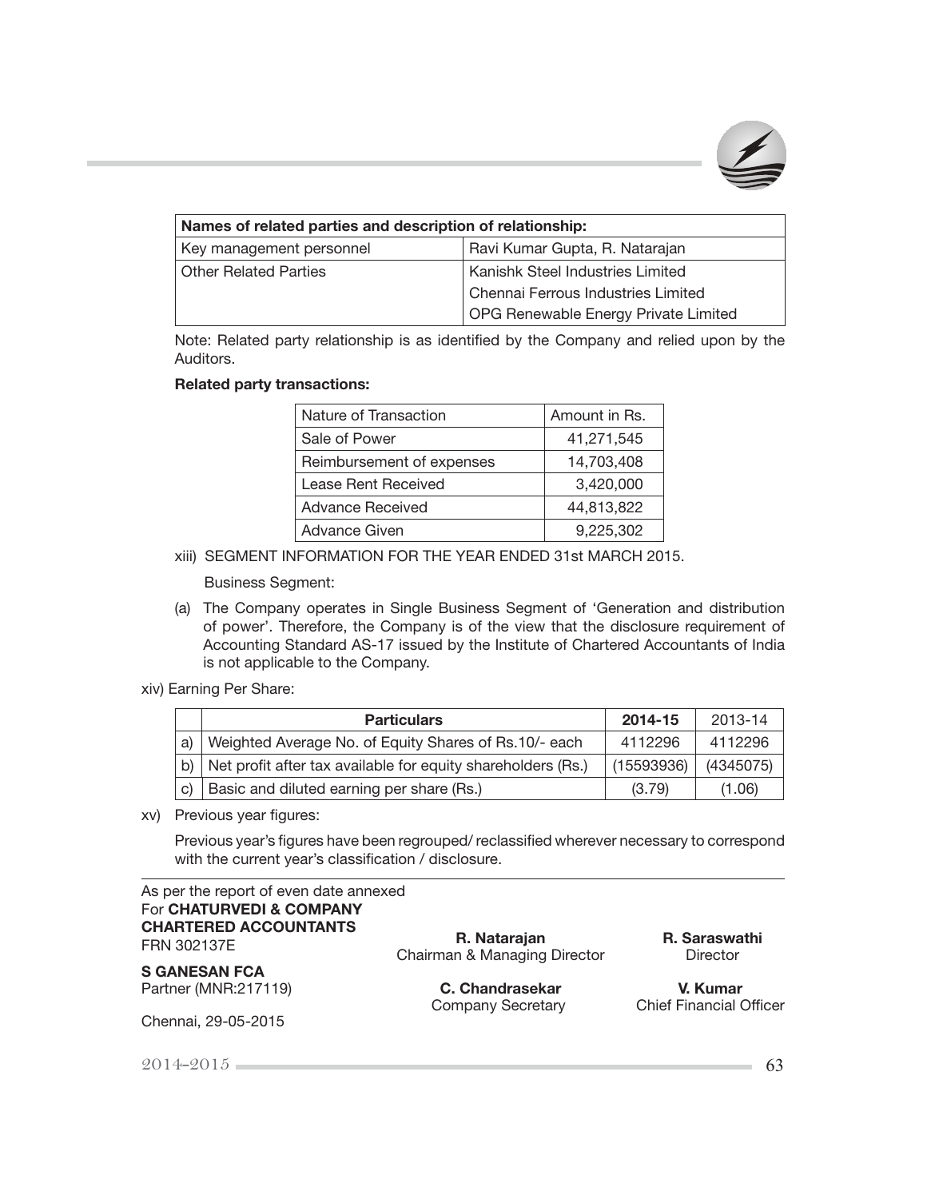| Names of related parties and description of relationship: | |
|---|---|
| Key management personnel | Ravi Kumar Gupta, R. Natarajan |
| Other Related Parties | Kanishk Steel Industries Limited |
| | Chennai Ferrous Industries Limited |
| | OPG Renewable Energy Private Limited |

Note: Related party relationship is as identified by the Company and relied upon by the Auditors.

**Related party transactions:**

| Nature of Transaction | Amount in Rs. |
|---|---|
| Sale of Power | 41,271,545 |
| Reimbursement of expenses | 14,703,408 |
| Lease Rent Received | 3,420,000 |
| Advance Received | 44,813,822 |
| Advance Given | 9,225,302 |

xiii) SEGMENT INFORMATION FOR THE YEAR ENDED 31st MARCH 2015.

Business Segment:

(a) The Company operates in Single Business Segment of 'Generation and distribution of power'. Therefore, the Company is of the view that the disclosure requirement of Accounting Standard AS-17 issued by the Institute of Chartered Accountants of India is not applicable to the Company.

xiv) Earning Per Share:

| | Particulars | 2014-15 | 2013-14 |
|---|---|---|---|
| a) | Weighted Average No. of Equity Shares of Rs.10/- each | 4112296 | 4112296 |
| b) | Net profit after tax available for equity shareholders (Rs.) | (15593936) | (4345075) |
| c) | Basic and diluted earning per share (Rs.) | (3.79) | (1.06) |

xv) Previous year figures:

Previous year's figures have been regrouped/ reclassified wherever necessary to correspond with the current year's classification / disclosure.

As per the report of even date annexed
For **CHATURVEDI & COMPANY**
**CHARTERED ACCOUNTANTS**
FRN 302137E

**S GANESAN FCA**
Partner (MNR:217119)

Chennai, 29-05-2015

**R. Natarajan**
Chairman & Managing Director

**R. Saraswathi**
Director

**C. Chandrasekar**
Company Secretary

**V. Kumar**
Chief Financial Officer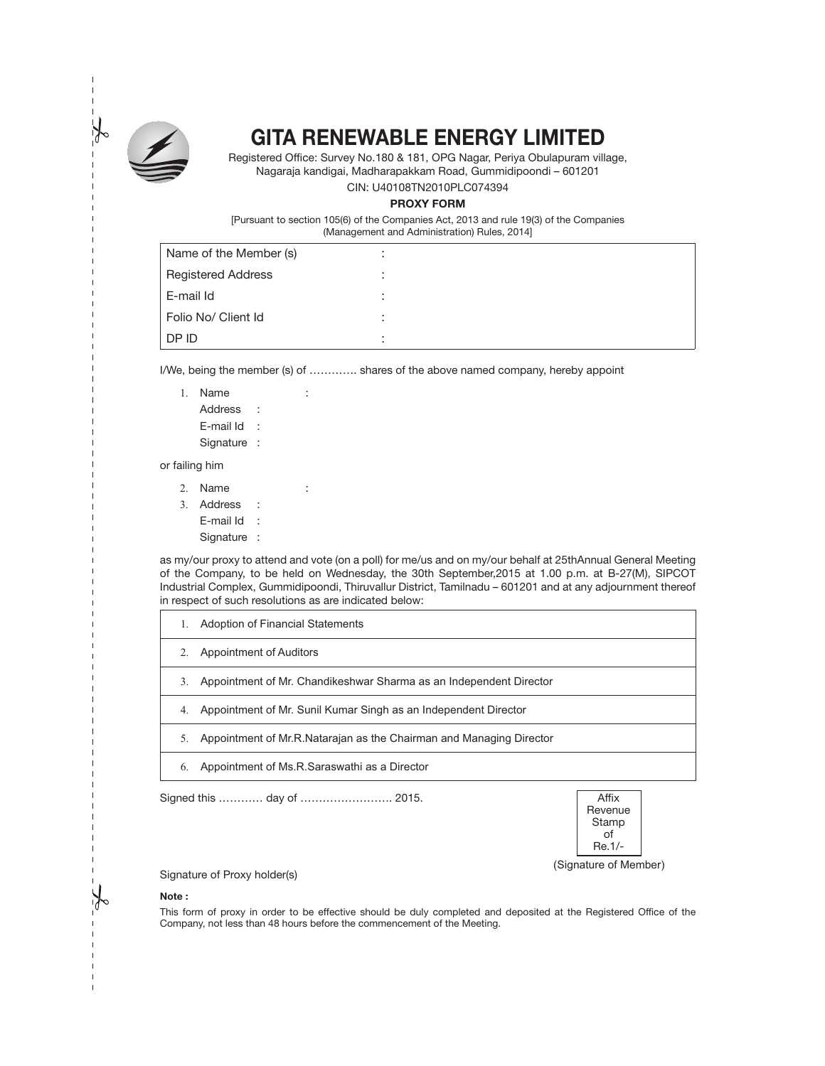# GITA RENEWABLE ENERGY LIMITED

Registered Office: Survey No.180 & 181, OPG Nagar, Periya Obulapuram village, Nagaraja kandigai, Madharapakkam Road, Gummidipoondi – 601201

CIN: U40108TN2010PLC074394

**PROXY FORM**

[Pursuant to section 105(6) of the Companies Act, 2013 and rule 19(3) of the Companies (Management and Administration) Rules, 2014]

| | |
|---|---|
| Name of the Member (s) | : |
| Registered Address | : |
| E-mail Id | : |
| Folio No/ Client Id | : |
| DP ID | : |

I/We, being the member (s) of …………. shares of the above named company, hereby appoint

1. Name :
   Address :
   E-mail Id :
   Signature :

or failing him

2. Name :
3. Address :
   E-mail Id :
   Signature :

as my/our proxy to attend and vote (on a poll) for me/us and on my/our behalf at 25thAnnual General Meeting of the Company, to be held on Wednesday, the 30th September,2015 at 1.00 p.m. at B-27(M), SIPCOT Industrial Complex, Gummidipoondi, Thiruvallur District, Tamilnadu – 601201 and at any adjournment thereof in respect of such resolutions as are indicated below:

| |
|---|
| 1. Adoption of Financial Statements |
| 2. Appointment of Auditors |
| 3. Appointment of Mr. Chandikeshwar Sharma as an Independent Director |
| 4. Appointment of Mr. Sunil Kumar Singh as an Independent Director |
| 5. Appointment of Mr.R.Natarajan as the Chairman and Managing Director |
| 6. Appointment of Ms.R.Saraswathi as a Director |

Signed this ………… day of ……………………. 2015.

Affix Revenue Stamp of Re.1/-

(Signature of Member)

Signature of Proxy holder(s)

**Note :**

This form of proxy in order to be effective should be duly completed and deposited at the Registered Office of the Company, not less than 48 hours before the commencement of the Meeting.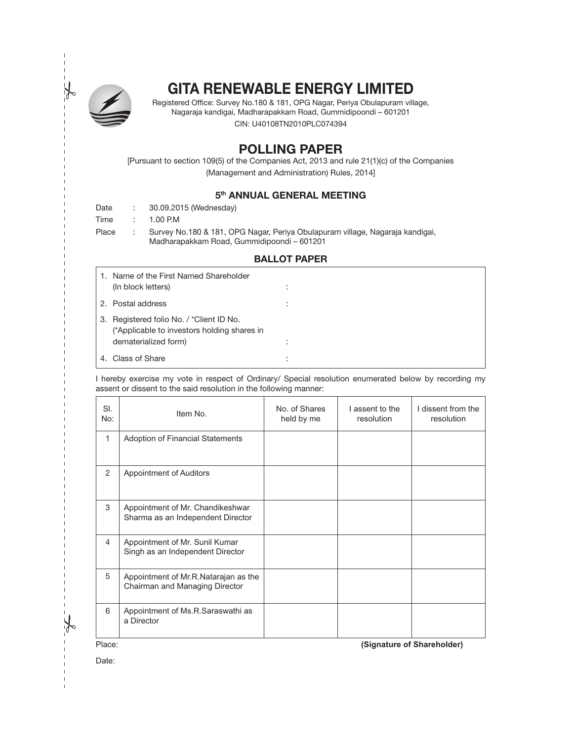# GITA RENEWABLE ENERGY LIMITED

Registered Office: Survey No.180 & 181, OPG Nagar, Periya Obulapuram village, Nagaraja kandigai, Madharapakkam Road, Gummidipoondi – 601201

CIN: U40108TN2010PLC074394

## POLLING PAPER

[Pursuant to section 109(5) of the Companies Act, 2013 and rule 21(1)(c) of the Companies (Management and Administration) Rules, 2014]

### 5th ANNUAL GENERAL MEETING

Date : 30.09.2015 (Wednesday)

Time : 1.00 P.M

Place : Survey No.180 & 181, OPG Nagar, Periya Obulapuram village, Nagaraja kandigai, Madharapakkam Road, Gummidipoondi – 601201

### BALLOT PAPER

| | | |
|---|---|---|
| 1. Name of the First Named Shareholder (In block letters) | : | |
| 2. Postal address | : | |
| 3. Registered folio No. / *Client ID No. (*Applicable to investors holding shares in dematerialized form) | : | |
| 4. Class of Share | : | |

I hereby exercise my vote in respect of Ordinary/ Special resolution enumerated below by recording my assent or dissent to the said resolution in the following manner:

| Sl. No: | Item No. | No. of Shares held by me | I assent to the resolution | I dissent from the resolution |
|---|---|---|---|---|
| 1 | Adoption of Financial Statements | | | |
| 2 | Appointment of Auditors | | | |
| 3 | Appointment of Mr. Chandikeshwar Sharma as an Independent Director | | | |
| 4 | Appointment of Mr. Sunil Kumar Singh as an Independent Director | | | |
| 5 | Appointment of Mr.R.Natarajan as the Chairman and Managing Director | | | |
| 6 | Appointment of Ms.R.Saraswathi as a Director | | | |

Place: **(Signature of Shareholder)**

Date: